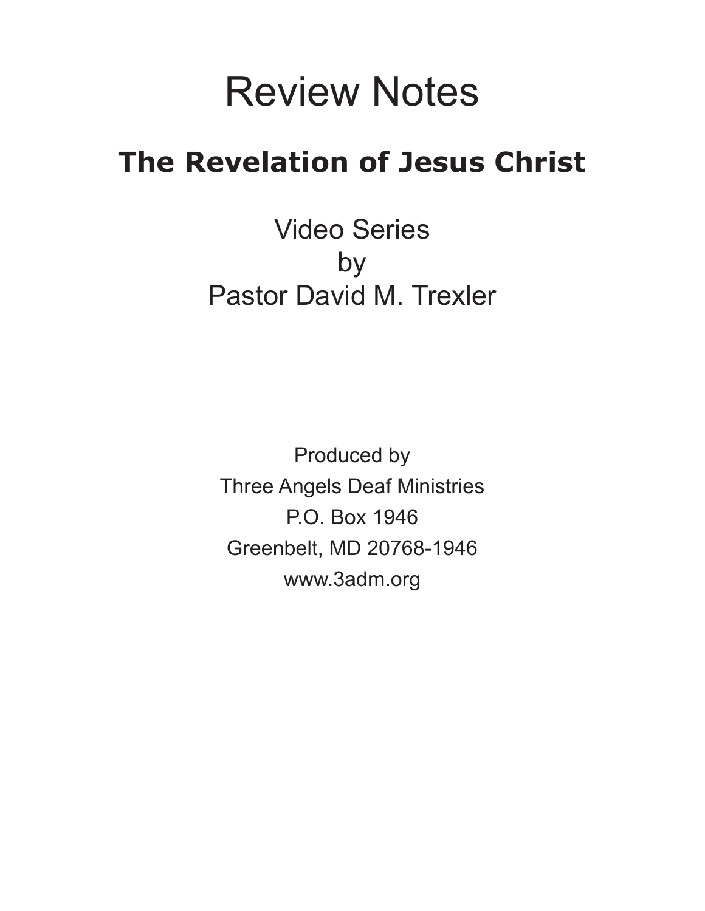# Review Notes

## The Revelation of Jesus Christ

Video Series
by
Pastor David M. Trexler

Produced by
Three Angels Deaf Ministries
P.O. Box 1946
Greenbelt, MD 20768-1946
www.3adm.org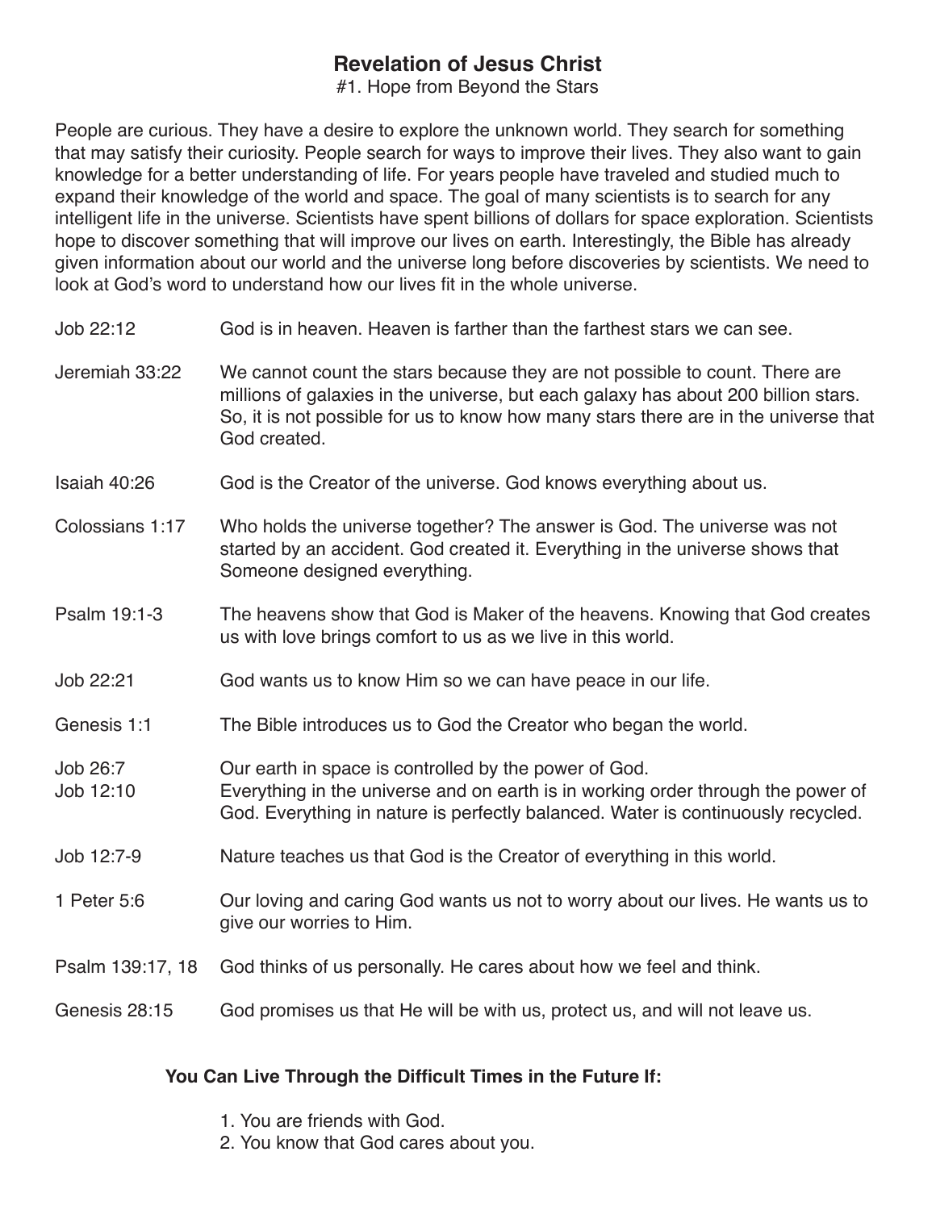# Revelation of Jesus Christ

#1. Hope from Beyond the Stars

People are curious. They have a desire to explore the unknown world. They search for something that may satisfy their curiosity. People search for ways to improve their lives. They also want to gain knowledge for a better understanding of life. For years people have traveled and studied much to expand their knowledge of the world and space. The goal of many scientists is to search for any intelligent life in the universe. Scientists have spent billions of dollars for space exploration. Scientists hope to discover something that will improve our lives on earth. Interestingly, the Bible has already given information about our world and the universe long before discoveries by scientists. We need to look at God's word to understand how our lives fit in the whole universe.

| | |
|---|---|
| Job 22:12 | God is in heaven. Heaven is farther than the farthest stars we can see. |
| Jeremiah 33:22 | We cannot count the stars because they are not possible to count. There are millions of galaxies in the universe, but each galaxy has about 200 billion stars. So, it is not possible for us to know how many stars there are in the universe that God created. |
| Isaiah 40:26 | God is the Creator of the universe. God knows everything about us. |
| Colossians 1:17 | Who holds the universe together? The answer is God. The universe was not started by an accident. God created it. Everything in the universe shows that Someone designed everything. |
| Psalm 19:1-3 | The heavens show that God is Maker of the heavens. Knowing that God creates us with love brings comfort to us as we live in this world. |
| Job 22:21 | God wants us to know Him so we can have peace in our life. |
| Genesis 1:1 | The Bible introduces us to God the Creator who began the world. |
| Job 26:7 | Our earth in space is controlled by the power of God. |
| Job 12:10 | Everything in the universe and on earth is in working order through the power of God. Everything in nature is perfectly balanced. Water is continuously recycled. |
| Job 12:7-9 | Nature teaches us that God is the Creator of everything in this world. |
| 1 Peter 5:6 | Our loving and caring God wants us not to worry about our lives. He wants us to give our worries to Him. |
| Psalm 139:17, 18 | God thinks of us personally. He cares about how we feel and think. |
| Genesis 28:15 | God promises us that He will be with us, protect us, and will not leave us. |

**You Can Live Through the Difficult Times in the Future If:**

1. You are friends with God.
2. You know that God cares about you.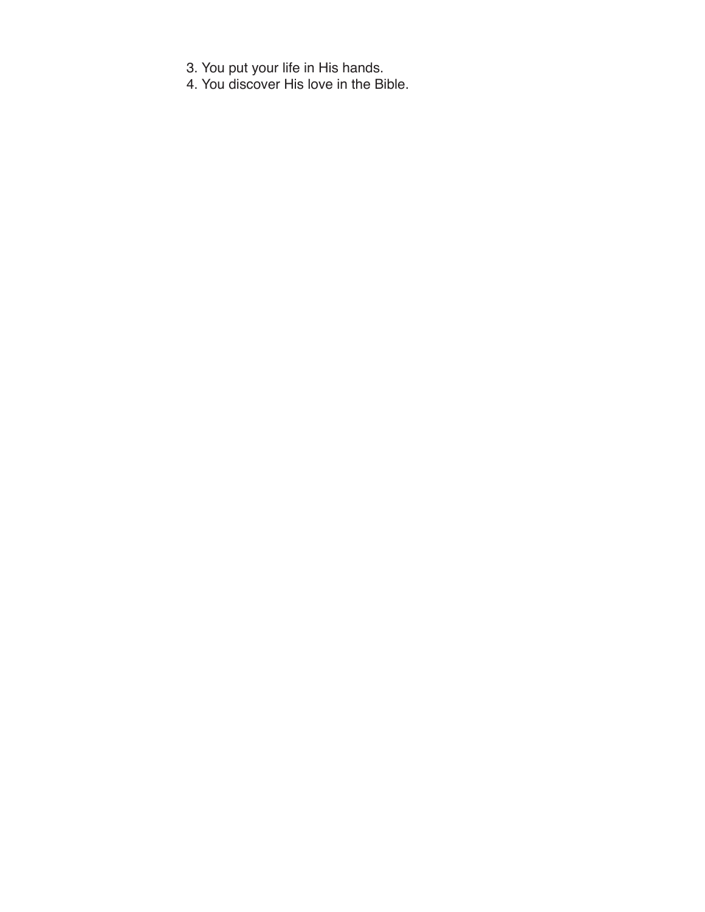3. You put your life in His hands.
4. You discover His love in the Bible.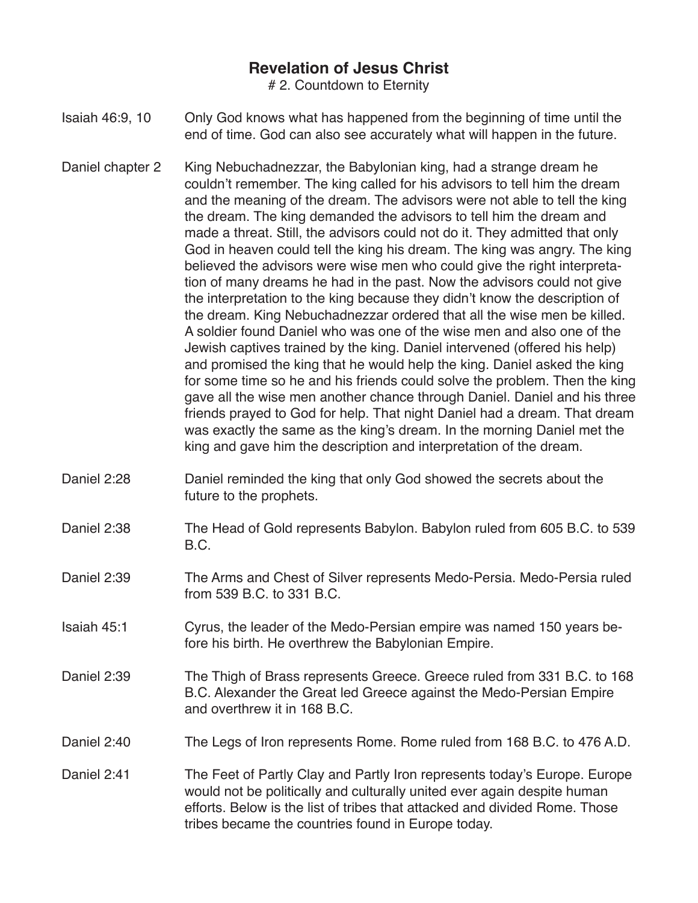# Revelation of Jesus Christ

# 2. Countdown to Eternity

| | |
|---|---|
| Isaiah 46:9, 10 | Only God knows what has happened from the beginning of time until the end of time. God can also see accurately what will happen in the future. |
| Daniel chapter 2 | King Nebuchadnezzar, the Babylonian king, had a strange dream he couldn't remember. The king called for his advisors to tell him the dream and the meaning of the dream. The advisors were not able to tell the king the dream. The king demanded the advisors to tell him the dream and made a threat. Still, the advisors could not do it. They admitted that only God in heaven could tell the king his dream. The king was angry. The king believed the advisors were wise men who could give the right interpretation of many dreams he had in the past. Now the advisors could not give the interpretation to the king because they didn't know the description of the dream. King Nebuchadnezzar ordered that all the wise men be killed. A soldier found Daniel who was one of the wise men and also one of the Jewish captives trained by the king. Daniel intervened (offered his help) and promised the king that he would help the king. Daniel asked the king for some time so he and his friends could solve the problem. Then the king gave all the wise men another chance through Daniel. Daniel and his three friends prayed to God for help. That night Daniel had a dream. That dream was exactly the same as the king's dream. In the morning Daniel met the king and gave him the description and interpretation of the dream. |
| Daniel 2:28 | Daniel reminded the king that only God showed the secrets about the future to the prophets. |
| Daniel 2:38 | The Head of Gold represents Babylon. Babylon ruled from 605 B.C. to 539 B.C. |
| Daniel 2:39 | The Arms and Chest of Silver represents Medo-Persia. Medo-Persia ruled from 539 B.C. to 331 B.C. |
| Isaiah 45:1 | Cyrus, the leader of the Medo-Persian empire was named 150 years before his birth. He overthrew the Babylonian Empire. |
| Daniel 2:39 | The Thigh of Brass represents Greece. Greece ruled from 331 B.C. to 168 B.C. Alexander the Great led Greece against the Medo-Persian Empire and overthrew it in 168 B.C. |
| Daniel 2:40 | The Legs of Iron represents Rome. Rome ruled from 168 B.C. to 476 A.D. |
| Daniel 2:41 | The Feet of Partly Clay and Partly Iron represents today's Europe. Europe would not be politically and culturally united ever again despite human efforts. Below is the list of tribes that attacked and divided Rome. Those tribes became the countries found in Europe today. |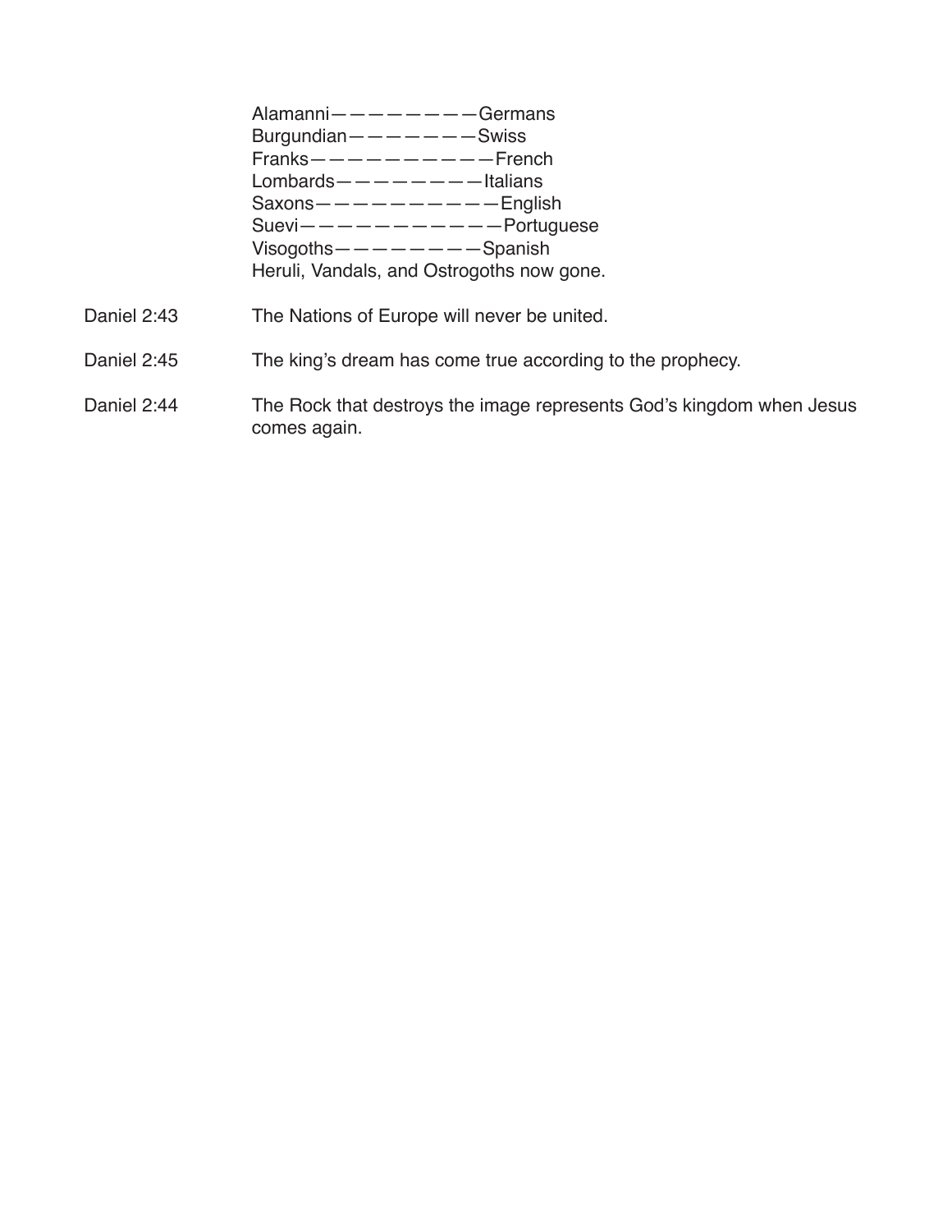Alamanni—————————Germans
Burgundian————————Swiss
Franks———————————French
Lombards—————————Italians
Saxons———————————English
Suevi————————————Portuguese
Visogoths—————————Spanish
Heruli, Vandals, and Ostrogoths now gone.

Daniel 2:43 The Nations of Europe will never be united.

Daniel 2:45 The king's dream has come true according to the prophecy.

Daniel 2:44 The Rock that destroys the image represents God's kingdom when Jesus comes again.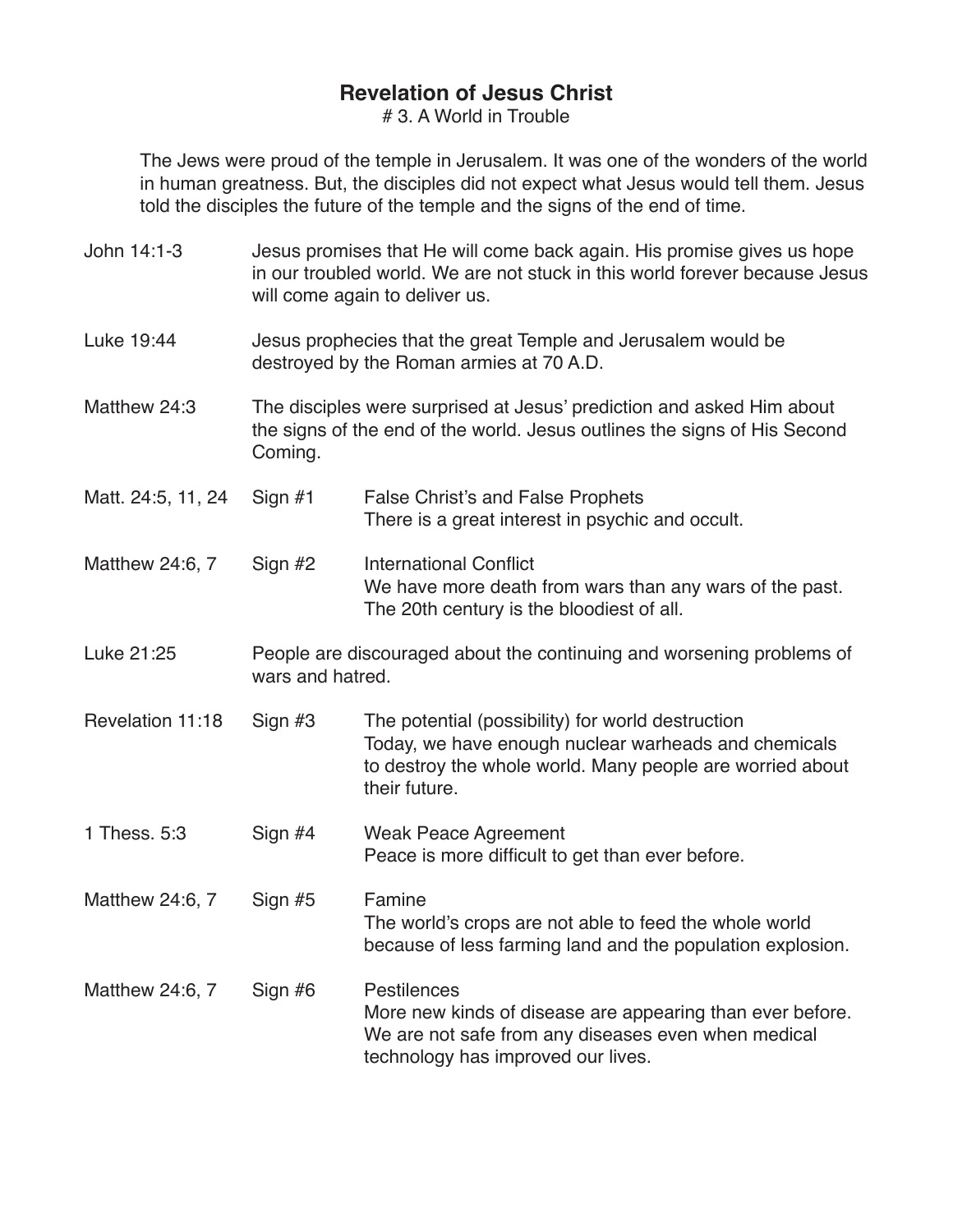# Revelation of Jesus Christ

# 3. A World in Trouble

The Jews were proud of the temple in Jerusalem. It was one of the wonders of the world in human greatness. But, the disciples did not expect what Jesus would tell them. Jesus told the disciples the future of the temple and the signs of the end of time.

| | | |
|---|---|---|
| John 14:1-3 | Jesus promises that He will come back again. His promise gives us hope in our troubled world. We are not stuck in this world forever because Jesus will come again to deliver us. | |
| Luke 19:44 | Jesus prophecies that the great Temple and Jerusalem would be destroyed by the Roman armies at 70 A.D. | |
| Matthew 24:3 | The disciples were surprised at Jesus' prediction and asked Him about the signs of the end of the world. Jesus outlines the signs of His Second Coming. | |
| Matt. 24:5, 11, 24 | Sign #1 | False Christ's and False Prophets<br>There is a great interest in psychic and occult. |
| Matthew 24:6, 7 | Sign #2 | International Conflict<br>We have more death from wars than any wars of the past. The 20th century is the bloodiest of all. |
| Luke 21:25 | People are discouraged about the continuing and worsening problems of wars and hatred. | |
| Revelation 11:18 | Sign #3 | The potential (possibility) for world destruction<br>Today, we have enough nuclear warheads and chemicals to destroy the whole world. Many people are worried about their future. |
| 1 Thess. 5:3 | Sign #4 | Weak Peace Agreement<br>Peace is more difficult to get than ever before. |
| Matthew 24:6, 7 | Sign #5 | Famine<br>The world's crops are not able to feed the whole world because of less farming land and the population explosion. |
| Matthew 24:6, 7 | Sign #6 | Pestilences<br>More new kinds of disease are appearing than ever before. We are not safe from any diseases even when medical technology has improved our lives. |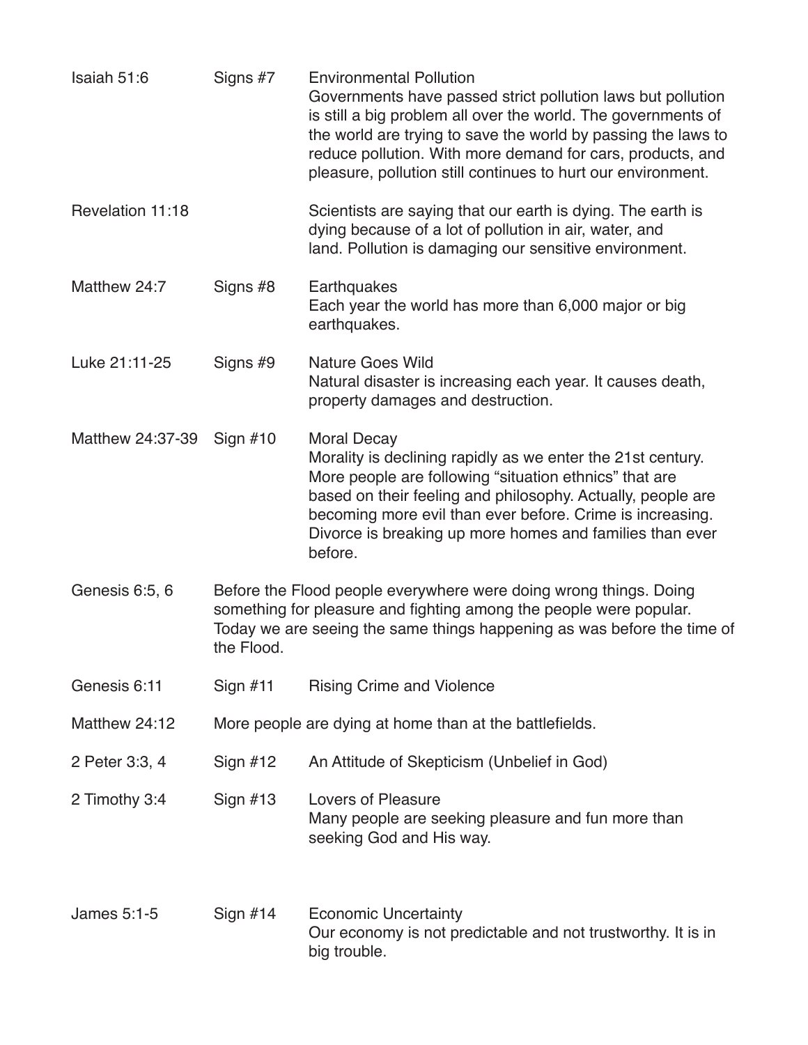| | | |
|---|---|---|
| Isaiah 51:6 | Signs #7 | Environmental Pollution<br>Governments have passed strict pollution laws but pollution is still a big problem all over the world. The governments of the world are trying to save the world by passing the laws to reduce pollution. With more demand for cars, products, and pleasure, pollution still continues to hurt our environment. |
| Revelation 11:18 | | Scientists are saying that our earth is dying. The earth is dying because of a lot of pollution in air, water, and land. Pollution is damaging our sensitive environment. |
| Matthew 24:7 | Signs #8 | Earthquakes<br>Each year the world has more than 6,000 major or big earthquakes. |
| Luke 21:11-25 | Signs #9 | Nature Goes Wild<br>Natural disaster is increasing each year. It causes death, property damages and destruction. |
| Matthew 24:37-39 | Sign #10 | Moral Decay<br>Morality is declining rapidly as we enter the 21st century. More people are following "situation ethnics" that are based on their feeling and philosophy. Actually, people are becoming more evil than ever before. Crime is increasing. Divorce is breaking up more homes and families than ever before. |
| Genesis 6:5, 6 | Before the Flood people everywhere were doing wrong things. Doing something for pleasure and fighting among the people were popular. Today we are seeing the same things happening as was before the time of the Flood. | |
| Genesis 6:11 | Sign #11 | Rising Crime and Violence |
| Matthew 24:12 | More people are dying at home than at the battlefields. | |
| 2 Peter 3:3, 4 | Sign #12 | An Attitude of Skepticism (Unbelief in God) |
| 2 Timothy 3:4 | Sign #13 | Lovers of Pleasure<br>Many people are seeking pleasure and fun more than seeking God and His way. |
| James 5:1-5 | Sign #14 | Economic Uncertainty<br>Our economy is not predictable and not trustworthy. It is in big trouble. |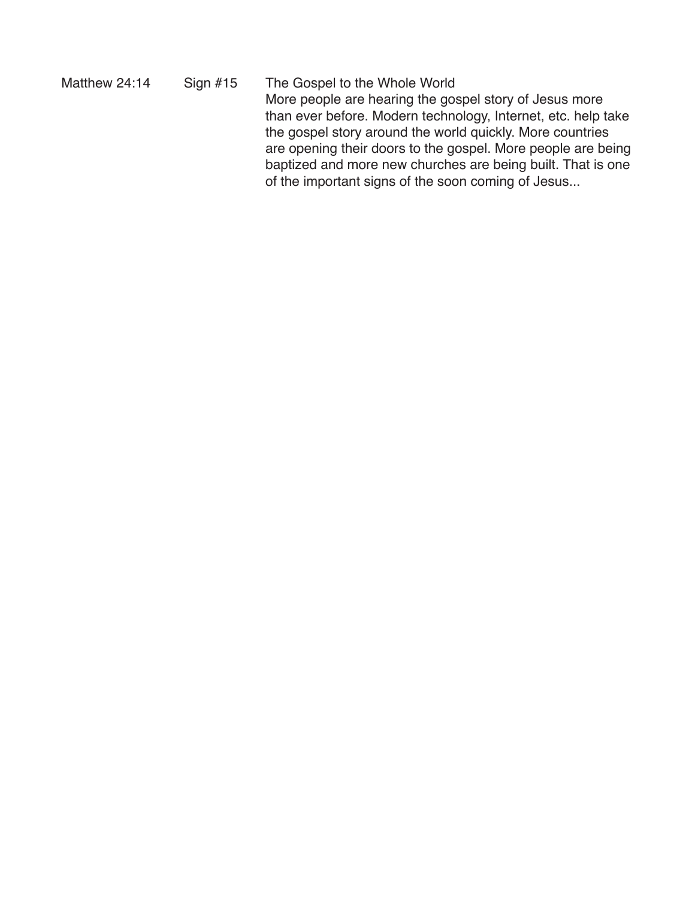Matthew 24:14 Sign #15 The Gospel to the Whole World

More people are hearing the gospel story of Jesus more than ever before. Modern technology, Internet, etc. help take the gospel story around the world quickly. More countries are opening their doors to the gospel. More people are being baptized and more new churches are being built. That is one of the important signs of the soon coming of Jesus...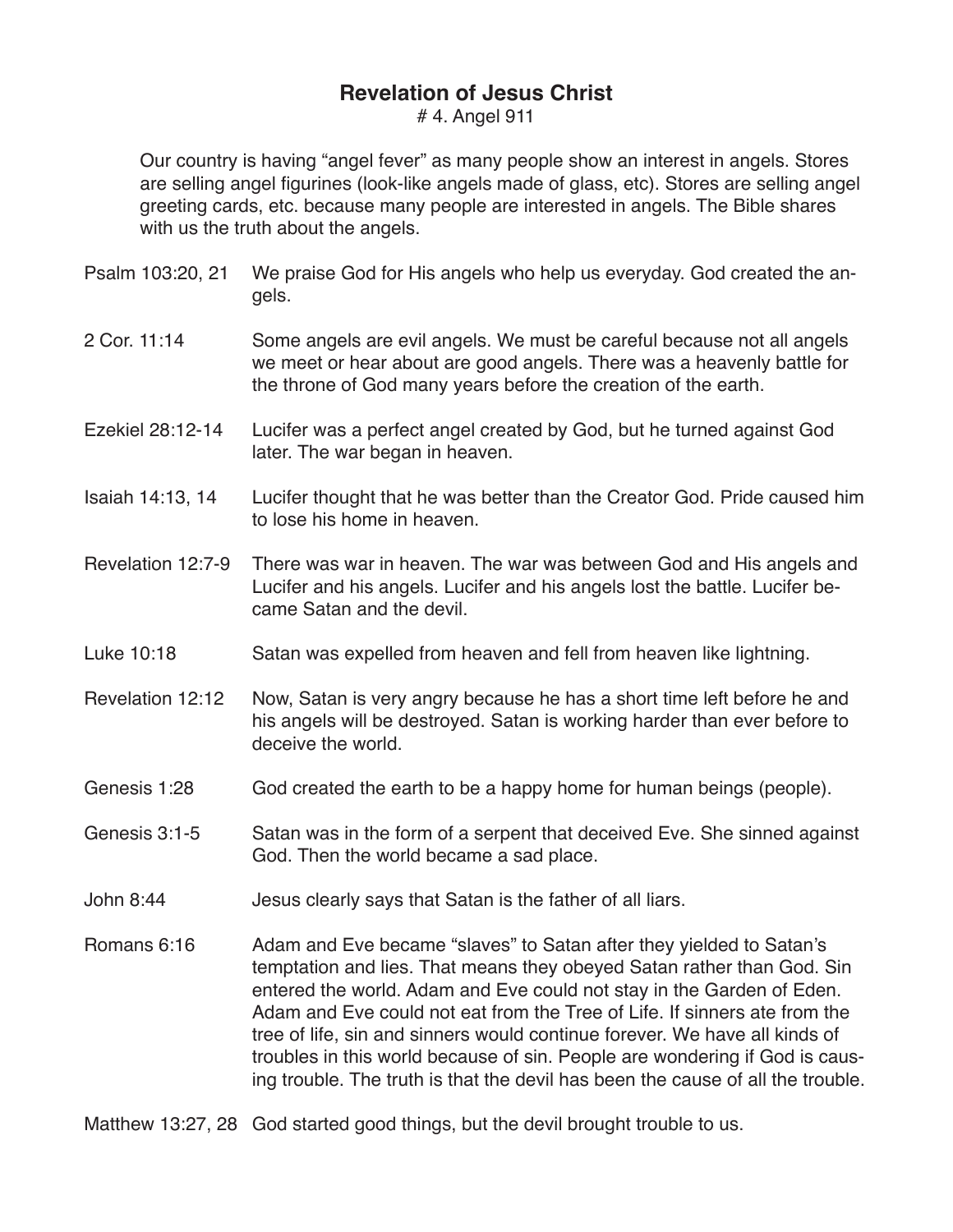# Revelation of Jesus Christ

# 4. Angel 911

Our country is having "angel fever" as many people show an interest in angels. Stores are selling angel figurines (look-like angels made of glass, etc). Stores are selling angel greeting cards, etc. because many people are interested in angels. The Bible shares with us the truth about the angels.

**Psalm 103:20, 21** We praise God for His angels who help us everyday. God created the angels.

**2 Cor. 11:14** Some angels are evil angels. We must be careful because not all angels we meet or hear about are good angels. There was a heavenly battle for the throne of God many years before the creation of the earth.

**Ezekiel 28:12-14** Lucifer was a perfect angel created by God, but he turned against God later. The war began in heaven.

**Isaiah 14:13, 14** Lucifer thought that he was better than the Creator God. Pride caused him to lose his home in heaven.

**Revelation 12:7-9** There was war in heaven. The war was between God and His angels and Lucifer and his angels. Lucifer and his angels lost the battle. Lucifer became Satan and the devil.

**Luke 10:18** Satan was expelled from heaven and fell from heaven like lightning.

**Revelation 12:12** Now, Satan is very angry because he has a short time left before he and his angels will be destroyed. Satan is working harder than ever before to deceive the world.

**Genesis 1:28** God created the earth to be a happy home for human beings (people).

**Genesis 3:1-5** Satan was in the form of a serpent that deceived Eve. She sinned against God. Then the world became a sad place.

**John 8:44** Jesus clearly says that Satan is the father of all liars.

**Romans 6:16** Adam and Eve became "slaves" to Satan after they yielded to Satan's temptation and lies. That means they obeyed Satan rather than God. Sin entered the world. Adam and Eve could not stay in the Garden of Eden. Adam and Eve could not eat from the Tree of Life. If sinners ate from the tree of life, sin and sinners would continue forever. We have all kinds of troubles in this world because of sin. People are wondering if God is causing trouble. The truth is that the devil has been the cause of all the trouble.

**Matthew 13:27, 28** God started good things, but the devil brought trouble to us.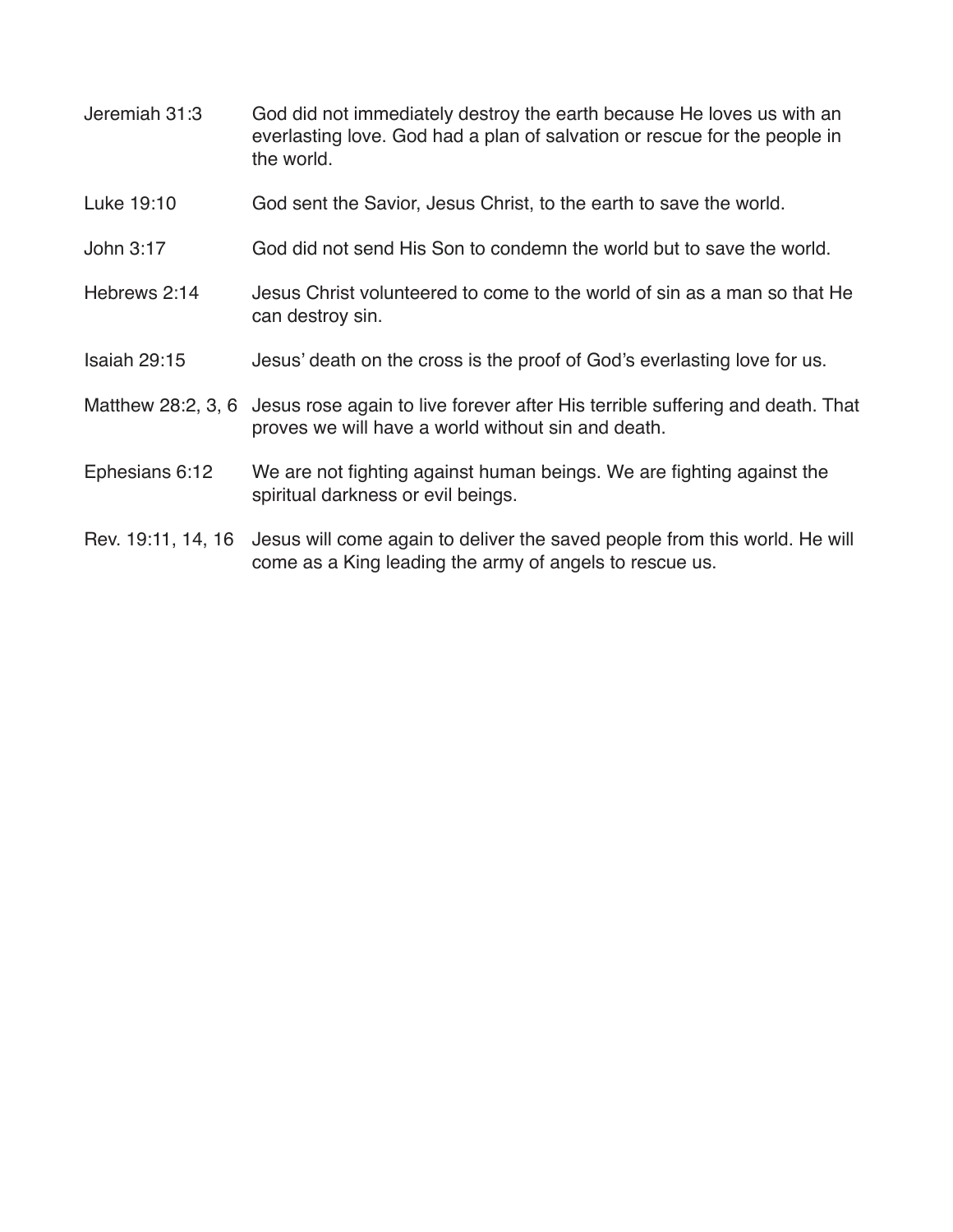| | |
|---|---|
| Jeremiah 31:3 | God did not immediately destroy the earth because He loves us with an everlasting love. God had a plan of salvation or rescue for the people in the world. |
| Luke 19:10 | God sent the Savior, Jesus Christ, to the earth to save the world. |
| John 3:17 | God did not send His Son to condemn the world but to save the world. |
| Hebrews 2:14 | Jesus Christ volunteered to come to the world of sin as a man so that He can destroy sin. |
| Isaiah 29:15 | Jesus' death on the cross is the proof of God's everlasting love for us. |
| Matthew 28:2, 3, 6 | Jesus rose again to live forever after His terrible suffering and death. That proves we will have a world without sin and death. |
| Ephesians 6:12 | We are not fighting against human beings. We are fighting against the spiritual darkness or evil beings. |
| Rev. 19:11, 14, 16 | Jesus will come again to deliver the saved people from this world. He will come as a King leading the army of angels to rescue us. |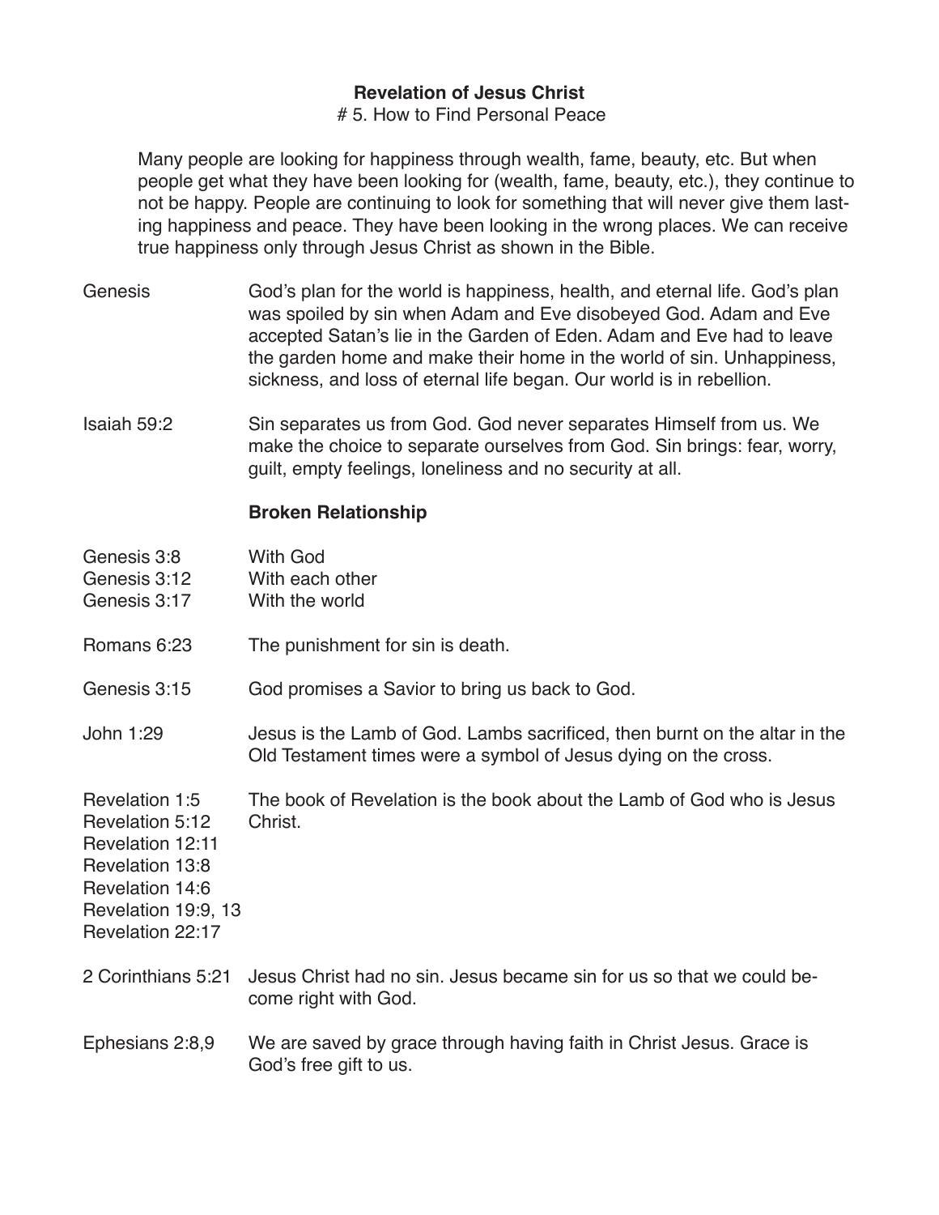**Revelation of Jesus Christ**

# 5. How to Find Personal Peace

Many people are looking for happiness through wealth, fame, beauty, etc. But when people get what they have been looking for (wealth, fame, beauty, etc.), they continue to not be happy. People are continuing to look for something that will never give them lasting happiness and peace. They have been looking in the wrong places. We can receive true happiness only through Jesus Christ as shown in the Bible.

| | |
|---|---|
| Genesis | God's plan for the world is happiness, health, and eternal life. God's plan was spoiled by sin when Adam and Eve disobeyed God. Adam and Eve accepted Satan's lie in the Garden of Eden. Adam and Eve had to leave the garden home and make their home in the world of sin. Unhappiness, sickness, and loss of eternal life began. Our world is in rebellion. |
| Isaiah 59:2 | Sin separates us from God. God never separates Himself from us. We make the choice to separate ourselves from God. Sin brings: fear, worry, guilt, empty feelings, loneliness and no security at all. |
| | **Broken Relationship** |
| Genesis 3:8 | With God |
| Genesis 3:12 | With each other |
| Genesis 3:17 | With the world |
| Romans 6:23 | The punishment for sin is death. |
| Genesis 3:15 | God promises a Savior to bring us back to God. |
| John 1:29 | Jesus is the Lamb of God. Lambs sacrificed, then burnt on the altar in the Old Testament times were a symbol of Jesus dying on the cross. |
| Revelation 1:5<br>Revelation 5:12<br>Revelation 12:11<br>Revelation 13:8<br>Revelation 14:6<br>Revelation 19:9, 13<br>Revelation 22:17 | The book of Revelation is the book about the Lamb of God who is Jesus Christ. |
| 2 Corinthians 5:21 | Jesus Christ had no sin. Jesus became sin for us so that we could become right with God. |
| Ephesians 2:8,9 | We are saved by grace through having faith in Christ Jesus. Grace is God's free gift to us. |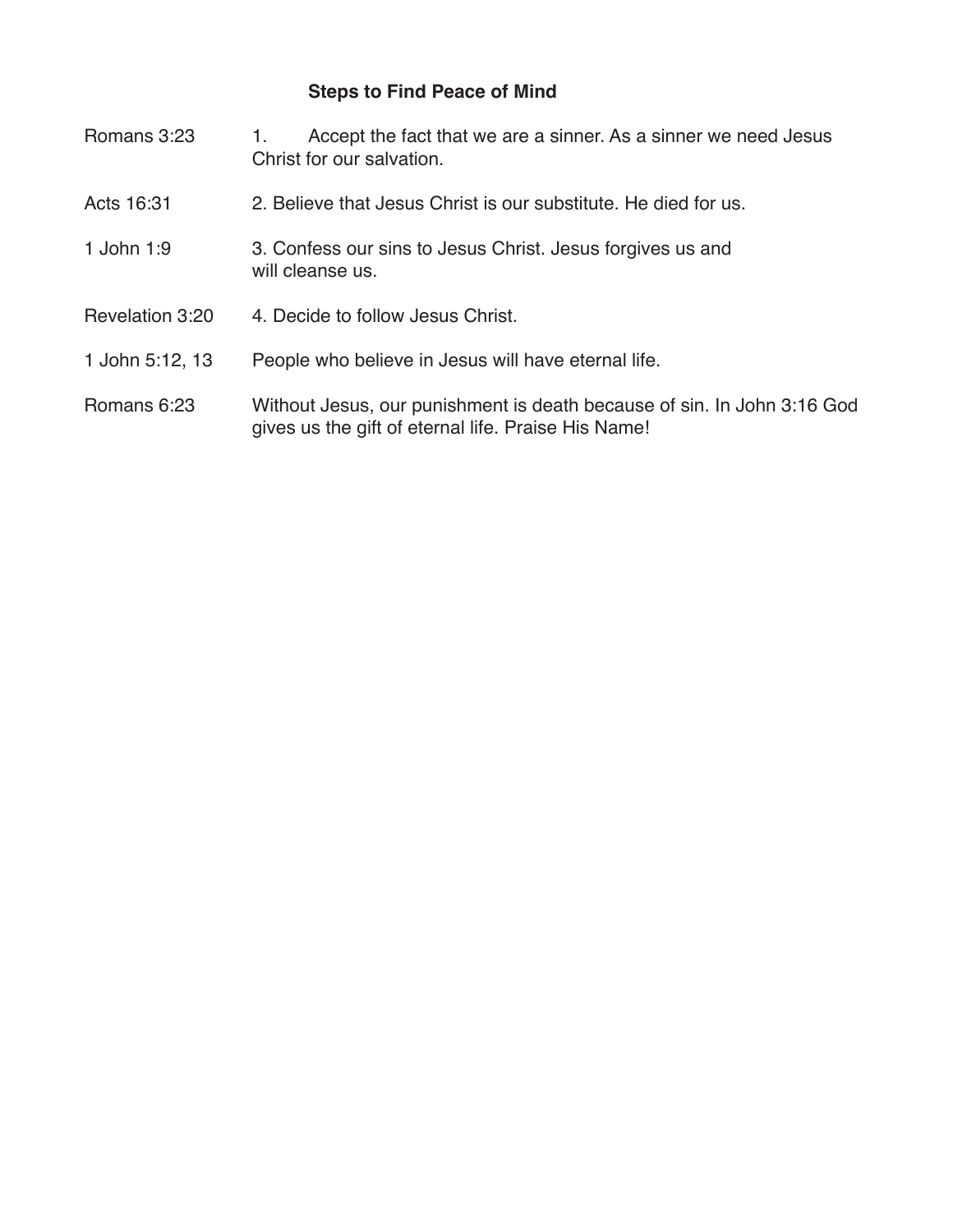### Steps to Find Peace of Mind

| | |
|---|---|
| Romans 3:23 | 1. Accept the fact that we are a sinner. As a sinner we need Jesus Christ for our salvation. |
| Acts 16:31 | 2. Believe that Jesus Christ is our substitute. He died for us. |
| 1 John 1:9 | 3. Confess our sins to Jesus Christ. Jesus forgives us and will cleanse us. |
| Revelation 3:20 | 4. Decide to follow Jesus Christ. |
| 1 John 5:12, 13 | People who believe in Jesus will have eternal life. |
| Romans 6:23 | Without Jesus, our punishment is death because of sin. In John 3:16 God gives us the gift of eternal life. Praise His Name! |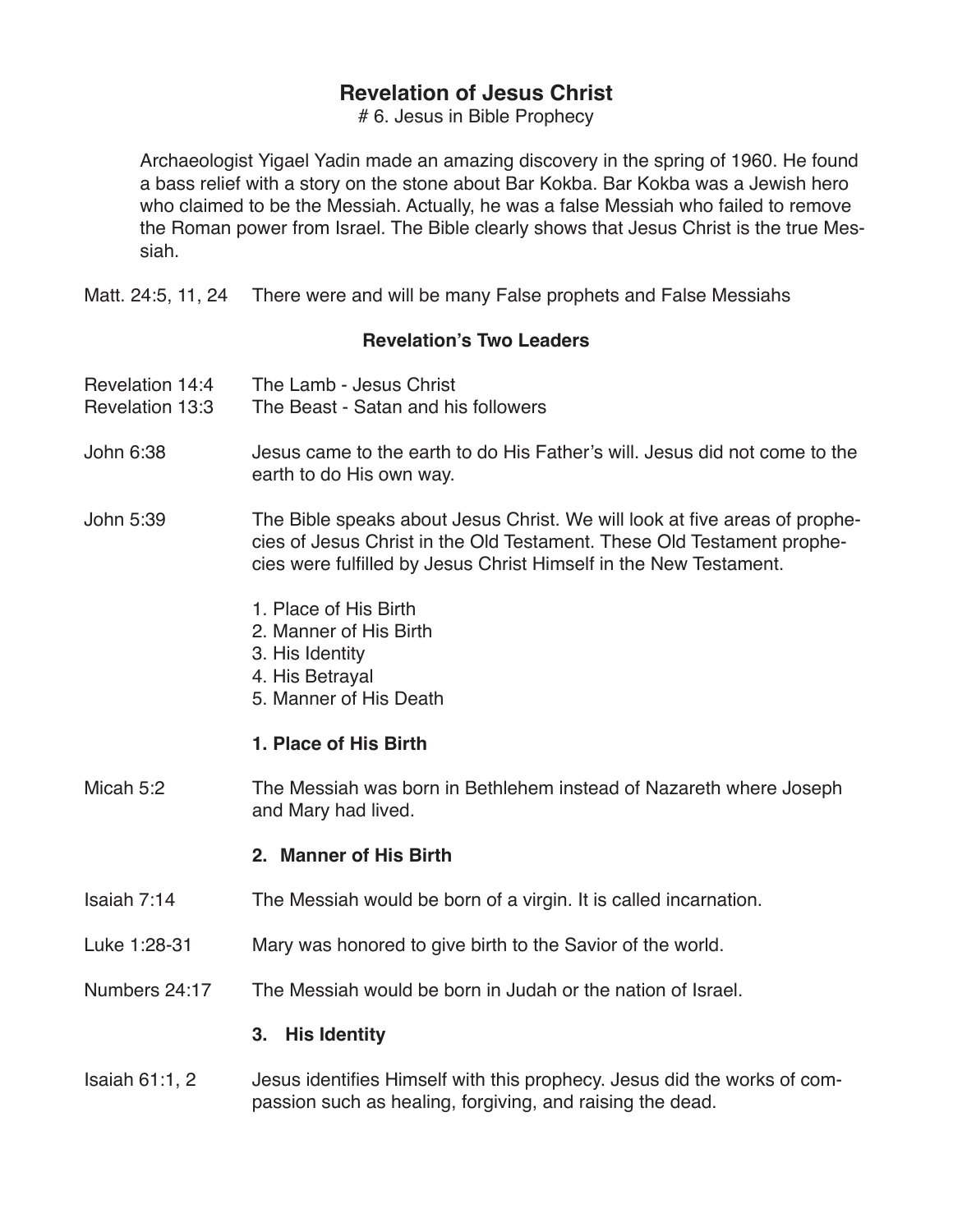# Revelation of Jesus Christ

# 6. Jesus in Bible Prophecy

Archaeologist Yigael Yadin made an amazing discovery in the spring of 1960. He found a bass relief with a story on the stone about Bar Kokba. Bar Kokba was a Jewish hero who claimed to be the Messiah. Actually, he was a false Messiah who failed to remove the Roman power from Israel. The Bible clearly shows that Jesus Christ is the true Messiah.

Matt. 24:5, 11, 24 — There were and will be many False prophets and False Messiahs

**Revelation's Two Leaders**

Revelation 14:4 — The Lamb - Jesus Christ
Revelation 13:3 — The Beast - Satan and his followers

John 6:38 — Jesus came to the earth to do His Father's will. Jesus did not come to the earth to do His own way.

John 5:39 — The Bible speaks about Jesus Christ. We will look at five areas of prophecies of Jesus Christ in the Old Testament. These Old Testament prophecies were fulfilled by Jesus Christ Himself in the New Testament.

1. Place of His Birth
2. Manner of His Birth
3. His Identity
4. His Betrayal
5. Manner of His Death

**1. Place of His Birth**

Micah 5:2 — The Messiah was born in Bethlehem instead of Nazareth where Joseph and Mary had lived.

**2. Manner of His Birth**

Isaiah 7:14 — The Messiah would be born of a virgin. It is called incarnation.

Luke 1:28-31 — Mary was honored to give birth to the Savior of the world.

Numbers 24:17 — The Messiah would be born in Judah or the nation of Israel.

**3. His Identity**

Isaiah 61:1, 2 — Jesus identifies Himself with this prophecy. Jesus did the works of compassion such as healing, forgiving, and raising the dead.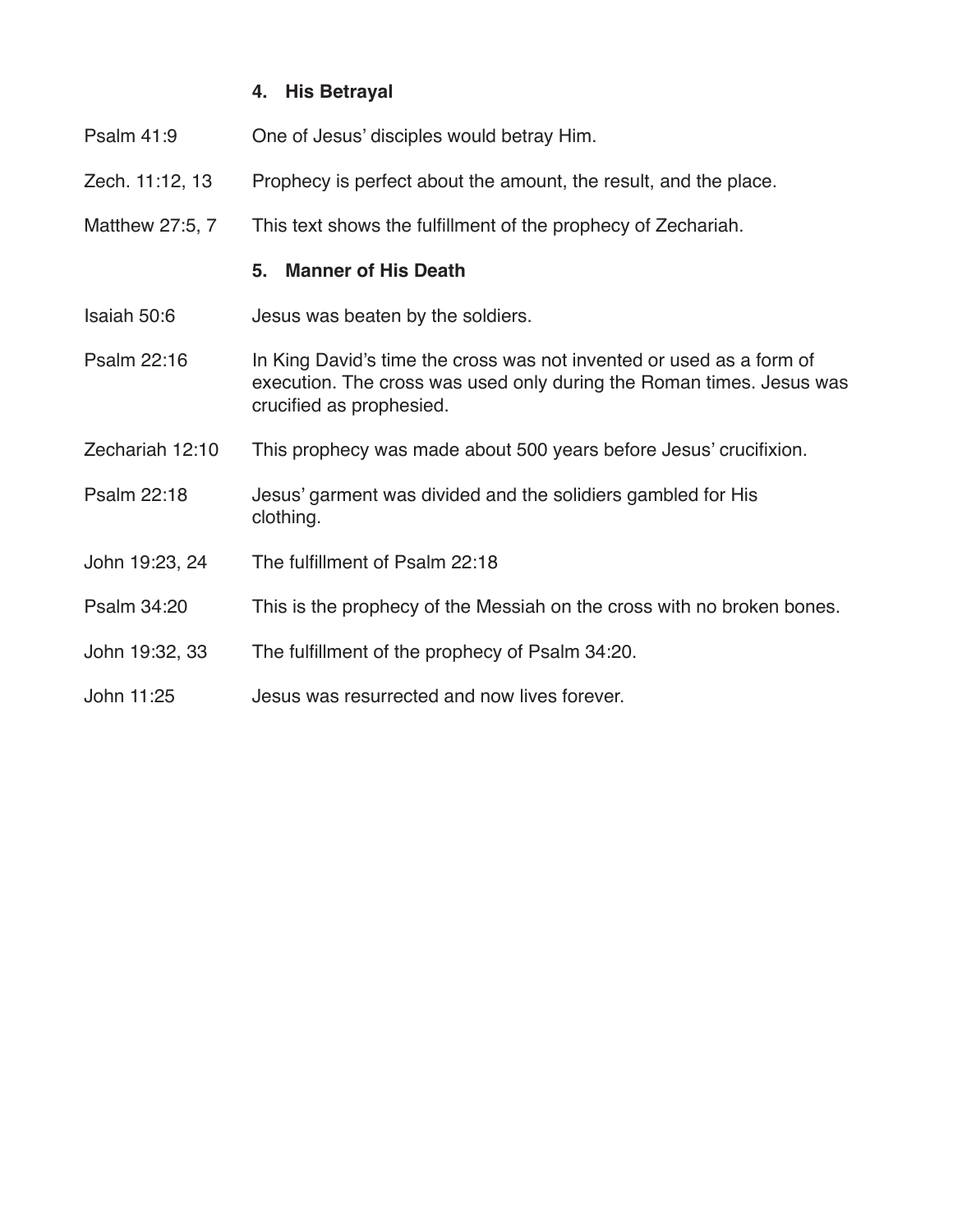### 4. His Betrayal

| | |
|---|---|
| Psalm 41:9 | One of Jesus' disciples would betray Him. |
| Zech. 11:12, 13 | Prophecy is perfect about the amount, the result, and the place. |
| Matthew 27:5, 7 | This text shows the fulfillment of the prophecy of Zechariah. |

### 5. Manner of His Death

| | |
|---|---|
| Isaiah 50:6 | Jesus was beaten by the soldiers. |
| Psalm 22:16 | In King David's time the cross was not invented or used as a form of execution. The cross was used only during the Roman times. Jesus was crucified as prophesied. |
| Zechariah 12:10 | This prophecy was made about 500 years before Jesus' crucifixion. |
| Psalm 22:18 | Jesus' garment was divided and the solidiers gambled for His clothing. |
| John 19:23, 24 | The fulfillment of Psalm 22:18 |
| Psalm 34:20 | This is the prophecy of the Messiah on the cross with no broken bones. |
| John 19:32, 33 | The fulfillment of the prophecy of Psalm 34:20. |
| John 11:25 | Jesus was resurrected and now lives forever. |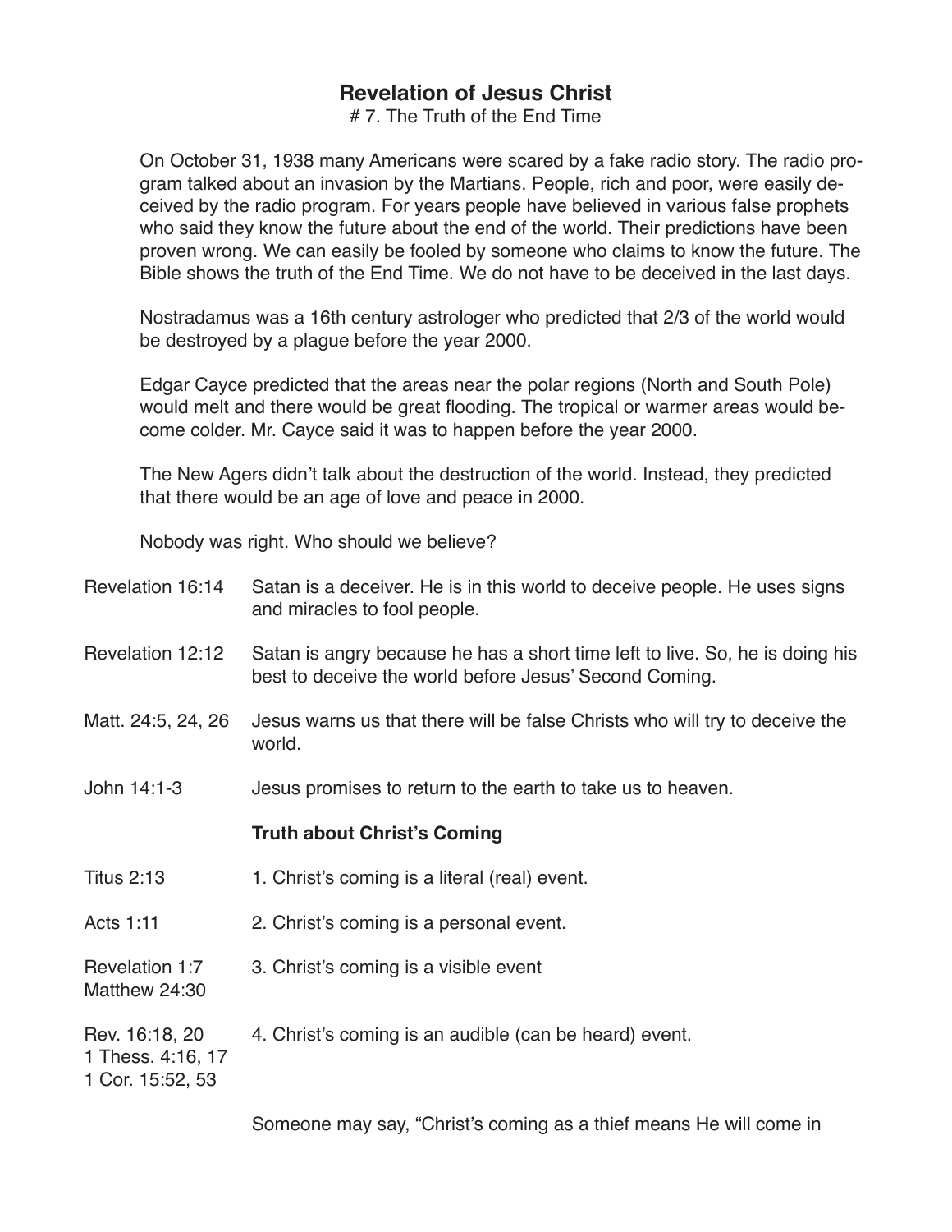## Revelation of Jesus Christ

# 7. The Truth of the End Time

On October 31, 1938 many Americans were scared by a fake radio story. The radio program talked about an invasion by the Martians. People, rich and poor, were easily deceived by the radio program. For years people have believed in various false prophets who said they know the future about the end of the world. Their predictions have been proven wrong. We can easily be fooled by someone who claims to know the future. The Bible shows the truth of the End Time. We do not have to be deceived in the last days.

Nostradamus was a 16th century astrologer who predicted that 2/3 of the world would be destroyed by a plague before the year 2000.

Edgar Cayce predicted that the areas near the polar regions (North and South Pole) would melt and there would be great flooding. The tropical or warmer areas would become colder. Mr. Cayce said it was to happen before the year 2000.

The New Agers didn't talk about the destruction of the world. Instead, they predicted that there would be an age of love and peace in 2000.

Nobody was right. Who should we believe?

| | |
|---|---|
| Revelation 16:14 | Satan is a deceiver. He is in this world to deceive people. He uses signs and miracles to fool people. |
| Revelation 12:12 | Satan is angry because he has a short time left to live. So, he is doing his best to deceive the world before Jesus' Second Coming. |
| Matt. 24:5, 24, 26 | Jesus warns us that there will be false Christs who will try to deceive the world. |
| John 14:1-3 | Jesus promises to return to the earth to take us to heaven. |
| | **Truth about Christ's Coming** |
| Titus 2:13 | 1. Christ's coming is a literal (real) event. |
| Acts 1:11 | 2. Christ's coming is a personal event. |
| Revelation 1:7<br>Matthew 24:30 | 3. Christ's coming is a visible event |
| Rev. 16:18, 20<br>1 Thess. 4:16, 17<br>1 Cor. 15:52, 53 | 4. Christ's coming is an audible (can be heard) event. |

Someone may say, "Christ's coming as a thief means He will come in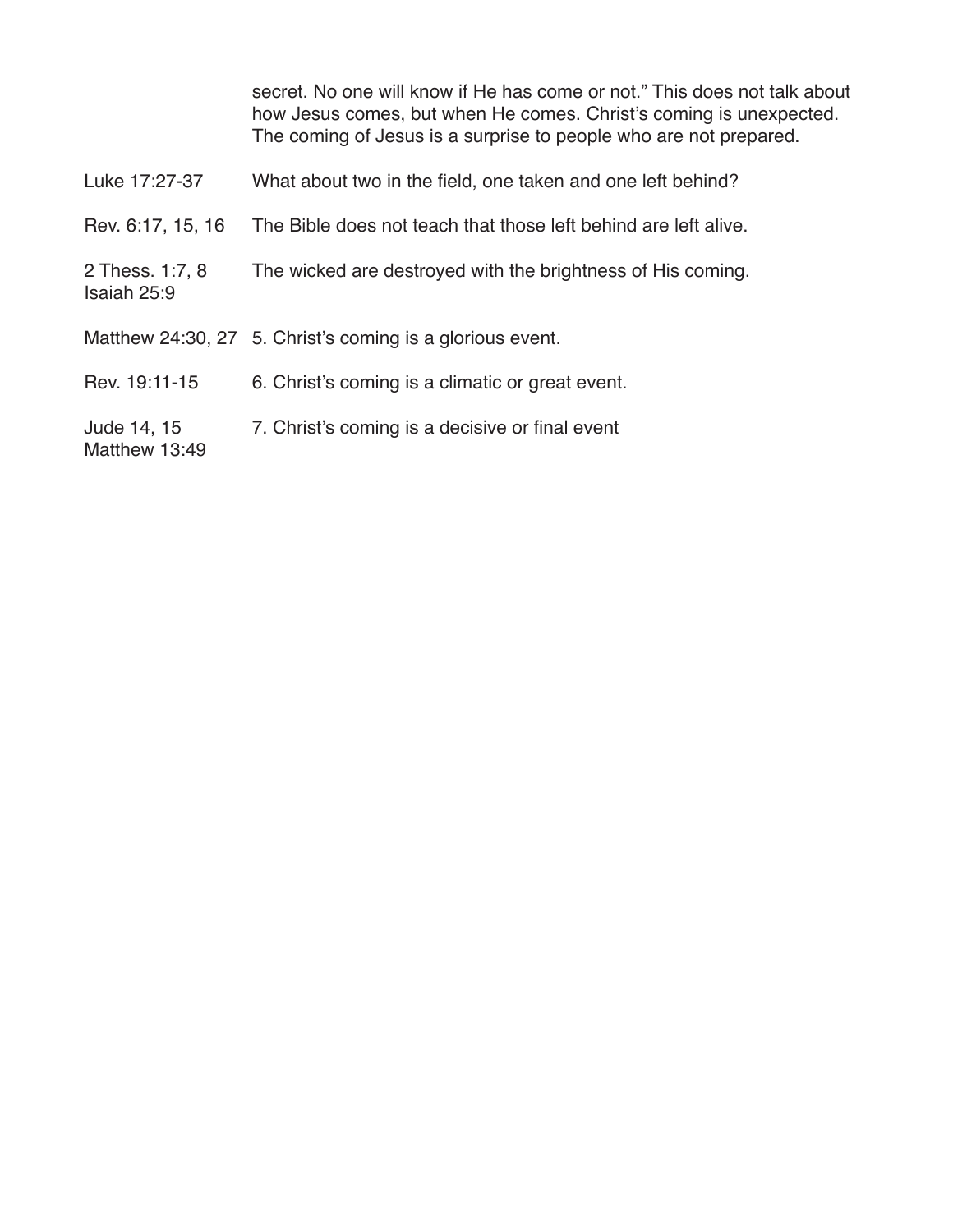secret. No one will know if He has come or not." This does not talk about how Jesus comes, but when He comes. Christ's coming is unexpected. The coming of Jesus is a surprise to people who are not prepared.

| | |
|---|---|
| Luke 17:27-37 | What about two in the field, one taken and one left behind? |
| Rev. 6:17, 15, 16 | The Bible does not teach that those left behind are left alive. |
| 2 Thess. 1:7, 8<br>Isaiah 25:9 | The wicked are destroyed with the brightness of His coming. |
| Matthew 24:30, 27 | 5. Christ's coming is a glorious event. |
| Rev. 19:11-15 | 6. Christ's coming is a climatic or great event. |
| Jude 14, 15<br>Matthew 13:49 | 7. Christ's coming is a decisive or final event |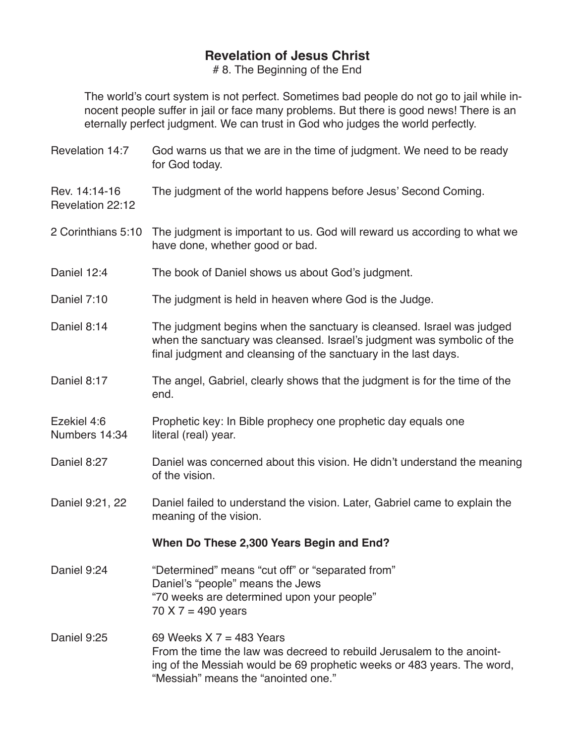# Revelation of Jesus Christ

# 8. The Beginning of the End

The world's court system is not perfect. Sometimes bad people do not go to jail while innocent people suffer in jail or face many problems. But there is good news! There is an eternally perfect judgment. We can trust in God who judges the world perfectly.

| | |
|---|---|
| Revelation 14:7 | God warns us that we are in the time of judgment. We need to be ready for God today. |
| Rev. 14:14-16<br>Revelation 22:12 | The judgment of the world happens before Jesus' Second Coming. |
| 2 Corinthians 5:10 | The judgment is important to us. God will reward us according to what we have done, whether good or bad. |
| Daniel 12:4 | The book of Daniel shows us about God's judgment. |
| Daniel 7:10 | The judgment is held in heaven where God is the Judge. |
| Daniel 8:14 | The judgment begins when the sanctuary is cleansed. Israel was judged when the sanctuary was cleansed. Israel's judgment was symbolic of the final judgment and cleansing of the sanctuary in the last days. |
| Daniel 8:17 | The angel, Gabriel, clearly shows that the judgment is for the time of the end. |
| Ezekiel 4:6<br>Numbers 14:34 | Prophetic key: In Bible prophecy one prophetic day equals one literal (real) year. |
| Daniel 8:27 | Daniel was concerned about this vision. He didn't understand the meaning of the vision. |
| Daniel 9:21, 22 | Daniel failed to understand the vision. Later, Gabriel came to explain the meaning of the vision. |

**When Do These 2,300 Years Begin and End?**

| | |
|---|---|
| Daniel 9:24 | "Determined" means "cut off" or "separated from"<br>Daniel's "people" means the Jews<br>"70 weeks are determined upon your people"<br>70 X 7 = 490 years |
| Daniel 9:25 | 69 Weeks X 7 = 483 Years<br>From the time the law was decreed to rebuild Jerusalem to the anointing of the Messiah would be 69 prophetic weeks or 483 years. The word, "Messiah" means the "anointed one." |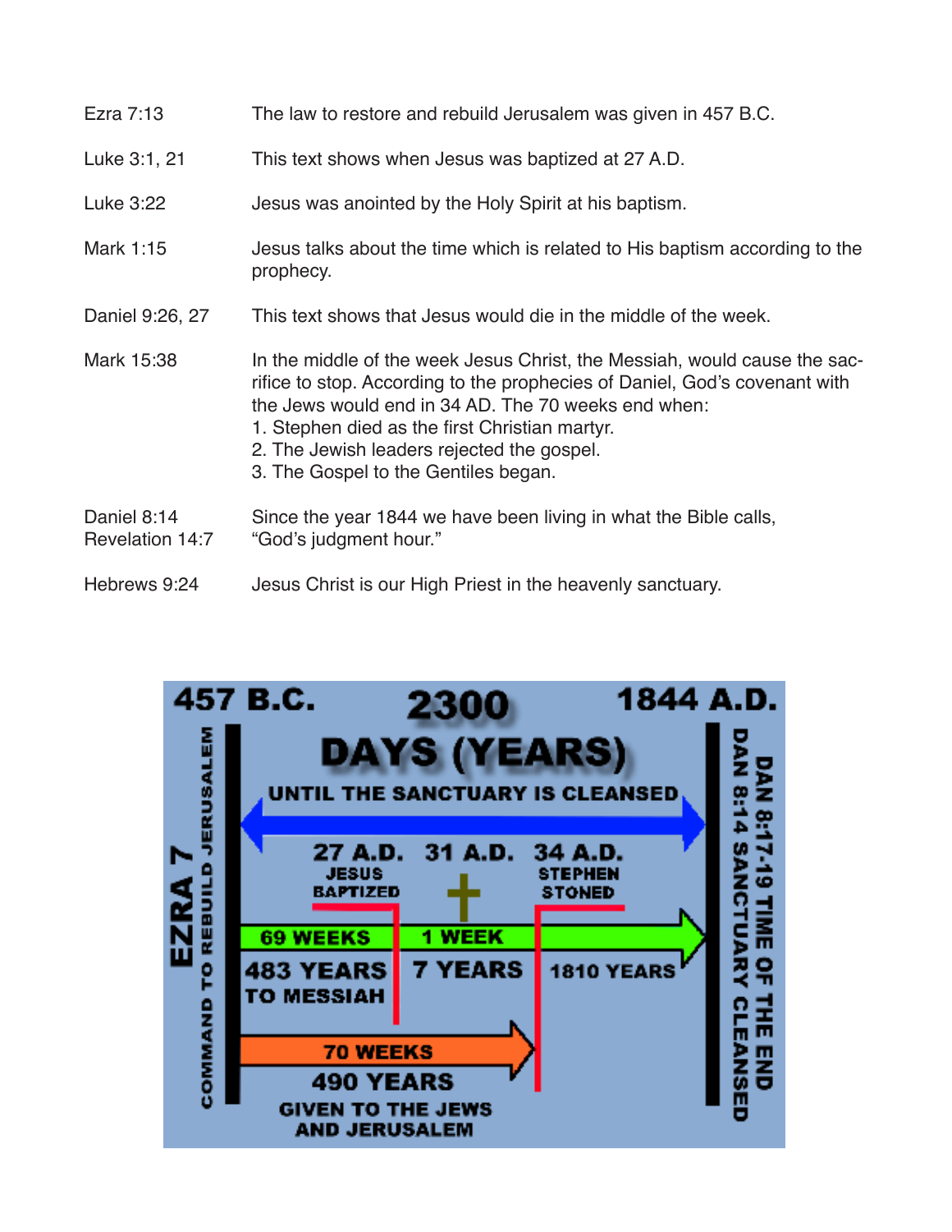| | |
|---|---|
| Ezra 7:13 | The law to restore and rebuild Jerusalem was given in 457 B.C. |
| Luke 3:1, 21 | This text shows when Jesus was baptized at 27 A.D. |
| Luke 3:22 | Jesus was anointed by the Holy Spirit at his baptism. |
| Mark 1:15 | Jesus talks about the time which is related to His baptism according to the prophecy. |
| Daniel 9:26, 27 | This text shows that Jesus would die in the middle of the week. |
| Mark 15:38 | In the middle of the week Jesus Christ, the Messiah, would cause the sacrifice to stop. According to the prophecies of Daniel, God's covenant with the Jews would end in 34 AD. The 70 weeks end when:<br>1. Stephen died as the first Christian martyr.<br>2. The Jewish leaders rejected the gospel.<br>3. The Gospel to the Gentiles began. |
| Daniel 8:14<br>Revelation 14:7 | Since the year 1844 we have been living in what the Bible calls, "God's judgment hour." |
| Hebrews 9:24 | Jesus Christ is our High Priest in the heavenly sanctuary. |

457 B.C. — 2300 DAYS (YEARS) — 1844 A.D.

UNTIL THE SANCTUARY IS CLEANSED

EZRA 7 — COMMAND TO REBUILD JERUSALEM

27 A.D. JESUS BAPTIZED — 31 A.D. — 34 A.D. STEPHEN STONED

69 WEEKS — 483 YEARS TO MESSIAH

1 WEEK — 7 YEARS

1810 YEARS

70 WEEKS — 490 YEARS GIVEN TO THE JEWS AND JERUSALEM

DAN 8:14 SANCTUARY CLEANSED — DAN 8:17-19 TIME OF THE END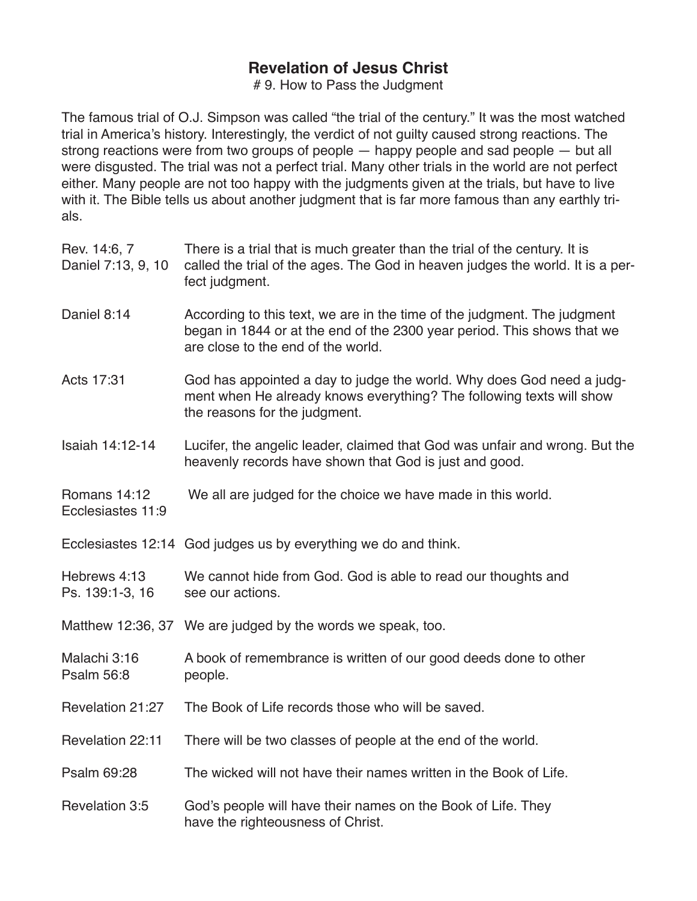## Revelation of Jesus Christ

# 9. How to Pass the Judgment

The famous trial of O.J. Simpson was called "the trial of the century." It was the most watched trial in America's history. Interestingly, the verdict of not guilty caused strong reactions. The strong reactions were from two groups of people — happy people and sad people — but all were disgusted. The trial was not a perfect trial. Many other trials in the world are not perfect either. Many people are not too happy with the judgments given at the trials, but have to live with it. The Bible tells us about another judgment that is far more famous than any earthly trials.

| | |
|---|---|
| Rev. 14:6, 7<br>Daniel 7:13, 9, 10 | There is a trial that is much greater than the trial of the century. It is called the trial of the ages. The God in heaven judges the world. It is a perfect judgment. |
| Daniel 8:14 | According to this text, we are in the time of the judgment. The judgment began in 1844 or at the end of the 2300 year period. This shows that we are close to the end of the world. |
| Acts 17:31 | God has appointed a day to judge the world. Why does God need a judgment when He already knows everything? The following texts will show the reasons for the judgment. |
| Isaiah 14:12-14 | Lucifer, the angelic leader, claimed that God was unfair and wrong. But the heavenly records have shown that God is just and good. |
| Romans 14:12<br>Ecclesiastes 11:9 | We all are judged for the choice we have made in this world. |
| Ecclesiastes 12:14 | God judges us by everything we do and think. |
| Hebrews 4:13<br>Ps. 139:1-3, 16 | We cannot hide from God. God is able to read our thoughts and see our actions. |
| Matthew 12:36, 37 | We are judged by the words we speak, too. |
| Malachi 3:16<br>Psalm 56:8 | A book of remembrance is written of our good deeds done to other people. |
| Revelation 21:27 | The Book of Life records those who will be saved. |
| Revelation 22:11 | There will be two classes of people at the end of the world. |
| Psalm 69:28 | The wicked will not have their names written in the Book of Life. |
| Revelation 3:5 | God's people will have their names on the Book of Life. They have the righteousness of Christ. |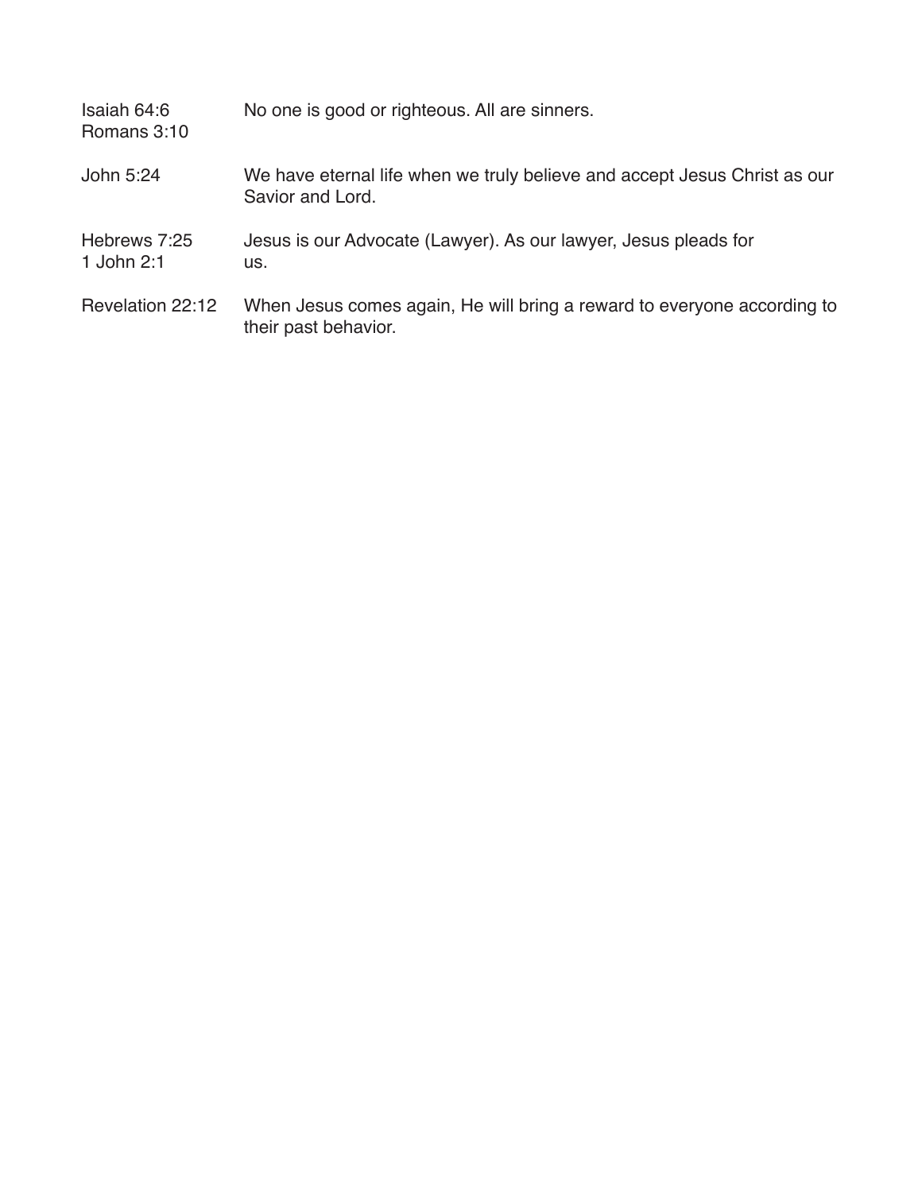| | |
|---|---|
| Isaiah 64:6<br>Romans 3:10 | No one is good or righteous. All are sinners. |
| John 5:24 | We have eternal life when we truly believe and accept Jesus Christ as our Savior and Lord. |
| Hebrews 7:25<br>1 John 2:1 | Jesus is our Advocate (Lawyer). As our lawyer, Jesus pleads for us. |
| Revelation 22:12 | When Jesus comes again, He will bring a reward to everyone according to their past behavior. |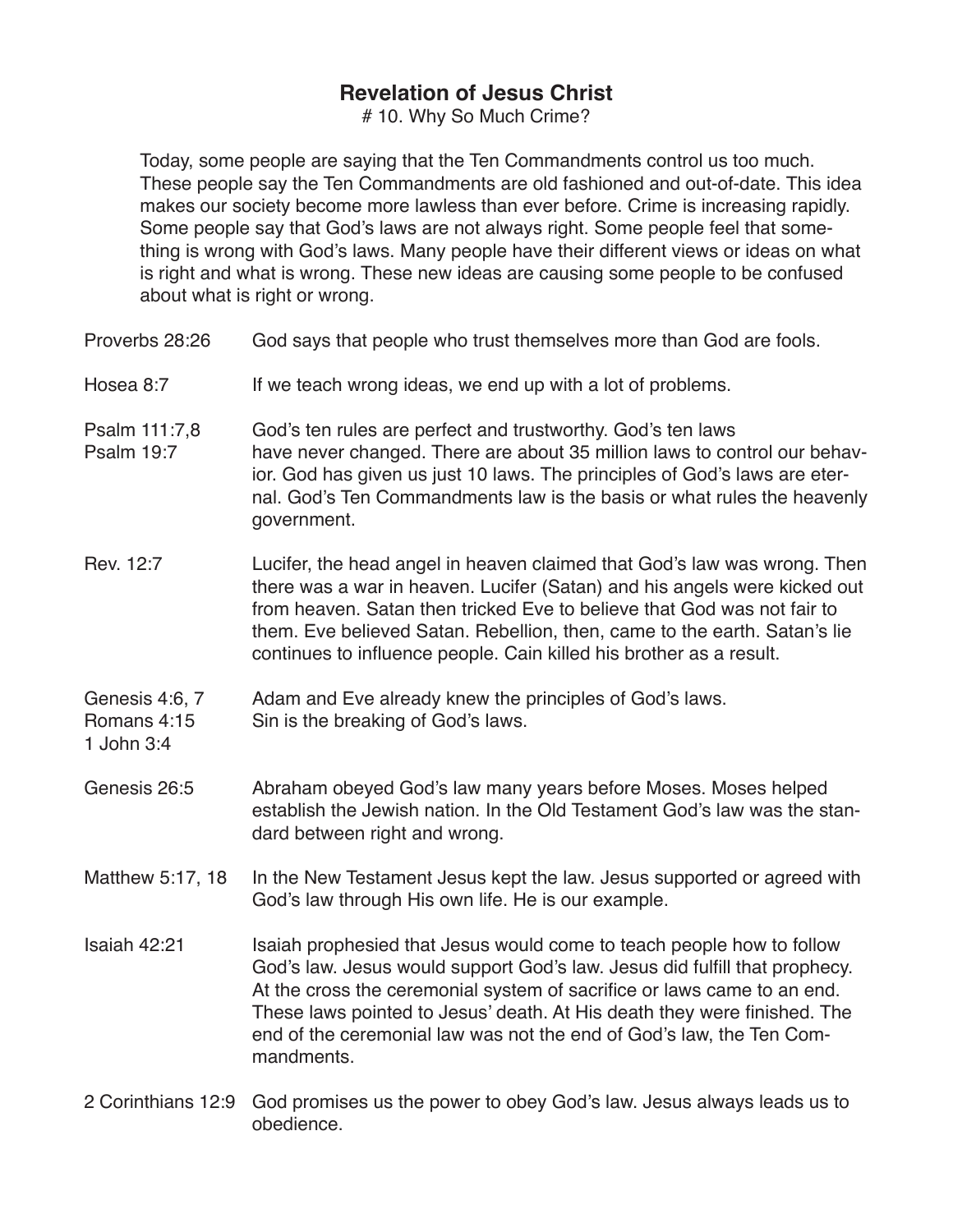## Revelation of Jesus Christ

# 10. Why So Much Crime?

Today, some people are saying that the Ten Commandments control us too much. These people say the Ten Commandments are old fashioned and out-of-date. This idea makes our society become more lawless than ever before. Crime is increasing rapidly. Some people say that God's laws are not always right. Some people feel that something is wrong with God's laws. Many people have their different views or ideas on what is right and what is wrong. These new ideas are causing some people to be confused about what is right or wrong.

| | |
|---|---|
| Proverbs 28:26 | God says that people who trust themselves more than God are fools. |
| Hosea 8:7 | If we teach wrong ideas, we end up with a lot of problems. |
| Psalm 111:7,8<br>Psalm 19:7 | God's ten rules are perfect and trustworthy. God's ten laws have never changed. There are about 35 million laws to control our behavior. God has given us just 10 laws. The principles of God's laws are eternal. God's Ten Commandments law is the basis or what rules the heavenly government. |
| Rev. 12:7 | Lucifer, the head angel in heaven claimed that God's law was wrong. Then there was a war in heaven. Lucifer (Satan) and his angels were kicked out from heaven. Satan then tricked Eve to believe that God was not fair to them. Eve believed Satan. Rebellion, then, came to the earth. Satan's lie continues to influence people. Cain killed his brother as a result. |
| Genesis 4:6, 7<br>Romans 4:15<br>1 John 3:4 | Adam and Eve already knew the principles of God's laws.<br>Sin is the breaking of God's laws. |
| Genesis 26:5 | Abraham obeyed God's law many years before Moses. Moses helped establish the Jewish nation. In the Old Testament God's law was the standard between right and wrong. |
| Matthew 5:17, 18 | In the New Testament Jesus kept the law. Jesus supported or agreed with God's law through His own life. He is our example. |
| Isaiah 42:21 | Isaiah prophesied that Jesus would come to teach people how to follow God's law. Jesus would support God's law. Jesus did fulfill that prophecy. At the cross the ceremonial system of sacrifice or laws came to an end. These laws pointed to Jesus' death. At His death they were finished. The end of the ceremonial law was not the end of God's law, the Ten Commandments. |
| 2 Corinthians 12:9 | God promises us the power to obey God's law. Jesus always leads us to obedience. |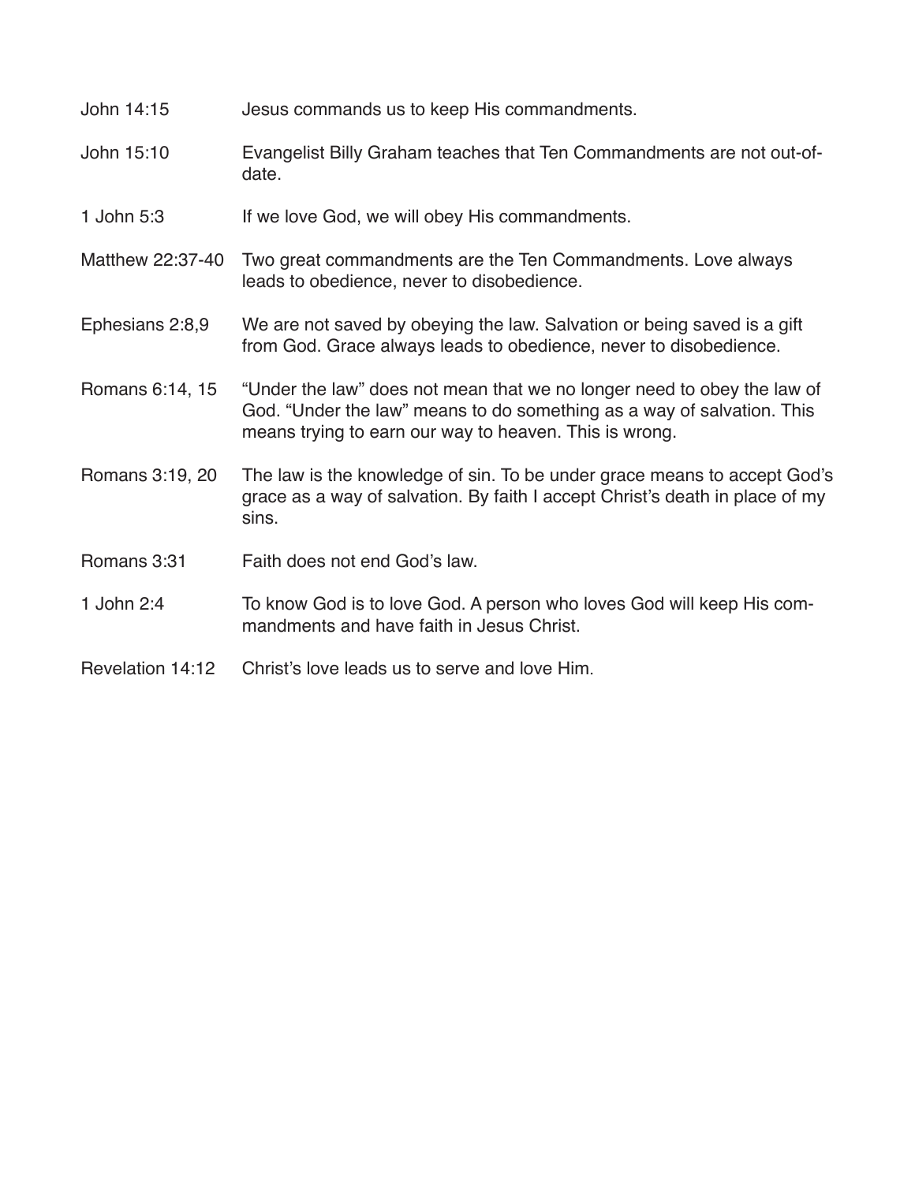| | |
|---|---|
| John 14:15 | Jesus commands us to keep His commandments. |
| John 15:10 | Evangelist Billy Graham teaches that Ten Commandments are not out-of-date. |
| 1 John 5:3 | If we love God, we will obey His commandments. |
| Matthew 22:37-40 | Two great commandments are the Ten Commandments. Love always leads to obedience, never to disobedience. |
| Ephesians 2:8,9 | We are not saved by obeying the law. Salvation or being saved is a gift from God. Grace always leads to obedience, never to disobedience. |
| Romans 6:14, 15 | “Under the law” does not mean that we no longer need to obey the law of God. “Under the law” means to do something as a way of salvation. This means trying to earn our way to heaven. This is wrong. |
| Romans 3:19, 20 | The law is the knowledge of sin. To be under grace means to accept God’s grace as a way of salvation. By faith I accept Christ’s death in place of my sins. |
| Romans 3:31 | Faith does not end God’s law. |
| 1 John 2:4 | To know God is to love God. A person who loves God will keep His commandments and have faith in Jesus Christ. |
| Revelation 14:12 | Christ’s love leads us to serve and love Him. |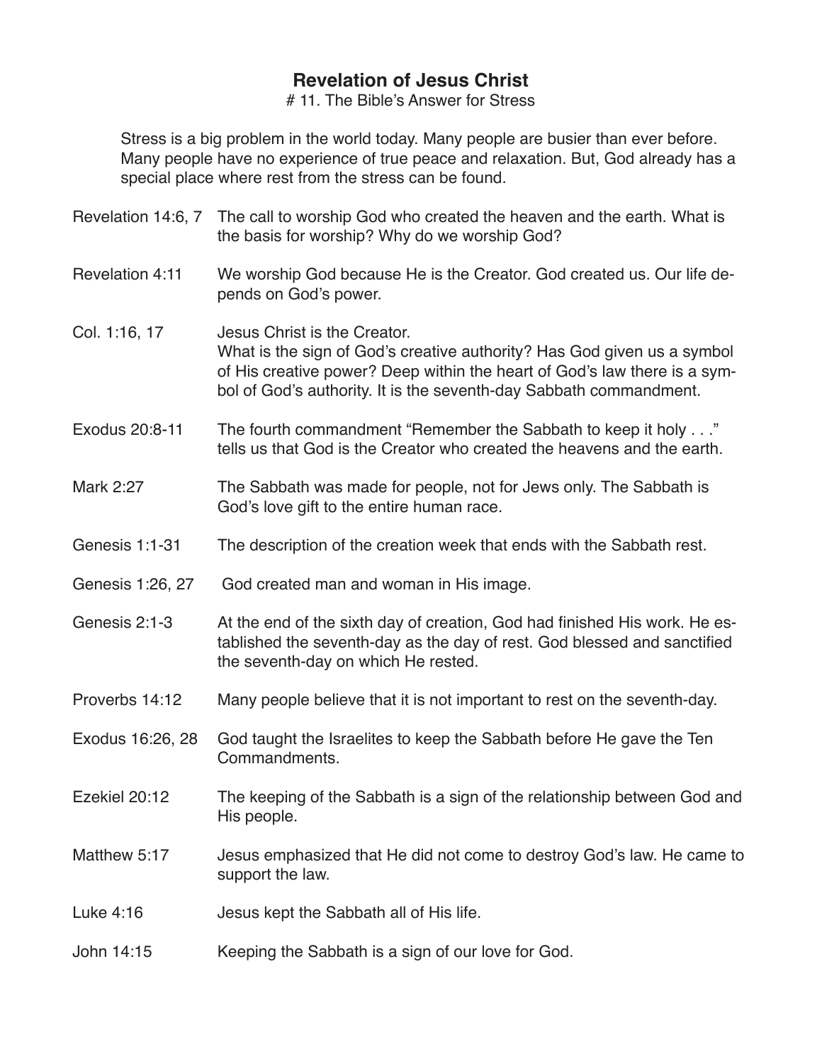# Revelation of Jesus Christ

## # 11. The Bible's Answer for Stress

Stress is a big problem in the world today. Many people are busier than ever before. Many people have no experience of true peace and relaxation. But, God already has a special place where rest from the stress can be found.

| | |
|---|---|
| Revelation 14:6, 7 | The call to worship God who created the heaven and the earth. What is the basis for worship? Why do we worship God? |
| Revelation 4:11 | We worship God because He is the Creator. God created us. Our life depends on God's power. |
| Col. 1:16, 17 | Jesus Christ is the Creator. What is the sign of God's creative authority? Has God given us a symbol of His creative power? Deep within the heart of God's law there is a symbol of God's authority. It is the seventh-day Sabbath commandment. |
| Exodus 20:8-11 | The fourth commandment "Remember the Sabbath to keep it holy . . ." tells us that God is the Creator who created the heavens and the earth. |
| Mark 2:27 | The Sabbath was made for people, not for Jews only. The Sabbath is God's love gift to the entire human race. |
| Genesis 1:1-31 | The description of the creation week that ends with the Sabbath rest. |
| Genesis 1:26, 27 | God created man and woman in His image. |
| Genesis 2:1-3 | At the end of the sixth day of creation, God had finished His work. He established the seventh-day as the day of rest. God blessed and sanctified the seventh-day on which He rested. |
| Proverbs 14:12 | Many people believe that it is not important to rest on the seventh-day. |
| Exodus 16:26, 28 | God taught the Israelites to keep the Sabbath before He gave the Ten Commandments. |
| Ezekiel 20:12 | The keeping of the Sabbath is a sign of the relationship between God and His people. |
| Matthew 5:17 | Jesus emphasized that He did not come to destroy God's law. He came to support the law. |
| Luke 4:16 | Jesus kept the Sabbath all of His life. |
| John 14:15 | Keeping the Sabbath is a sign of our love for God. |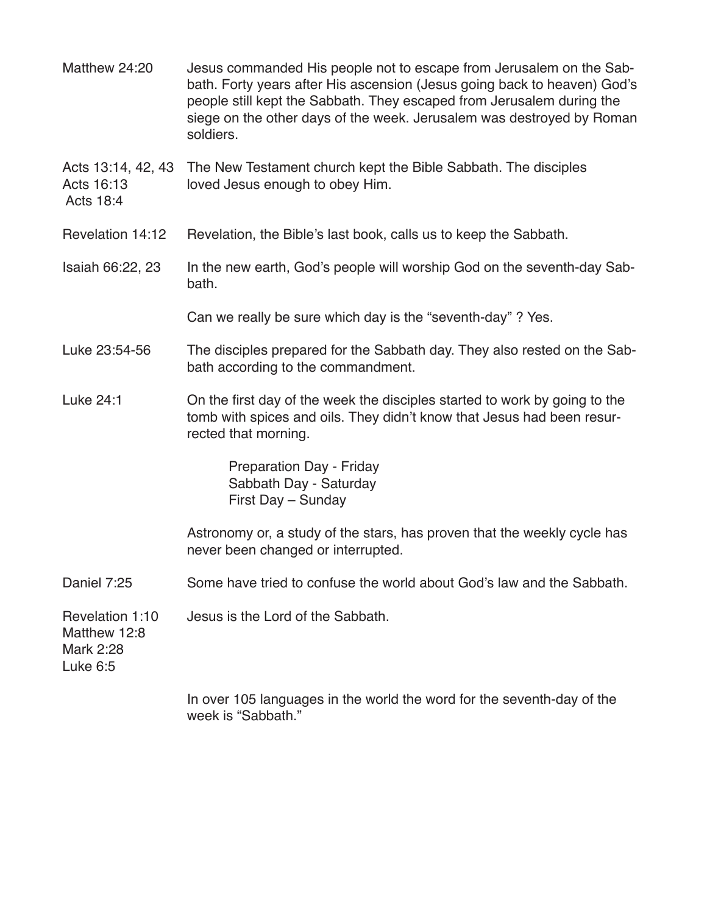| | |
|---|---|
| Matthew 24:20 | Jesus commanded His people not to escape from Jerusalem on the Sabbath. Forty years after His ascension (Jesus going back to heaven) God's people still kept the Sabbath. They escaped from Jerusalem during the siege on the other days of the week. Jerusalem was destroyed by Roman soldiers. |
| Acts 13:14, 42, 43<br>Acts 16:13<br>Acts 18:4 | The New Testament church kept the Bible Sabbath. The disciples loved Jesus enough to obey Him. |
| Revelation 14:12 | Revelation, the Bible's last book, calls us to keep the Sabbath. |
| Isaiah 66:22, 23 | In the new earth, God's people will worship God on the seventh-day Sabbath. |
| | Can we really be sure which day is the "seventh-day" ? Yes. |
| Luke 23:54-56 | The disciples prepared for the Sabbath day. They also rested on the Sabbath according to the commandment. |
| Luke 24:1 | On the first day of the week the disciples started to work by going to the tomb with spices and oils. They didn't know that Jesus had been resurrected that morning. |
| | Preparation Day - Friday<br>Sabbath Day - Saturday<br>First Day – Sunday |
| | Astronomy or, a study of the stars, has proven that the weekly cycle has never been changed or interrupted. |
| Daniel 7:25 | Some have tried to confuse the world about God's law and the Sabbath. |
| Revelation 1:10<br>Matthew 12:8<br>Mark 2:28<br>Luke 6:5 | Jesus is the Lord of the Sabbath. |
| | In over 105 languages in the world the word for the seventh-day of the week is "Sabbath." |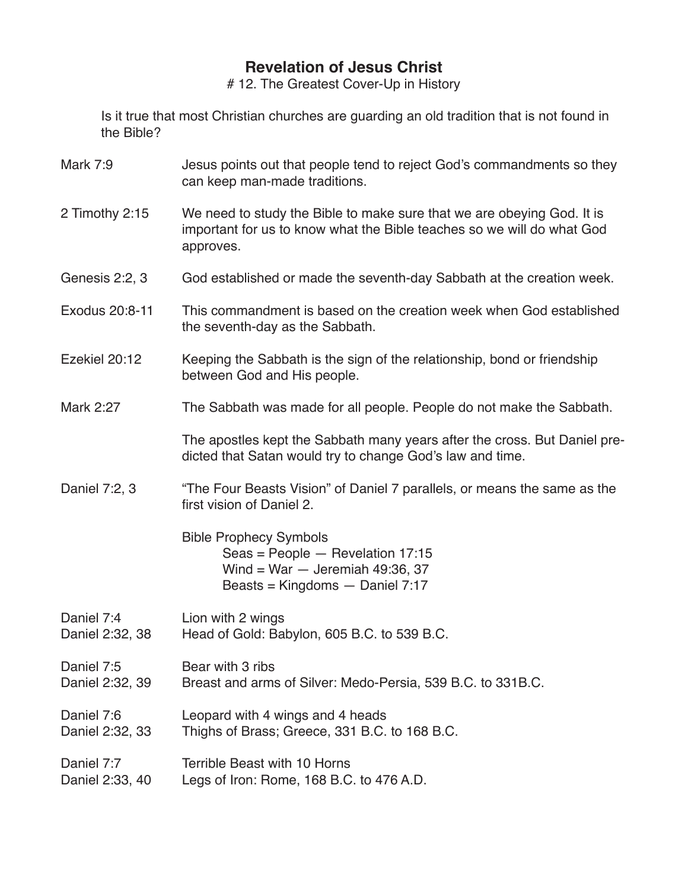# Revelation of Jesus Christ

## # 12. The Greatest Cover-Up in History

Is it true that most Christian churches are guarding an old tradition that is not found in the Bible?

| | |
|---|---|
| Mark 7:9 | Jesus points out that people tend to reject God's commandments so they can keep man-made traditions. |
| 2 Timothy 2:15 | We need to study the Bible to make sure that we are obeying God. It is important for us to know what the Bible teaches so we will do what God approves. |
| Genesis 2:2, 3 | God established or made the seventh-day Sabbath at the creation week. |
| Exodus 20:8-11 | This commandment is based on the creation week when God established the seventh-day as the Sabbath. |
| Ezekiel 20:12 | Keeping the Sabbath is the sign of the relationship, bond or friendship between God and His people. |
| Mark 2:27 | The Sabbath was made for all people. People do not make the Sabbath. |
| | The apostles kept the Sabbath many years after the cross. But Daniel predicted that Satan would try to change God's law and time. |
| Daniel 7:2, 3 | "The Four Beasts Vision" of Daniel 7 parallels, or means the same as the first vision of Daniel 2. |

Bible Prophecy Symbols

- Seas = People — Revelation 17:15
- Wind = War — Jeremiah 49:36, 37
- Beasts = Kingdoms — Daniel 7:17

| | |
|---|---|
| Daniel 7:4<br>Daniel 2:32, 38 | Lion with 2 wings<br>Head of Gold: Babylon, 605 B.C. to 539 B.C. |
| Daniel 7:5<br>Daniel 2:32, 39 | Bear with 3 ribs<br>Breast and arms of Silver: Medo-Persia, 539 B.C. to 331B.C. |
| Daniel 7:6<br>Daniel 2:32, 33 | Leopard with 4 wings and 4 heads<br>Thighs of Brass; Greece, 331 B.C. to 168 B.C. |
| Daniel 7:7<br>Daniel 2:33, 40 | Terrible Beast with 10 Horns<br>Legs of Iron: Rome, 168 B.C. to 476 A.D. |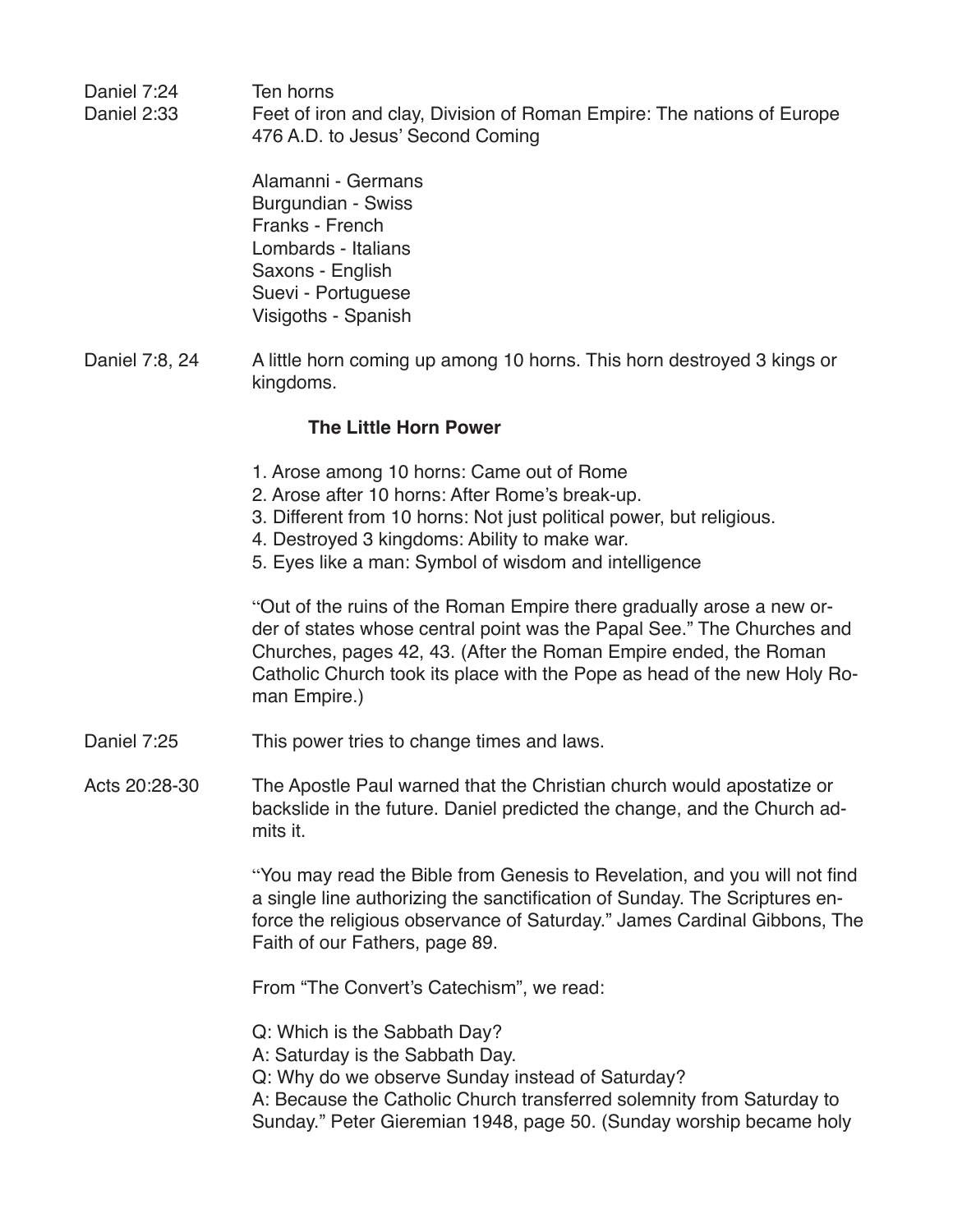Daniel 7:24 Ten horns

Daniel 2:33 Feet of iron and clay, Division of Roman Empire: The nations of Europe 476 A.D. to Jesus' Second Coming

Alamanni - Germans
Burgundian - Swiss
Franks - French
Lombards - Italians
Saxons - English
Suevi - Portuguese
Visigoths - Spanish

Daniel 7:8, 24 A little horn coming up among 10 horns. This horn destroyed 3 kings or kingdoms.

**The Little Horn Power**

1. Arose among 10 horns: Came out of Rome
2. Arose after 10 horns: After Rome's break-up.
3. Different from 10 horns: Not just political power, but religious.
4. Destroyed 3 kingdoms: Ability to make war.
5. Eyes like a man: Symbol of wisdom and intelligence

"Out of the ruins of the Roman Empire there gradually arose a new order of states whose central point was the Papal See." The Churches and Churches, pages 42, 43. (After the Roman Empire ended, the Roman Catholic Church took its place with the Pope as head of the new Holy Roman Empire.)

Daniel 7:25 This power tries to change times and laws.

Acts 20:28-30 The Apostle Paul warned that the Christian church would apostatize or backslide in the future. Daniel predicted the change, and the Church admits it.

"You may read the Bible from Genesis to Revelation, and you will not find a single line authorizing the sanctification of Sunday. The Scriptures enforce the religious observance of Saturday." James Cardinal Gibbons, The Faith of our Fathers, page 89.

From "The Convert's Catechism", we read:

Q: Which is the Sabbath Day?
A: Saturday is the Sabbath Day.
Q: Why do we observe Sunday instead of Saturday?
A: Because the Catholic Church transferred solemnity from Saturday to Sunday." Peter Gieremian 1948, page 50. (Sunday worship became holy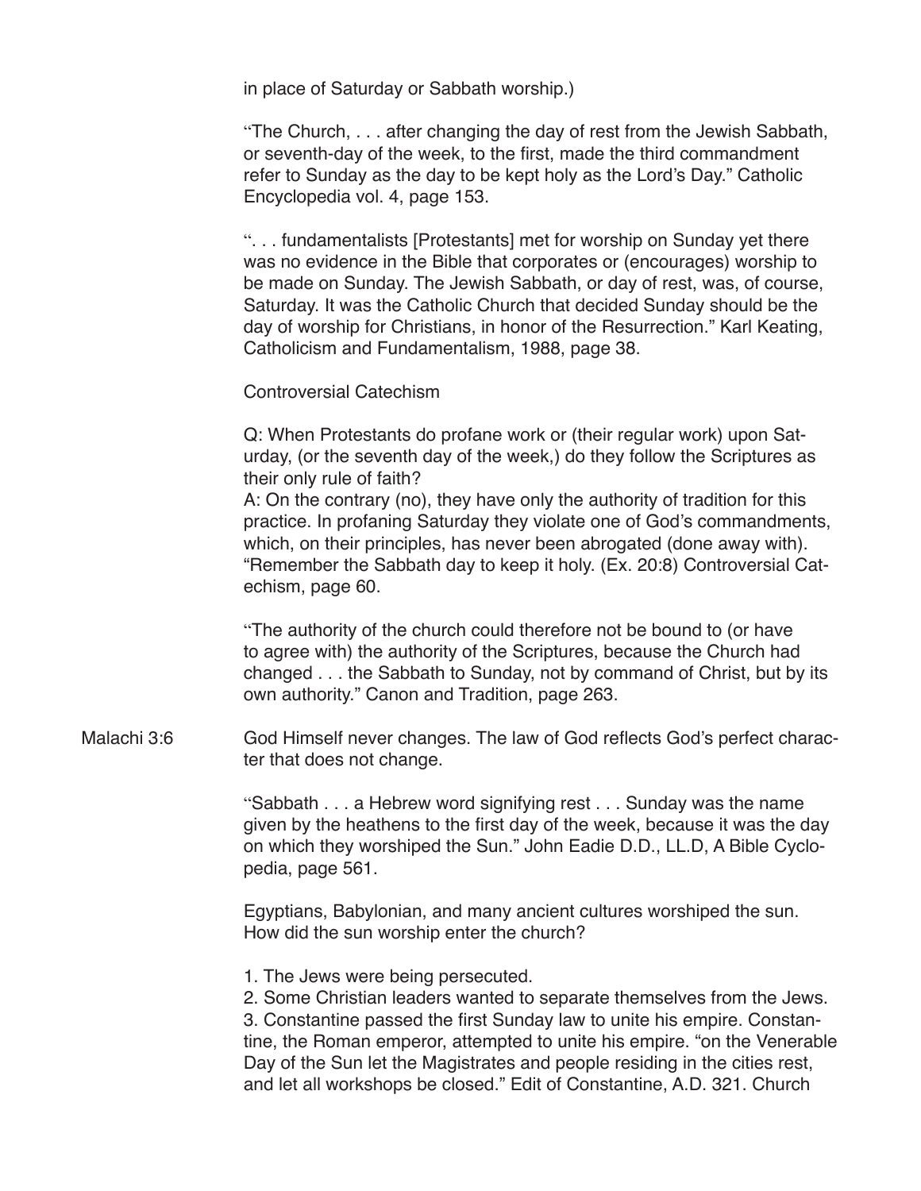in place of Saturday or Sabbath worship.)

"The Church, . . . after changing the day of rest from the Jewish Sabbath, or seventh-day of the week, to the first, made the third commandment refer to Sunday as the day to be kept holy as the Lord's Day." Catholic Encyclopedia vol. 4, page 153.

". . . fundamentalists [Protestants] met for worship on Sunday yet there was no evidence in the Bible that corporates or (encourages) worship to be made on Sunday. The Jewish Sabbath, or day of rest, was, of course, Saturday. It was the Catholic Church that decided Sunday should be the day of worship for Christians, in honor of the Resurrection." Karl Keating, Catholicism and Fundamentalism, 1988, page 38.

Controversial Catechism

Q: When Protestants do profane work or (their regular work) upon Saturday, (or the seventh day of the week,) do they follow the Scriptures as their only rule of faith?
A: On the contrary (no), they have only the authority of tradition for this practice. In profaning Saturday they violate one of God's commandments, which, on their principles, has never been abrogated (done away with). "Remember the Sabbath day to keep it holy. (Ex. 20:8) Controversial Catechism, page 60.

"The authority of the church could therefore not be bound to (or have to agree with) the authority of the Scriptures, because the Church had changed . . . the Sabbath to Sunday, not by command of Christ, but by its own authority." Canon and Tradition, page 263.

Malachi 3:6

God Himself never changes. The law of God reflects God's perfect character that does not change.

"Sabbath . . . a Hebrew word signifying rest . . . Sunday was the name given by the heathens to the first day of the week, because it was the day on which they worshiped the Sun." John Eadie D.D., LL.D, A Bible Cyclopedia, page 561.

Egyptians, Babylonian, and many ancient cultures worshiped the sun. How did the sun worship enter the church?

1. The Jews were being persecuted.
2. Some Christian leaders wanted to separate themselves from the Jews.
3. Constantine passed the first Sunday law to unite his empire. Constantine, the Roman emperor, attempted to unite his empire. "on the Venerable Day of the Sun let the Magistrates and people residing in the cities rest, and let all workshops be closed." Edit of Constantine, A.D. 321. Church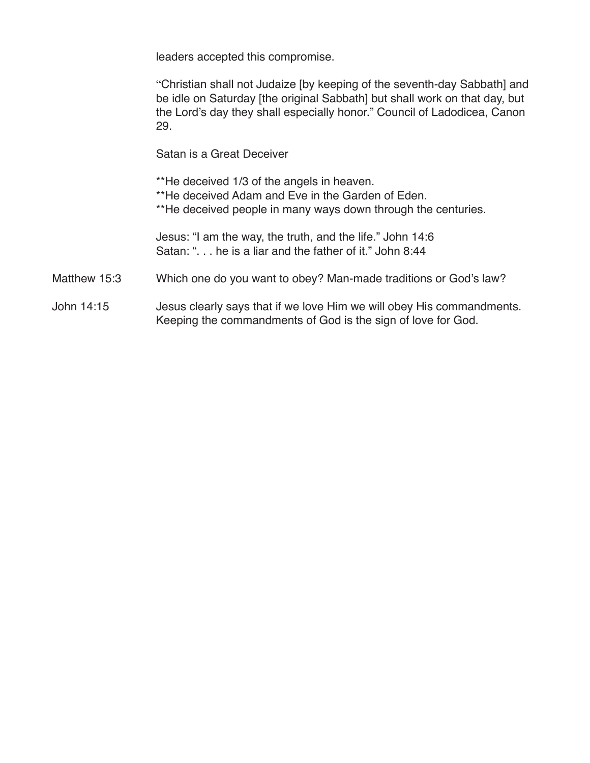leaders accepted this compromise.

"Christian shall not Judaize [by keeping of the seventh-day Sabbath] and be idle on Saturday [the original Sabbath] but shall work on that day, but the Lord's day they shall especially honor." Council of Ladodicea, Canon 29.

Satan is a Great Deceiver

**He deceived 1/3 of the angels in heaven.
**He deceived Adam and Eve in the Garden of Eden.
**He deceived people in many ways down through the centuries.

Jesus: "I am the way, the truth, and the life." John 14:6
Satan: ". . . he is a liar and the father of it." John 8:44

Matthew 15:3 — Which one do you want to obey? Man-made traditions or God's law?

John 14:15 — Jesus clearly says that if we love Him we will obey His commandments. Keeping the commandments of God is the sign of love for God.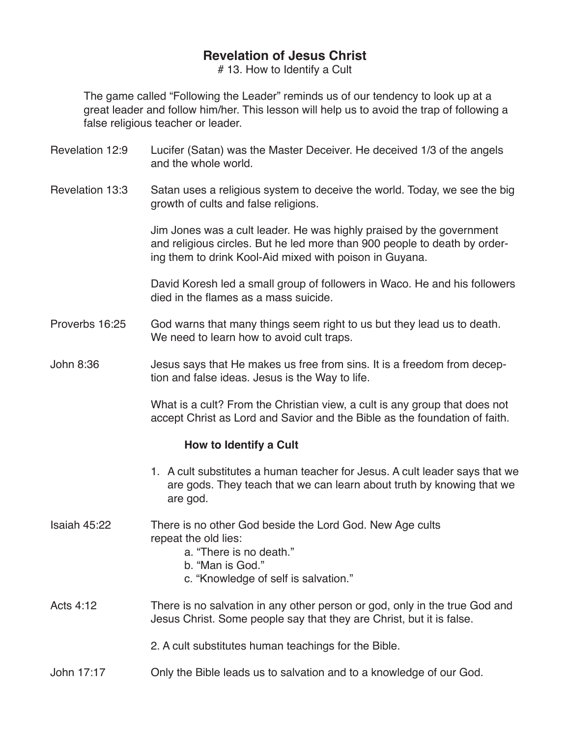## Revelation of Jesus Christ

# 13. How to Identify a Cult

The game called "Following the Leader" reminds us of our tendency to look up at a great leader and follow him/her. This lesson will help us to avoid the trap of following a false religious teacher or leader.

Revelation 12:9 — Lucifer (Satan) was the Master Deceiver. He deceived 1/3 of the angels and the whole world.

Revelation 13:3 — Satan uses a religious system to deceive the world. Today, we see the big growth of cults and false religions.

Jim Jones was a cult leader. He was highly praised by the government and religious circles. But he led more than 900 people to death by ordering them to drink Kool-Aid mixed with poison in Guyana.

David Koresh led a small group of followers in Waco. He and his followers died in the flames as a mass suicide.

Proverbs 16:25 — God warns that many things seem right to us but they lead us to death. We need to learn how to avoid cult traps.

John 8:36 — Jesus says that He makes us free from sins. It is a freedom from deception and false ideas. Jesus is the Way to life.

What is a cult? From the Christian view, a cult is any group that does not accept Christ as Lord and Savior and the Bible as the foundation of faith.

**How to Identify a Cult**

1. A cult substitutes a human teacher for Jesus. A cult leader says that we are gods. They teach that we can learn about truth by knowing that we are god.

Isaiah 45:22 — There is no other God beside the Lord God. New Age cults repeat the old lies:

a. "There is no death."
b. "Man is God."
c. "Knowledge of self is salvation."

Acts 4:12 — There is no salvation in any other person or god, only in the true God and Jesus Christ. Some people say that they are Christ, but it is false.

2. A cult substitutes human teachings for the Bible.

John 17:17 — Only the Bible leads us to salvation and to a knowledge of our God.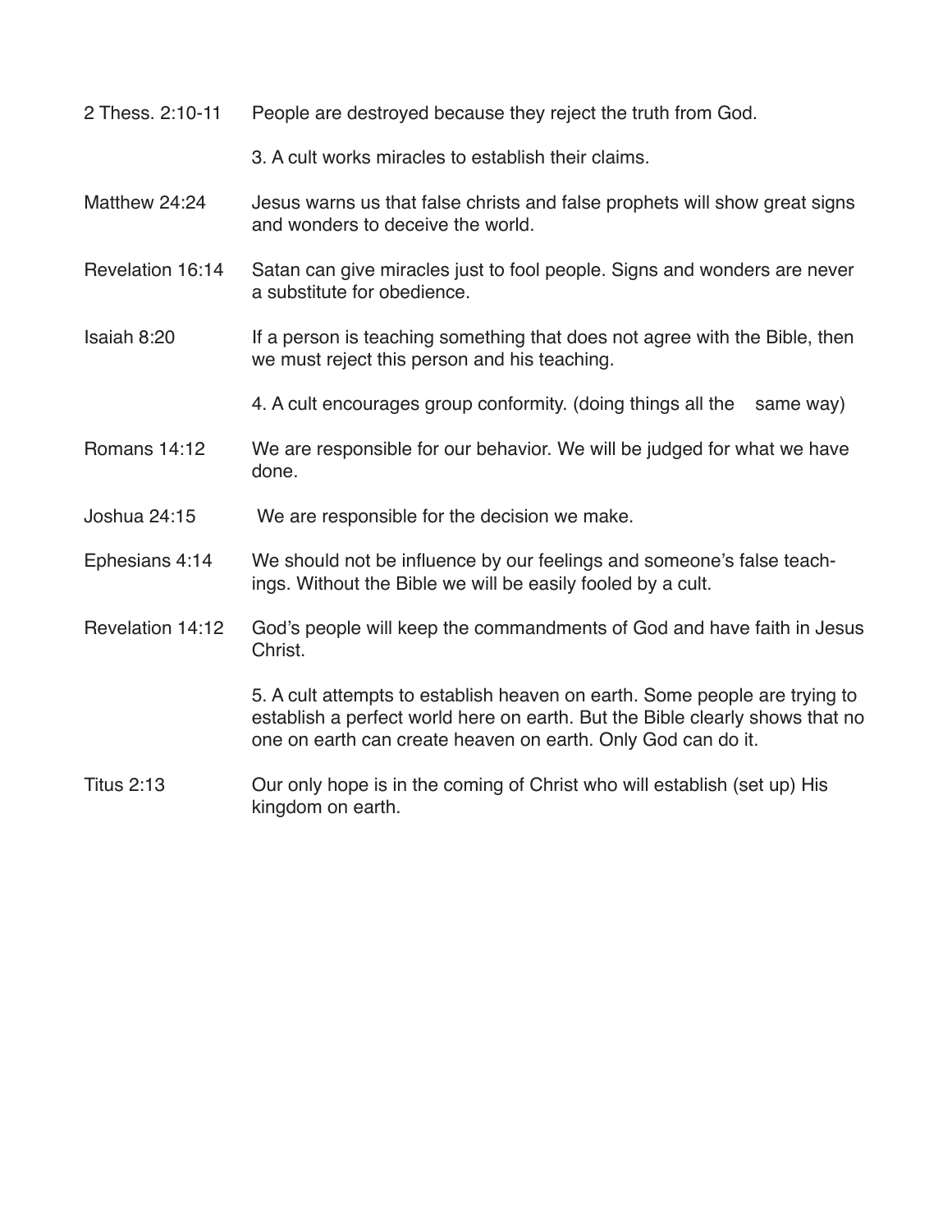| | |
|---|---|
| 2 Thess. 2:10-11 | People are destroyed because they reject the truth from God. |
| | 3. A cult works miracles to establish their claims. |
| Matthew 24:24 | Jesus warns us that false christs and false prophets will show great signs and wonders to deceive the world. |
| Revelation 16:14 | Satan can give miracles just to fool people. Signs and wonders are never a substitute for obedience. |
| Isaiah 8:20 | If a person is teaching something that does not agree with the Bible, then we must reject this person and his teaching. |
| | 4. A cult encourages group conformity. (doing things all the same way) |
| Romans 14:12 | We are responsible for our behavior. We will be judged for what we have done. |
| Joshua 24:15 | We are responsible for the decision we make. |
| Ephesians 4:14 | We should not be influence by our feelings and someone's false teachings. Without the Bible we will be easily fooled by a cult. |
| Revelation 14:12 | God's people will keep the commandments of God and have faith in Jesus Christ. |
| | 5. A cult attempts to establish heaven on earth. Some people are trying to establish a perfect world here on earth. But the Bible clearly shows that no one on earth can create heaven on earth. Only God can do it. |
| Titus 2:13 | Our only hope is in the coming of Christ who will establish (set up) His kingdom on earth. |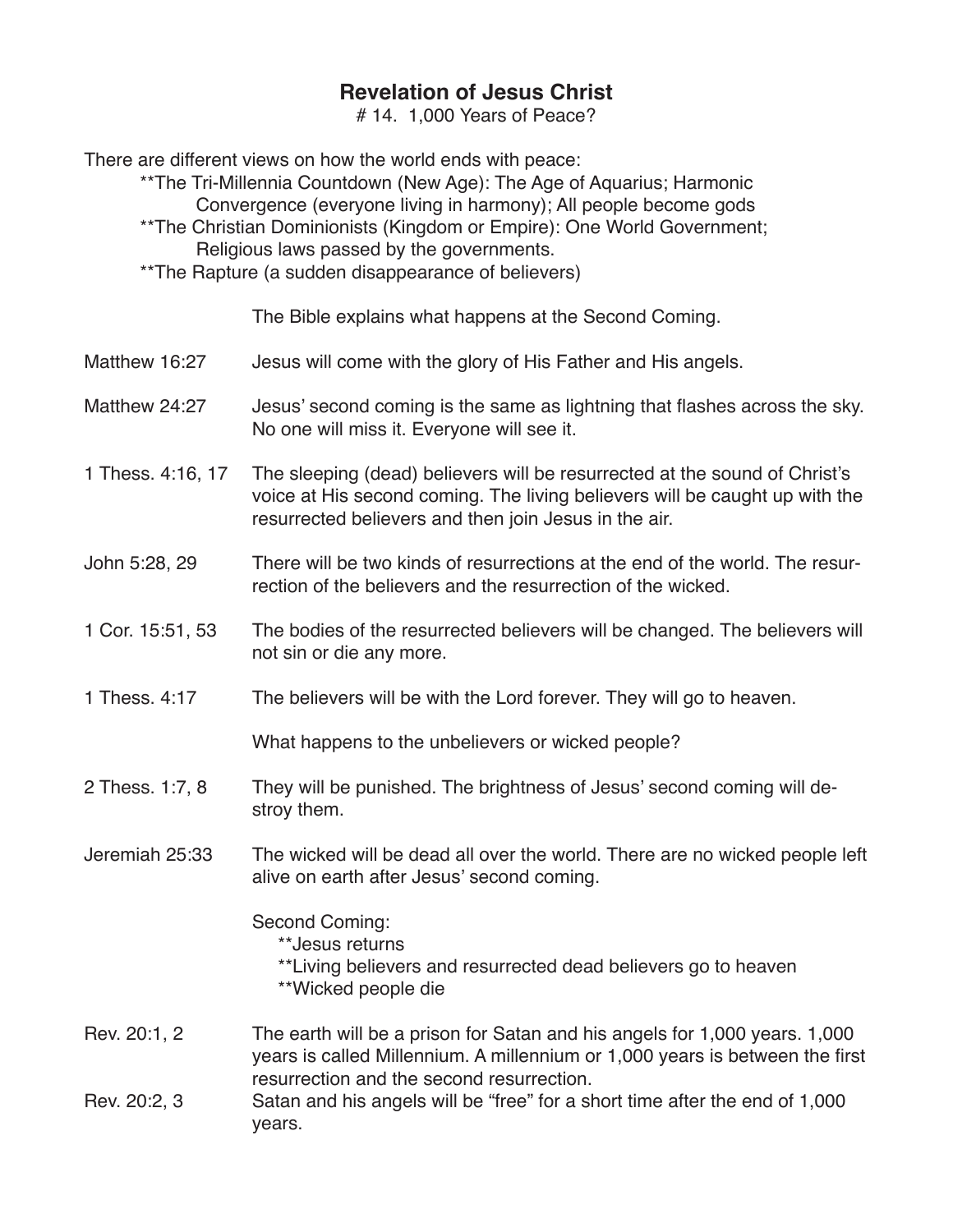## Revelation of Jesus Christ

# 14. 1,000 Years of Peace?

There are different views on how the world ends with peace:

- **The Tri-Millennia Countdown (New Age): The Age of Aquarius; Harmonic Convergence (everyone living in harmony); All people become gods
- **The Christian Dominionists (Kingdom or Empire): One World Government; Religious laws passed by the governments.
- **The Rapture (a sudden disappearance of believers)

The Bible explains what happens at the Second Coming.

| | |
|---|---|
| Matthew 16:27 | Jesus will come with the glory of His Father and His angels. |
| Matthew 24:27 | Jesus' second coming is the same as lightning that flashes across the sky. No one will miss it. Everyone will see it. |
| 1 Thess. 4:16, 17 | The sleeping (dead) believers will be resurrected at the sound of Christ's voice at His second coming. The living believers will be caught up with the resurrected believers and then join Jesus in the air. |
| John 5:28, 29 | There will be two kinds of resurrections at the end of the world. The resurrection of the believers and the resurrection of the wicked. |
| 1 Cor. 15:51, 53 | The bodies of the resurrected believers will be changed. The believers will not sin or die any more. |
| 1 Thess. 4:17 | The believers will be with the Lord forever. They will go to heaven. |

What happens to the unbelievers or wicked people?

| | |
|---|---|
| 2 Thess. 1:7, 8 | They will be punished. The brightness of Jesus' second coming will destroy them. |
| Jeremiah 25:33 | The wicked will be dead all over the world. There are no wicked people left alive on earth after Jesus' second coming. |

Second Coming:

- **Jesus returns
- **Living believers and resurrected dead believers go to heaven
- **Wicked people die

| | |
|---|---|
| Rev. 20:1, 2 | The earth will be a prison for Satan and his angels for 1,000 years. 1,000 years is called Millennium. A millennium or 1,000 years is between the first resurrection and the second resurrection. |
| Rev. 20:2, 3 | Satan and his angels will be "free" for a short time after the end of 1,000 years. |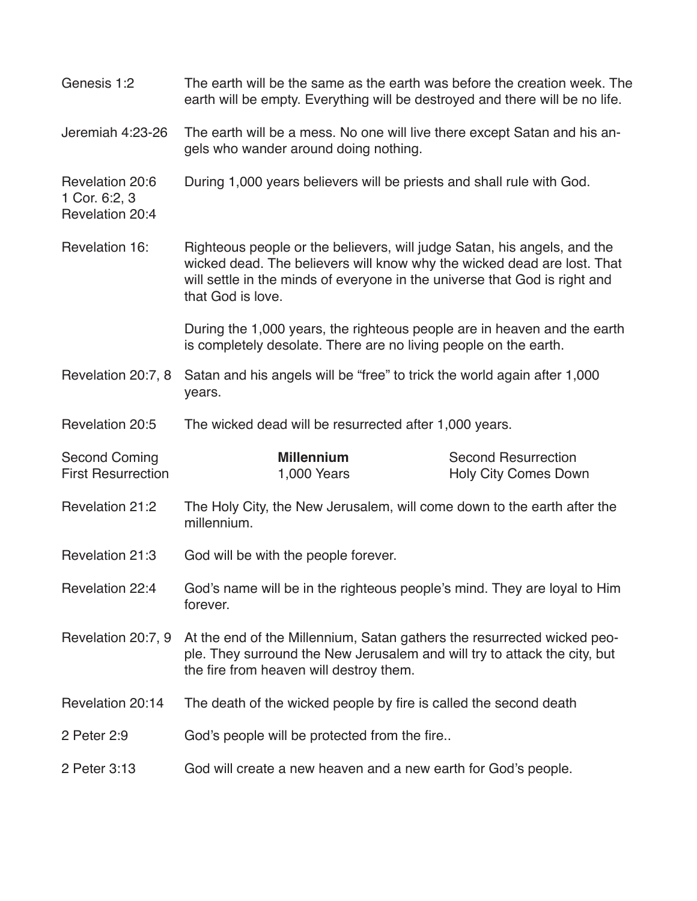| | |
|---|---|
| Genesis 1:2 | The earth will be the same as the earth was before the creation week. The earth will be empty. Everything will be destroyed and there will be no life. |
| Jeremiah 4:23-26 | The earth will be a mess. No one will live there except Satan and his angels who wander around doing nothing. |
| Revelation 20:6<br>1 Cor. 6:2, 3<br>Revelation 20:4 | During 1,000 years believers will be priests and shall rule with God. |
| Revelation 16: | Righteous people or the believers, will judge Satan, his angels, and the wicked dead. The believers will know why the wicked dead are lost. That will settle in the minds of everyone in the universe that God is right and that God is love.<br><br>During the 1,000 years, the righteous people are in heaven and the earth is completely desolate. There are no living people on the earth. |
| Revelation 20:7, 8 | Satan and his angels will be "free" to trick the world again after 1,000 years. |
| Revelation 20:5 | The wicked dead will be resurrected after 1,000 years. |

| Second Coming<br>First Resurrection | **Millennium**<br>1,000 Years | Second Resurrection<br>Holy City Comes Down |
|---|---|---|

| | |
|---|---|
| Revelation 21:2 | The Holy City, the New Jerusalem, will come down to the earth after the millennium. |
| Revelation 21:3 | God will be with the people forever. |
| Revelation 22:4 | God's name will be in the righteous people's mind. They are loyal to Him forever. |
| Revelation 20:7, 9 | At the end of the Millennium, Satan gathers the resurrected wicked people. They surround the New Jerusalem and will try to attack the city, but the fire from heaven will destroy them. |
| Revelation 20:14 | The death of the wicked people by fire is called the second death |
| 2 Peter 2:9 | God's people will be protected from the fire.. |
| 2 Peter 3:13 | God will create a new heaven and a new earth for God's people. |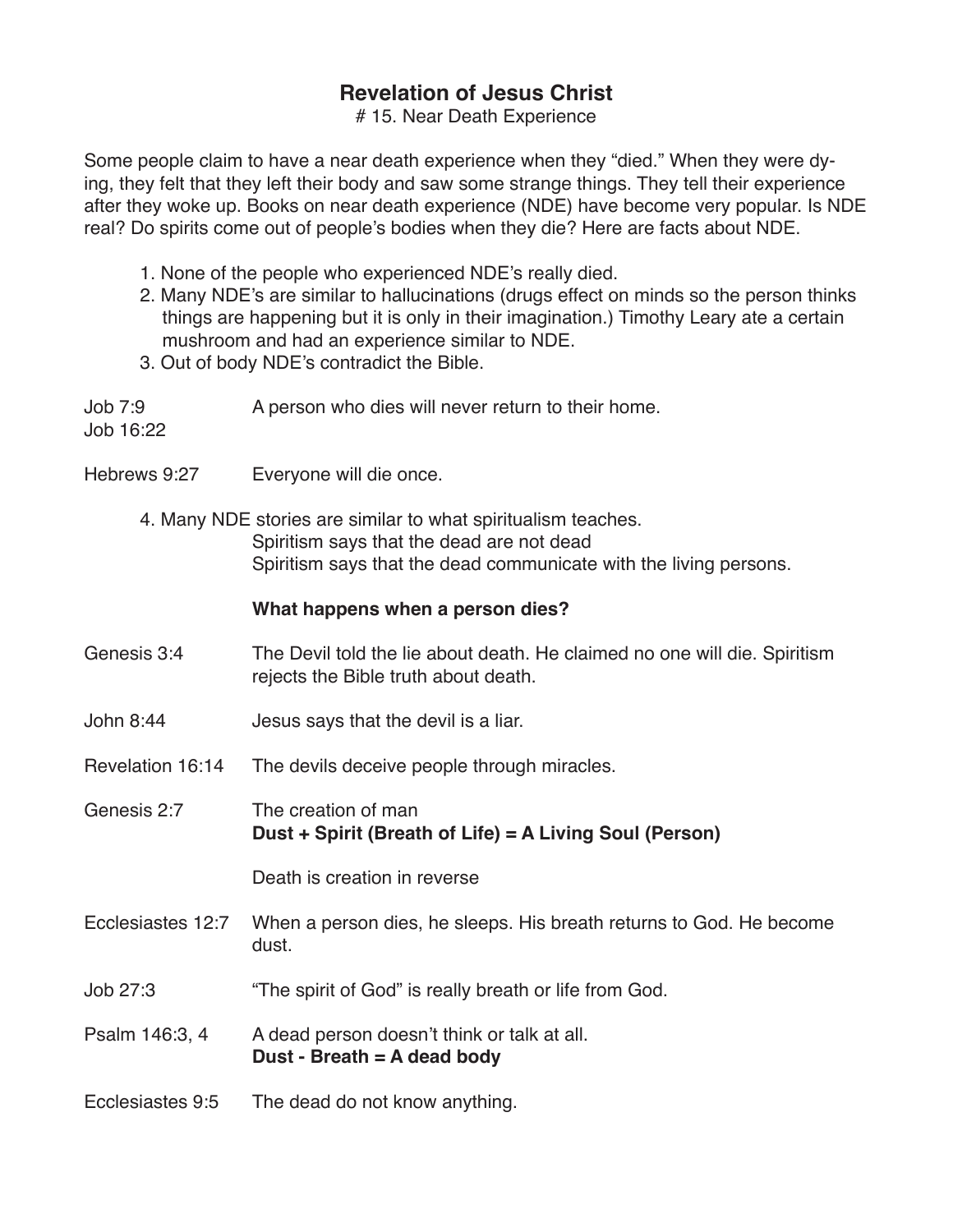# Revelation of Jesus Christ

## # 15. Near Death Experience

Some people claim to have a near death experience when they "died." When they were dying, they felt that they left their body and saw some strange things. They tell their experience after they woke up. Books on near death experience (NDE) have become very popular. Is NDE real? Do spirits come out of people's bodies when they die? Here are facts about NDE.

1. None of the people who experienced NDE's really died.
2. Many NDE's are similar to hallucinations (drugs effect on minds so the person thinks things are happening but it is only in their imagination.) Timothy Leary ate a certain mushroom and had an experience similar to NDE.
3. Out of body NDE's contradict the Bible.

Job 7:9
Job 16:22 — A person who dies will never return to their home.

Hebrews 9:27 — Everyone will die once.

4. Many NDE stories are similar to what spiritualism teaches.
   Spiritism says that the dead are not dead
   Spiritism says that the dead communicate with the living persons.

**What happens when a person dies?**

Genesis 3:4 — The Devil told the lie about death. He claimed no one will die. Spiritism rejects the Bible truth about death.

John 8:44 — Jesus says that the devil is a liar.

Revelation 16:14 — The devils deceive people through miracles.

Genesis 2:7 — The creation of man
**Dust + Spirit (Breath of Life) = A Living Soul (Person)**

Death is creation in reverse

Ecclesiastes 12:7 — When a person dies, he sleeps. His breath returns to God. He become dust.

Job 27:3 — "The spirit of God" is really breath or life from God.

Psalm 146:3, 4 — A dead person doesn't think or talk at all.
**Dust - Breath = A dead body**

Ecclesiastes 9:5 — The dead do not know anything.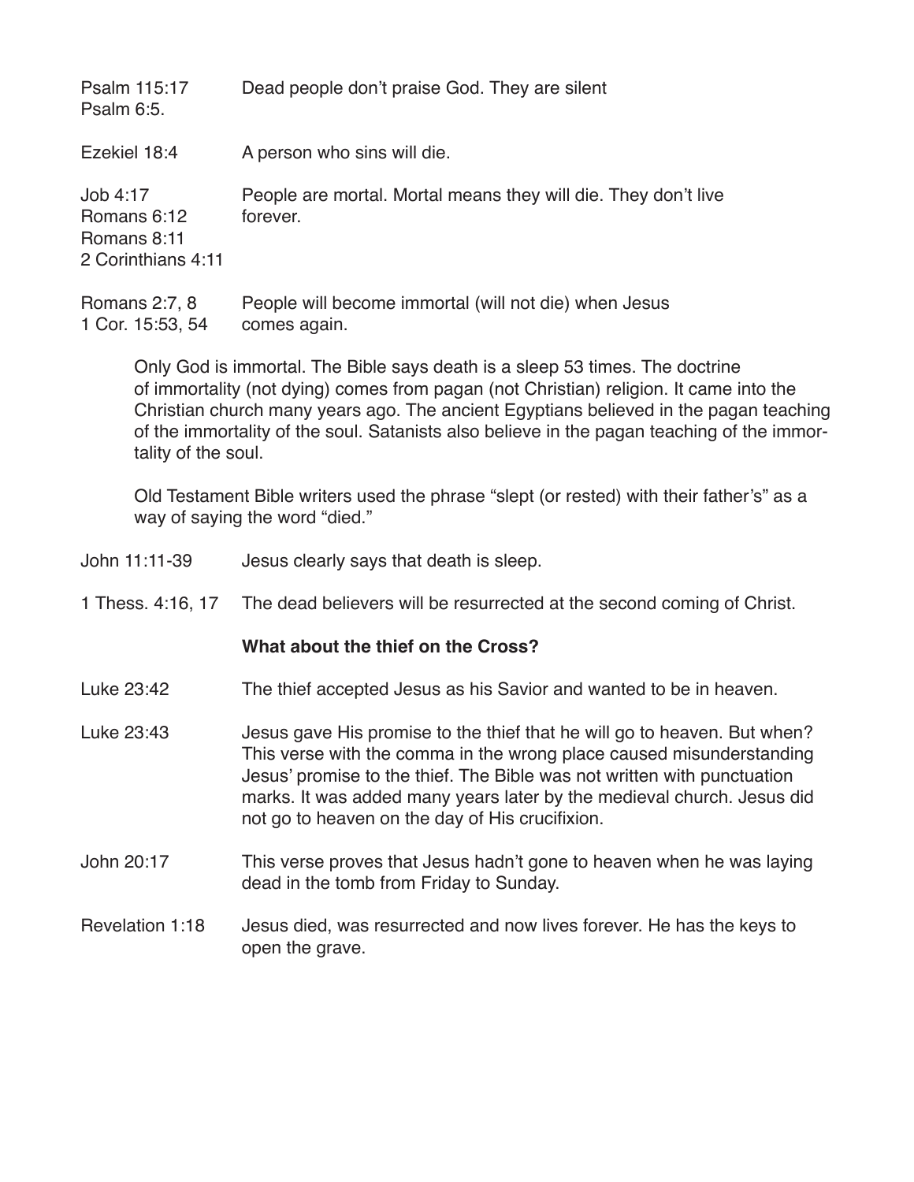| | |
|---|---|
| Psalm 115:17<br>Psalm 6:5. | Dead people don't praise God. They are silent |
| Ezekiel 18:4 | A person who sins will die. |
| Job 4:17<br>Romans 6:12<br>Romans 8:11<br>2 Corinthians 4:11 | People are mortal. Mortal means they will die. They don't live forever. |
| Romans 2:7, 8<br>1 Cor. 15:53, 54 | People will become immortal (will not die) when Jesus comes again. |

Only God is immortal. The Bible says death is a sleep 53 times. The doctrine of immortality (not dying) comes from pagan (not Christian) religion. It came into the Christian church many years ago. The ancient Egyptians believed in the pagan teaching of the immortality of the soul. Satanists also believe in the pagan teaching of the immortality of the soul.

Old Testament Bible writers used the phrase "slept (or rested) with their father's" as a way of saying the word "died."

| | |
|---|---|
| John 11:11-39 | Jesus clearly says that death is sleep. |
| 1 Thess. 4:16, 17 | The dead believers will be resurrected at the second coming of Christ. |

**What about the thief on the Cross?**

| | |
|---|---|
| Luke 23:42 | The thief accepted Jesus as his Savior and wanted to be in heaven. |
| Luke 23:43 | Jesus gave His promise to the thief that he will go to heaven. But when? This verse with the comma in the wrong place caused misunderstanding Jesus' promise to the thief. The Bible was not written with punctuation marks. It was added many years later by the medieval church. Jesus did not go to heaven on the day of His crucifixion. |
| John 20:17 | This verse proves that Jesus hadn't gone to heaven when he was laying dead in the tomb from Friday to Sunday. |
| Revelation 1:18 | Jesus died, was resurrected and now lives forever. He has the keys to open the grave. |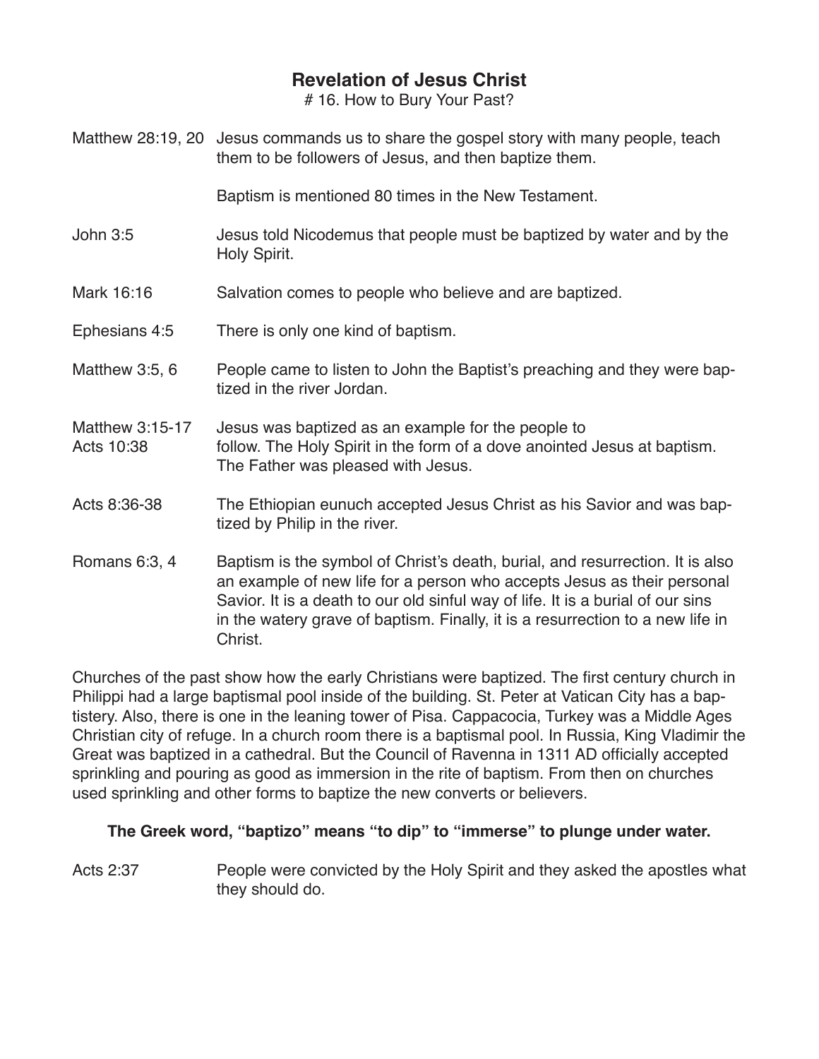# Revelation of Jesus Christ

# 16. How to Bury Your Past?

| | |
|---|---|
| Matthew 28:19, 20 | Jesus commands us to share the gospel story with many people, teach them to be followers of Jesus, and then baptize them.<br><br>Baptism is mentioned 80 times in the New Testament. |
| John 3:5 | Jesus told Nicodemus that people must be baptized by water and by the Holy Spirit. |
| Mark 16:16 | Salvation comes to people who believe and are baptized. |
| Ephesians 4:5 | There is only one kind of baptism. |
| Matthew 3:5, 6 | People came to listen to John the Baptist's preaching and they were baptized in the river Jordan. |
| Matthew 3:15-17<br>Acts 10:38 | Jesus was baptized as an example for the people to follow. The Holy Spirit in the form of a dove anointed Jesus at baptism. The Father was pleased with Jesus. |
| Acts 8:36-38 | The Ethiopian eunuch accepted Jesus Christ as his Savior and was baptized by Philip in the river. |
| Romans 6:3, 4 | Baptism is the symbol of Christ's death, burial, and resurrection. It is also an example of new life for a person who accepts Jesus as their personal Savior. It is a death to our old sinful way of life. It is a burial of our sins in the watery grave of baptism. Finally, it is a resurrection to a new life in Christ. |

Churches of the past show how the early Christians were baptized. The first century church in Philippi had a large baptismal pool inside of the building. St. Peter at Vatican City has a baptistery. Also, there is one in the leaning tower of Pisa. Cappacocia, Turkey was a Middle Ages Christian city of refuge. In a church room there is a baptismal pool. In Russia, King Vladimir the Great was baptized in a cathedral. But the Council of Ravenna in 1311 AD officially accepted sprinkling and pouring as good as immersion in the rite of baptism. From then on churches used sprinkling and other forms to baptize the new converts or believers.

**The Greek word, "baptizo" means "to dip" to "immerse" to plunge under water.**

| | |
|---|---|
| Acts 2:37 | People were convicted by the Holy Spirit and they asked the apostles what they should do. |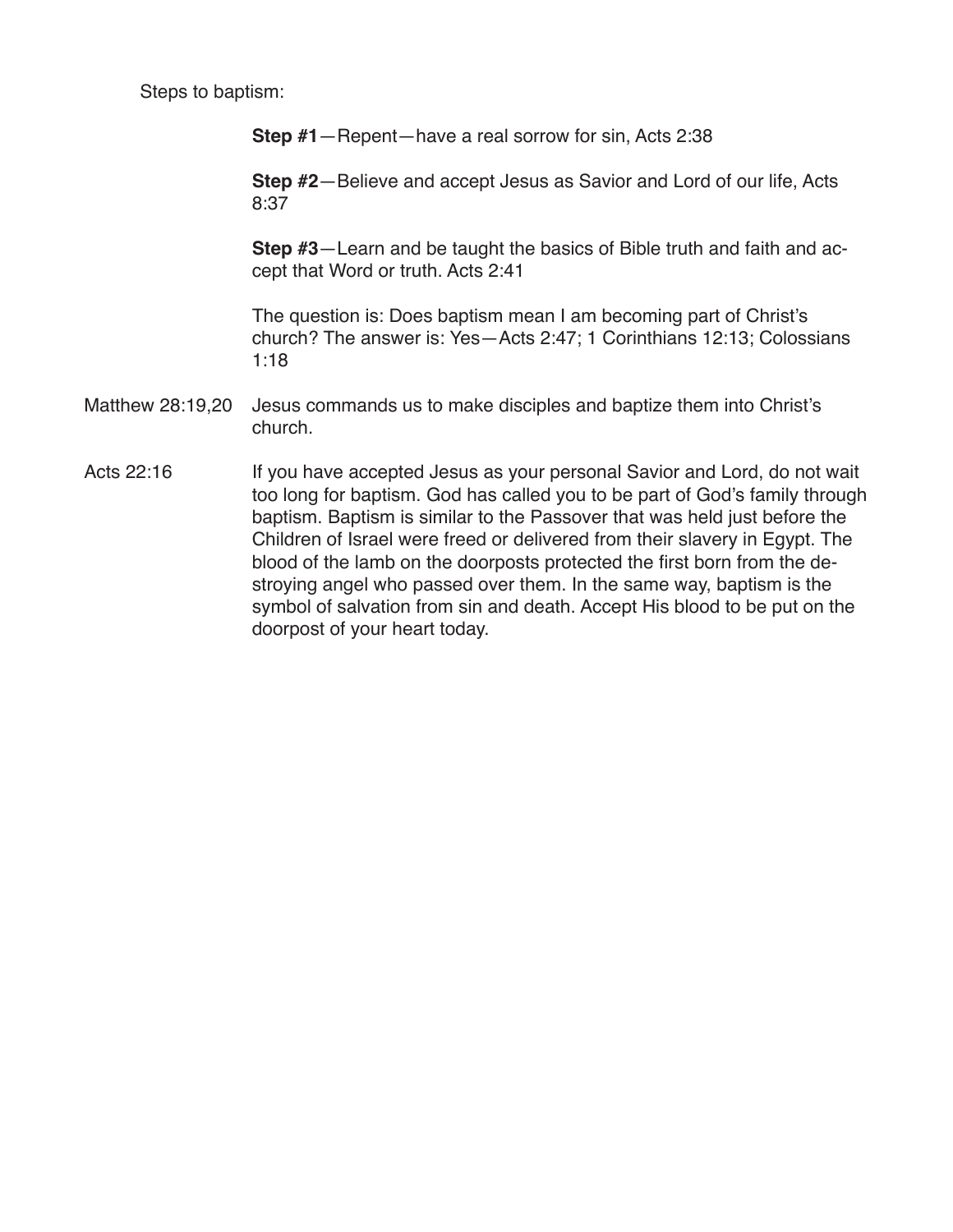Steps to baptism:

**Step #1**—Repent—have a real sorrow for sin, Acts 2:38

**Step #2**—Believe and accept Jesus as Savior and Lord of our life, Acts 8:37

**Step #3**—Learn and be taught the basics of Bible truth and faith and accept that Word or truth. Acts 2:41

The question is: Does baptism mean I am becoming part of Christ's church? The answer is: Yes—Acts 2:47; 1 Corinthians 12:13; Colossians 1:18

Matthew 28:19,20 — Jesus commands us to make disciples and baptize them into Christ's church.

Acts 22:16 — If you have accepted Jesus as your personal Savior and Lord, do not wait too long for baptism. God has called you to be part of God's family through baptism. Baptism is similar to the Passover that was held just before the Children of Israel were freed or delivered from their slavery in Egypt. The blood of the lamb on the doorposts protected the first born from the destroying angel who passed over them. In the same way, baptism is the symbol of salvation from sin and death. Accept His blood to be put on the doorpost of your heart today.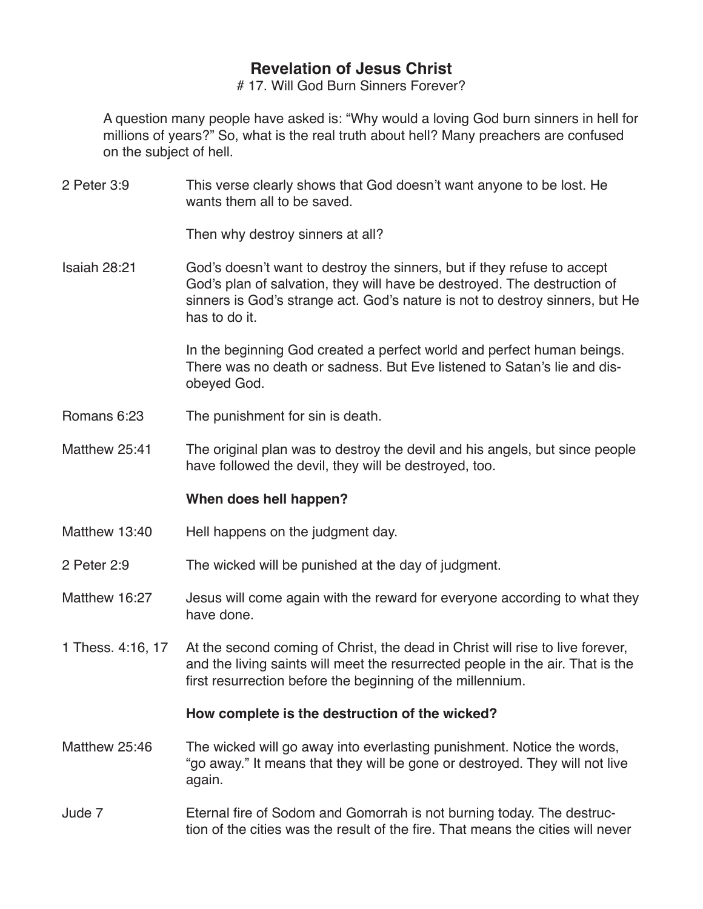## Revelation of Jesus Christ

# 17. Will God Burn Sinners Forever?

A question many people have asked is: "Why would a loving God burn sinners in hell for millions of years?" So, what is the real truth about hell? Many preachers are confused on the subject of hell.

| | |
|---|---|
| 2 Peter 3:9 | This verse clearly shows that God doesn't want anyone to be lost. He wants them all to be saved. |
| | Then why destroy sinners at all? |
| Isaiah 28:21 | God's doesn't want to destroy the sinners, but if they refuse to accept God's plan of salvation, they will have be destroyed. The destruction of sinners is God's strange act. God's nature is not to destroy sinners, but He has to do it. |
| | In the beginning God created a perfect world and perfect human beings. There was no death or sadness. But Eve listened to Satan's lie and disobeyed God. |
| Romans 6:23 | The punishment for sin is death. |
| Matthew 25:41 | The original plan was to destroy the devil and his angels, but since people have followed the devil, they will be destroyed, too. |
| | **When does hell happen?** |
| Matthew 13:40 | Hell happens on the judgment day. |
| 2 Peter 2:9 | The wicked will be punished at the day of judgment. |
| Matthew 16:27 | Jesus will come again with the reward for everyone according to what they have done. |
| 1 Thess. 4:16, 17 | At the second coming of Christ, the dead in Christ will rise to live forever, and the living saints will meet the resurrected people in the air. That is the first resurrection before the beginning of the millennium. |
| | **How complete is the destruction of the wicked?** |
| Matthew 25:46 | The wicked will go away into everlasting punishment. Notice the words, "go away." It means that they will be gone or destroyed. They will not live again. |
| Jude 7 | Eternal fire of Sodom and Gomorrah is not burning today. The destruction of the cities was the result of the fire. That means the cities will never |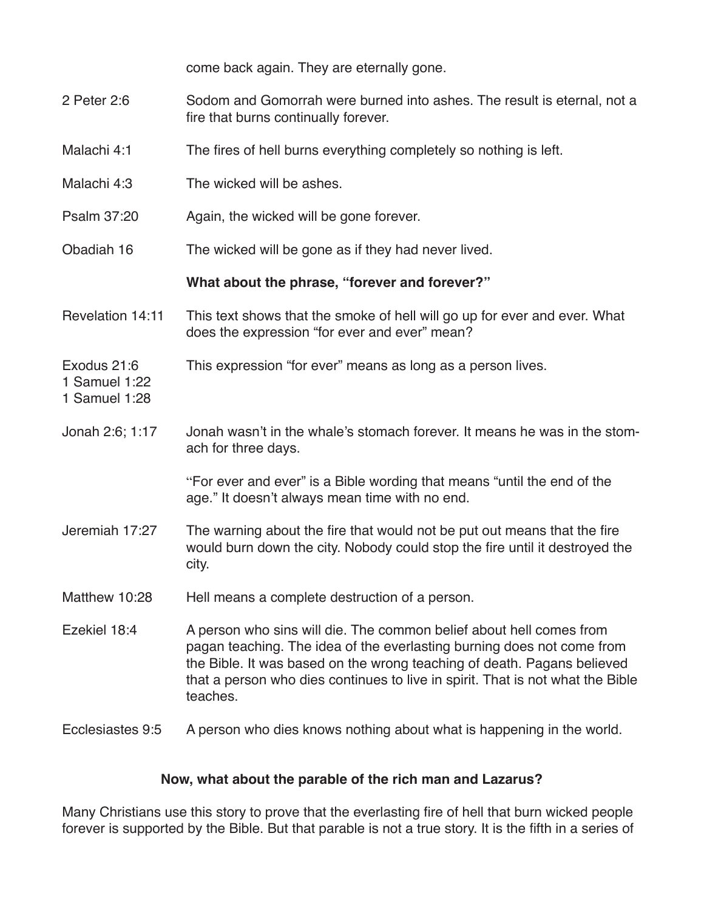come back again. They are eternally gone.

| | |
|---|---|
| 2 Peter 2:6 | Sodom and Gomorrah were burned into ashes. The result is eternal, not a fire that burns continually forever. |
| Malachi 4:1 | The fires of hell burns everything completely so nothing is left. |
| Malachi 4:3 | The wicked will be ashes. |
| Psalm 37:20 | Again, the wicked will be gone forever. |
| Obadiah 16 | The wicked will be gone as if they had never lived. |

**What about the phrase, "forever and forever?"**

| | |
|---|---|
| Revelation 14:11 | This text shows that the smoke of hell will go up for ever and ever. What does the expression "for ever and ever" mean? |
| Exodus 21:6<br>1 Samuel 1:22<br>1 Samuel 1:28 | This expression "for ever" means as long as a person lives. |
| Jonah 2:6; 1:17 | Jonah wasn't in the whale's stomach forever. It means he was in the stomach for three days.<br><br>"For ever and ever" is a Bible wording that means "until the end of the age." It doesn't always mean time with no end. |
| Jeremiah 17:27 | The warning about the fire that would not be put out means that the fire would burn down the city. Nobody could stop the fire until it destroyed the city. |
| Matthew 10:28 | Hell means a complete destruction of a person. |
| Ezekiel 18:4 | A person who sins will die. The common belief about hell comes from pagan teaching. The idea of the everlasting burning does not come from the Bible. It was based on the wrong teaching of death. Pagans believed that a person who dies continues to live in spirit. That is not what the Bible teaches. |
| Ecclesiastes 9:5 | A person who dies knows nothing about what is happening in the world. |

**Now, what about the parable of the rich man and Lazarus?**

Many Christians use this story to prove that the everlasting fire of hell that burn wicked people forever is supported by the Bible. But that parable is not a true story. It is the fifth in a series of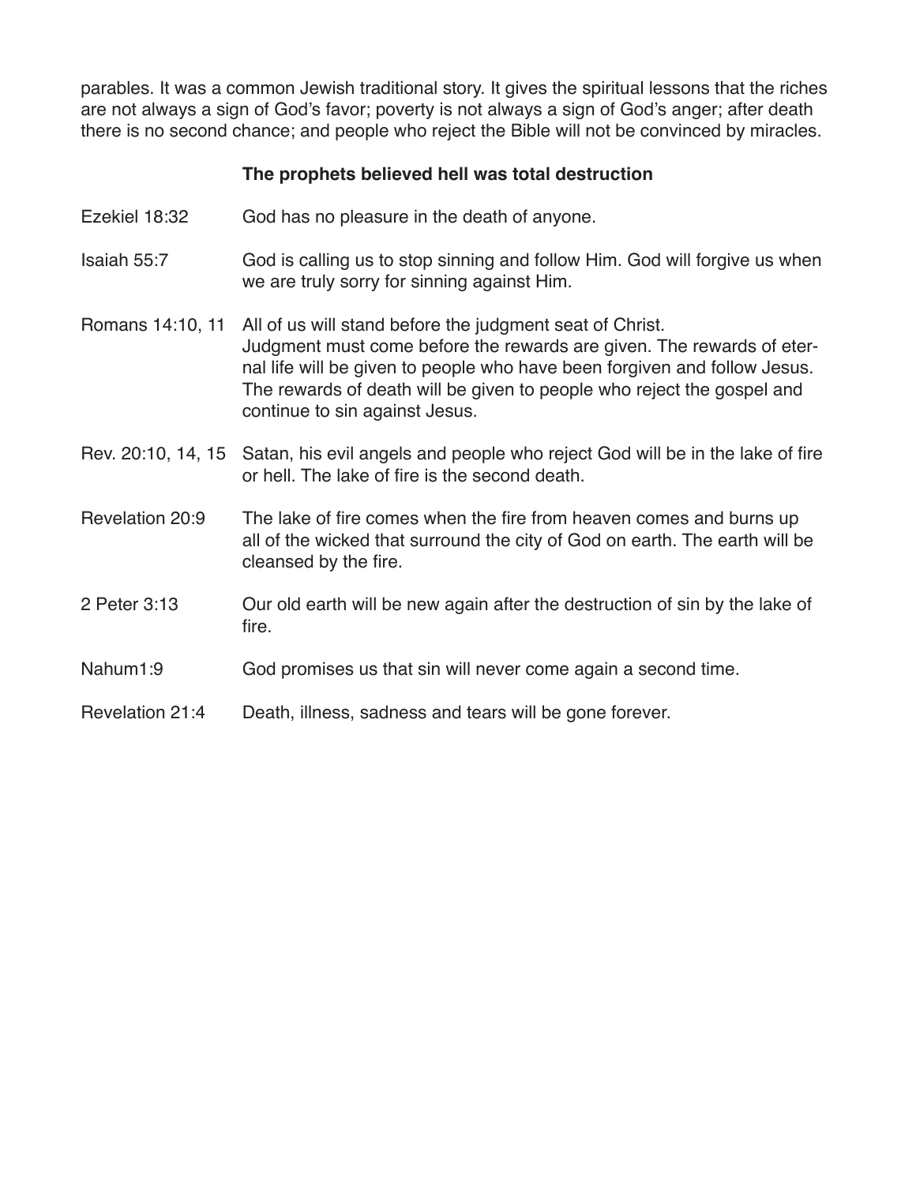parables. It was a common Jewish traditional story. It gives the spiritual lessons that the riches are not always a sign of God's favor; poverty is not always a sign of God's anger; after death there is no second chance; and people who reject the Bible will not be convinced by miracles.

### The prophets believed hell was total destruction

| | |
|---|---|
| Ezekiel 18:32 | God has no pleasure in the death of anyone. |
| Isaiah 55:7 | God is calling us to stop sinning and follow Him. God will forgive us when we are truly sorry for sinning against Him. |
| Romans 14:10, 11 | All of us will stand before the judgment seat of Christ. Judgment must come before the rewards are given. The rewards of eternal life will be given to people who have been forgiven and follow Jesus. The rewards of death will be given to people who reject the gospel and continue to sin against Jesus. |
| Rev. 20:10, 14, 15 | Satan, his evil angels and people who reject God will be in the lake of fire or hell. The lake of fire is the second death. |
| Revelation 20:9 | The lake of fire comes when the fire from heaven comes and burns up all of the wicked that surround the city of God on earth. The earth will be cleansed by the fire. |
| 2 Peter 3:13 | Our old earth will be new again after the destruction of sin by the lake of fire. |
| Nahum1:9 | God promises us that sin will never come again a second time. |
| Revelation 21:4 | Death, illness, sadness and tears will be gone forever. |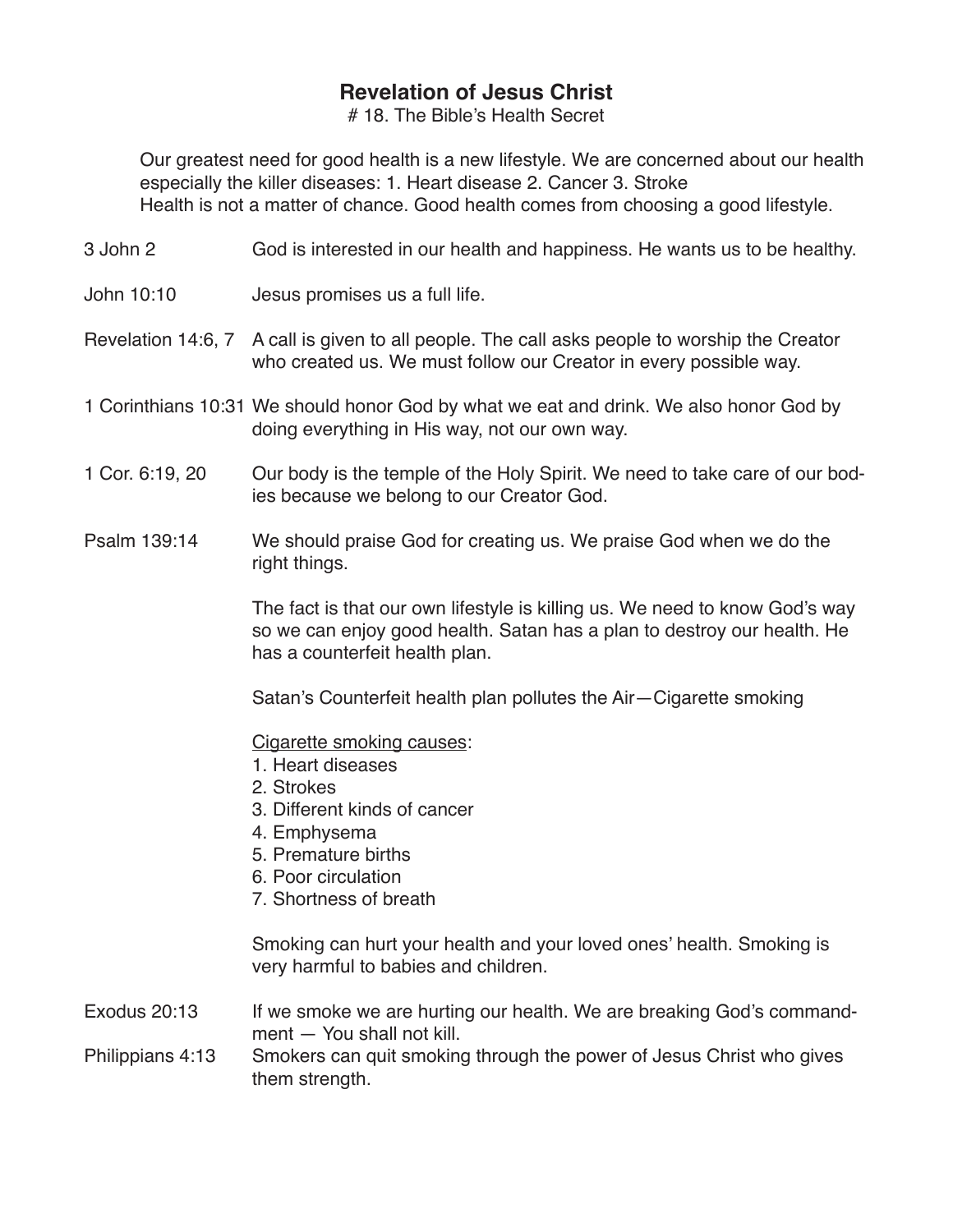# Revelation of Jesus Christ

# 18. The Bible's Health Secret

Our greatest need for good health is a new lifestyle. We are concerned about our health especially the killer diseases: 1. Heart disease 2. Cancer 3. Stroke
Health is not a matter of chance. Good health comes from choosing a good lifestyle.

**3 John 2** — God is interested in our health and happiness. He wants us to be healthy.

**John 10:10** — Jesus promises us a full life.

**Revelation 14:6, 7** — A call is given to all people. The call asks people to worship the Creator who created us. We must follow our Creator in every possible way.

**1 Corinthians 10:31** — We should honor God by what we eat and drink. We also honor God by doing everything in His way, not our own way.

**1 Cor. 6:19, 20** — Our body is the temple of the Holy Spirit. We need to take care of our bodies because we belong to our Creator God.

**Psalm 139:14** — We should praise God for creating us. We praise God when we do the right things.

The fact is that our own lifestyle is killing us. We need to know God's way so we can enjoy good health. Satan has a plan to destroy our health. He has a counterfeit health plan.

Satan's Counterfeit health plan pollutes the Air—Cigarette smoking

<u>Cigarette smoking causes</u>:

1. Heart diseases
2. Strokes
3. Different kinds of cancer
4. Emphysema
5. Premature births
6. Poor circulation
7. Shortness of breath

Smoking can hurt your health and your loved ones' health. Smoking is very harmful to babies and children.

**Exodus 20:13** — If we smoke we are hurting our health. We are breaking God's commandment — You shall not kill.

**Philippians 4:13** — Smokers can quit smoking through the power of Jesus Christ who gives them strength.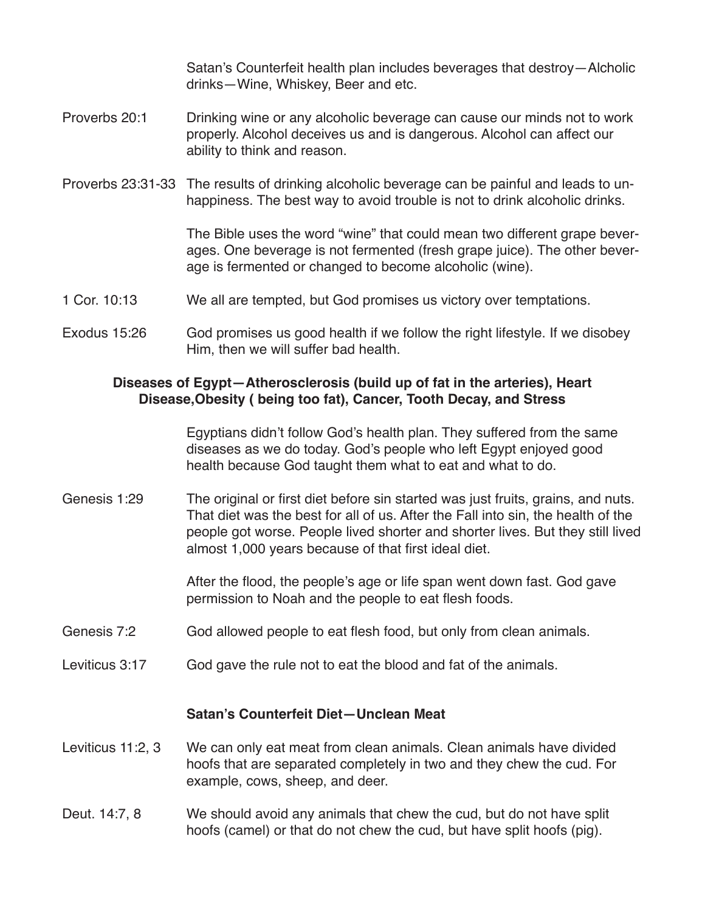Satan's Counterfeit health plan includes beverages that destroy—Alcholic drinks—Wine, Whiskey, Beer and etc.

Proverbs 20:1 — Drinking wine or any alcoholic beverage can cause our minds not to work properly. Alcohol deceives us and is dangerous. Alcohol can affect our ability to think and reason.

Proverbs 23:31-33 — The results of drinking alcoholic beverage can be painful and leads to unhappiness. The best way to avoid trouble is not to drink alcoholic drinks.

The Bible uses the word "wine" that could mean two different grape beverages. One beverage is not fermented (fresh grape juice). The other beverage is fermented or changed to become alcoholic (wine).

1 Cor. 10:13 — We all are tempted, but God promises us victory over temptations.

Exodus 15:26 — God promises us good health if we follow the right lifestyle. If we disobey Him, then we will suffer bad health.

**Diseases of Egypt—Atherosclerosis (build up of fat in the arteries), Heart Disease,Obesity ( being too fat), Cancer, Tooth Decay, and Stress**

Egyptians didn't follow God's health plan. They suffered from the same diseases as we do today. God's people who left Egypt enjoyed good health because God taught them what to eat and what to do.

Genesis 1:29 — The original or first diet before sin started was just fruits, grains, and nuts. That diet was the best for all of us. After the Fall into sin, the health of the people got worse. People lived shorter and shorter lives. But they still lived almost 1,000 years because of that first ideal diet.

After the flood, the people's age or life span went down fast. God gave permission to Noah and the people to eat flesh foods.

Genesis 7:2 — God allowed people to eat flesh food, but only from clean animals.

Leviticus 3:17 — God gave the rule not to eat the blood and fat of the animals.

**Satan's Counterfeit Diet—Unclean Meat**

Leviticus 11:2, 3 — We can only eat meat from clean animals. Clean animals have divided hoofs that are separated completely in two and they chew the cud. For example, cows, sheep, and deer.

Deut. 14:7, 8 — We should avoid any animals that chew the cud, but do not have split hoofs (camel) or that do not chew the cud, but have split hoofs (pig).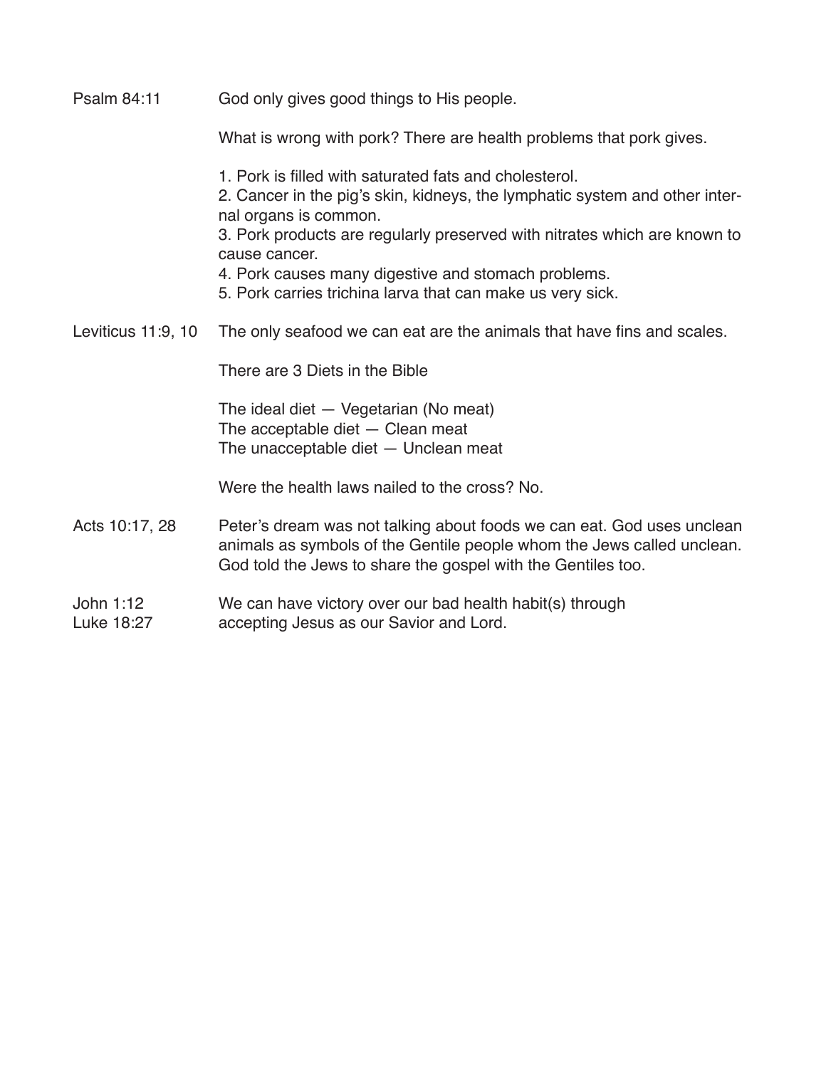**Psalm 84:11** God only gives good things to His people.

What is wrong with pork? There are health problems that pork gives.

1. Pork is filled with saturated fats and cholesterol.
2. Cancer in the pig's skin, kidneys, the lymphatic system and other internal organs is common.
3. Pork products are regularly preserved with nitrates which are known to cause cancer.
4. Pork causes many digestive and stomach problems.
5. Pork carries trichina larva that can make us very sick.

**Leviticus 11:9, 10** The only seafood we can eat are the animals that have fins and scales.

There are 3 Diets in the Bible

The ideal diet — Vegetarian (No meat)
The acceptable diet — Clean meat
The unacceptable diet — Unclean meat

Were the health laws nailed to the cross? No.

**Acts 10:17, 28** Peter's dream was not talking about foods we can eat. God uses unclean animals as symbols of the Gentile people whom the Jews called unclean. God told the Jews to share the gospel with the Gentiles too.

**John 1:12**
**Luke 18:27** We can have victory over our bad health habit(s) through accepting Jesus as our Savior and Lord.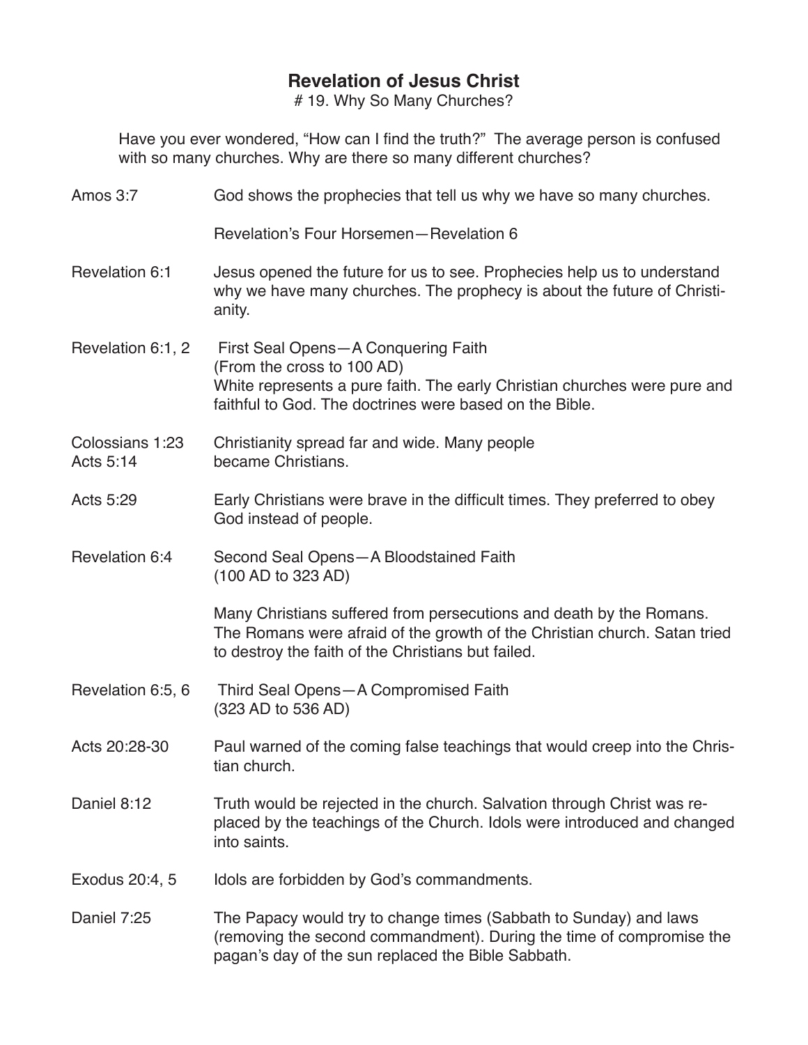## Revelation of Jesus Christ

# 19. Why So Many Churches?

Have you ever wondered, "How can I find the truth?" The average person is confused with so many churches. Why are there so many different churches?

| | |
|---|---|
| Amos 3:7 | God shows the prophecies that tell us why we have so many churches. |
| | Revelation's Four Horsemen—Revelation 6 |
| Revelation 6:1 | Jesus opened the future for us to see. Prophecies help us to understand why we have many churches. The prophecy is about the future of Christianity. |
| Revelation 6:1, 2 | First Seal Opens—A Conquering Faith<br>(From the cross to 100 AD)<br>White represents a pure faith. The early Christian churches were pure and faithful to God. The doctrines were based on the Bible. |
| Colossians 1:23<br>Acts 5:14 | Christianity spread far and wide. Many people became Christians. |
| Acts 5:29 | Early Christians were brave in the difficult times. They preferred to obey God instead of people. |
| Revelation 6:4 | Second Seal Opens—A Bloodstained Faith<br>(100 AD to 323 AD)<br><br>Many Christians suffered from persecutions and death by the Romans. The Romans were afraid of the growth of the Christian church. Satan tried to destroy the faith of the Christians but failed. |
| Revelation 6:5, 6 | Third Seal Opens—A Compromised Faith<br>(323 AD to 536 AD) |
| Acts 20:28-30 | Paul warned of the coming false teachings that would creep into the Christian church. |
| Daniel 8:12 | Truth would be rejected in the church. Salvation through Christ was replaced by the teachings of the Church. Idols were introduced and changed into saints. |
| Exodus 20:4, 5 | Idols are forbidden by God's commandments. |
| Daniel 7:25 | The Papacy would try to change times (Sabbath to Sunday) and laws (removing the second commandment). During the time of compromise the pagan's day of the sun replaced the Bible Sabbath. |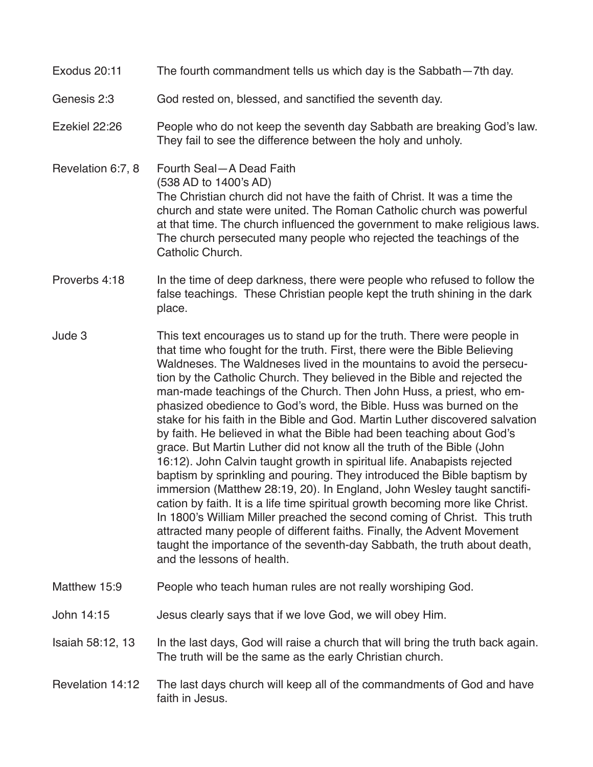Exodus 20:11 — The fourth commandment tells us which day is the Sabbath—7th day.

Genesis 2:3 — God rested on, blessed, and sanctified the seventh day.

Ezekiel 22:26 — People who do not keep the seventh day Sabbath are breaking God's law. They fail to see the difference between the holy and unholy.

Revelation 6:7, 8 — Fourth Seal—A Dead Faith
(538 AD to 1400's AD)
The Christian church did not have the faith of Christ. It was a time the church and state were united. The Roman Catholic church was powerful at that time. The church influenced the government to make religious laws. The church persecuted many people who rejected the teachings of the Catholic Church.

Proverbs 4:18 — In the time of deep darkness, there were people who refused to follow the false teachings. These Christian people kept the truth shining in the dark place.

Jude 3 — This text encourages us to stand up for the truth. There were people in that time who fought for the truth. First, there were the Bible Believing Waldneses. The Waldneses lived in the mountains to avoid the persecution by the Catholic Church. They believed in the Bible and rejected the man-made teachings of the Church. Then John Huss, a priest, who emphasized obedience to God's word, the Bible. Huss was burned on the stake for his faith in the Bible and God. Martin Luther discovered salvation by faith. He believed in what the Bible had been teaching about God's grace. But Martin Luther did not know all the truth of the Bible (John 16:12). John Calvin taught growth in spiritual life. Anabapists rejected baptism by sprinkling and pouring. They introduced the Bible baptism by immersion (Matthew 28:19, 20). In England, John Wesley taught sanctification by faith. It is a life time spiritual growth becoming more like Christ. In 1800's William Miller preached the second coming of Christ. This truth attracted many people of different faiths. Finally, the Advent Movement taught the importance of the seventh-day Sabbath, the truth about death, and the lessons of health.

Matthew 15:9 — People who teach human rules are not really worshiping God.

John 14:15 — Jesus clearly says that if we love God, we will obey Him.

Isaiah 58:12, 13 — In the last days, God will raise a church that will bring the truth back again. The truth will be the same as the early Christian church.

Revelation 14:12 — The last days church will keep all of the commandments of God and have faith in Jesus.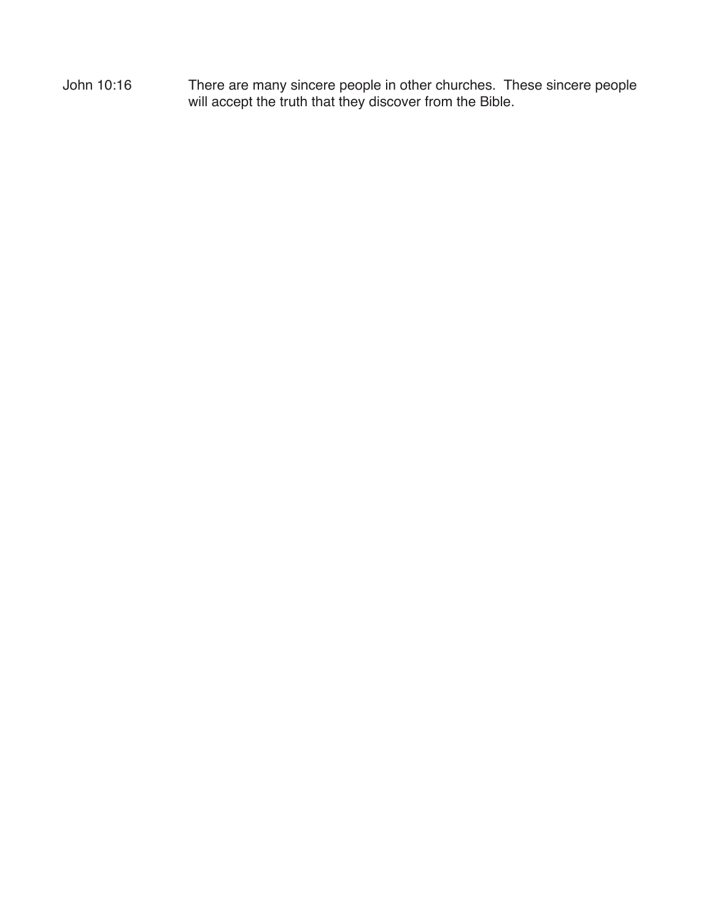| | |
|---|---|
| John 10:16 | There are many sincere people in other churches. These sincere people will accept the truth that they discover from the Bible. |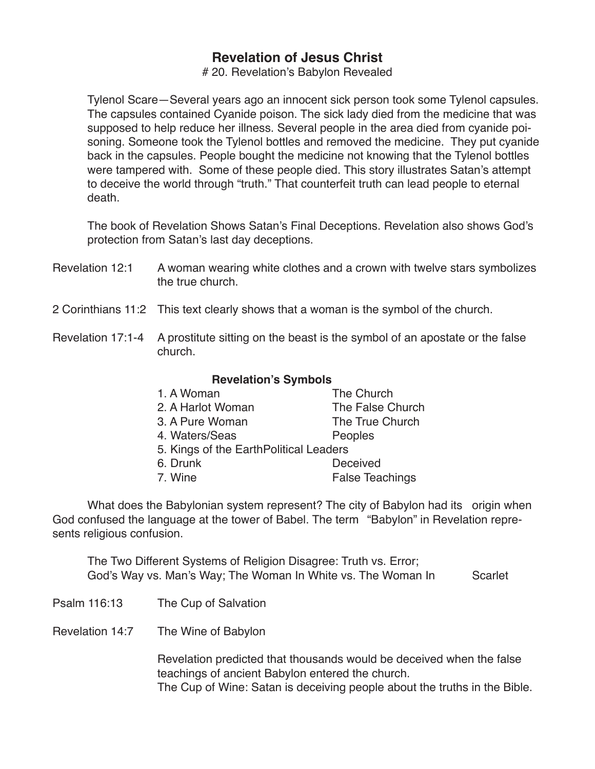## Revelation of Jesus Christ

# 20. Revelation's Babylon Revealed

Tylenol Scare—Several years ago an innocent sick person took some Tylenol capsules. The capsules contained Cyanide poison. The sick lady died from the medicine that was supposed to help reduce her illness. Several people in the area died from cyanide poisoning. Someone took the Tylenol bottles and removed the medicine. They put cyanide back in the capsules. People bought the medicine not knowing that the Tylenol bottles were tampered with. Some of these people died. This story illustrates Satan's attempt to deceive the world through "truth." That counterfeit truth can lead people to eternal death.

The book of Revelation Shows Satan's Final Deceptions. Revelation also shows God's protection from Satan's last day deceptions.

Revelation 12:1 — A woman wearing white clothes and a crown with twelve stars symbolizes the true church.

2 Corinthians 11:2 — This text clearly shows that a woman is the symbol of the church.

Revelation 17:1-4 — A prostitute sitting on the beast is the symbol of an apostate or the false church.

**Revelation's Symbols**

| | |
|---|---|
| 1. A Woman | The Church |
| 2. A Harlot Woman | The False Church |
| 3. A Pure Woman | The True Church |
| 4. Waters/Seas | Peoples |
| 5. Kings of the Earth | Political Leaders |
| 6. Drunk | Deceived |
| 7. Wine | False Teachings |

What does the Babylonian system represent? The city of Babylon had its origin when God confused the language at the tower of Babel. The term "Babylon" in Revelation represents religious confusion.

The Two Different Systems of Religion Disagree: Truth vs. Error; God's Way vs. Man's Way; The Woman In White vs. The Woman In Scarlet

Psalm 116:13 — The Cup of Salvation

Revelation 14:7 — The Wine of Babylon

Revelation predicted that thousands would be deceived when the false teachings of ancient Babylon entered the church.
The Cup of Wine: Satan is deceiving people about the truths in the Bible.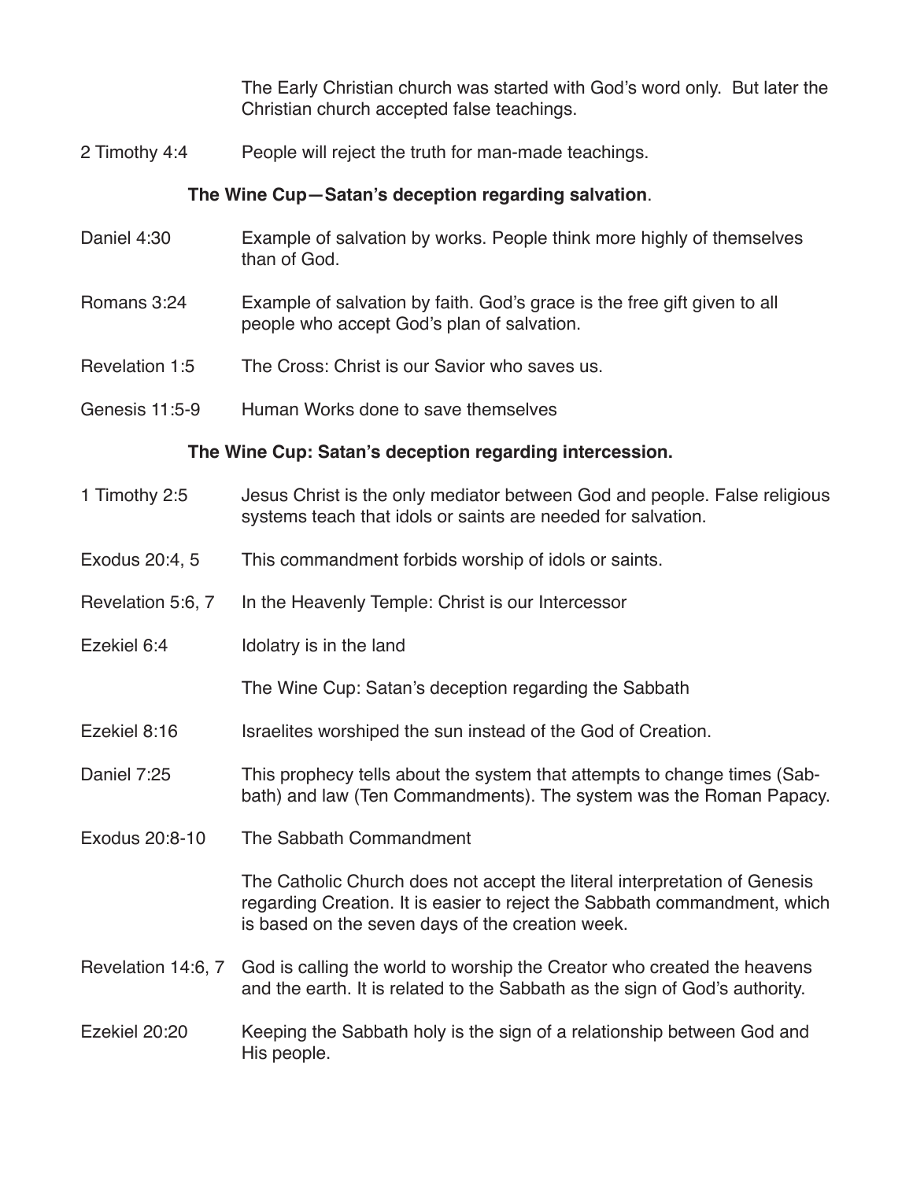The Early Christian church was started with God's word only. But later the Christian church accepted false teachings.

2 Timothy 4:4 — People will reject the truth for man-made teachings.

**The Wine Cup—Satan's deception regarding salvation**.

Daniel 4:30 — Example of salvation by works. People think more highly of themselves than of God.

Romans 3:24 — Example of salvation by faith. God's grace is the free gift given to all people who accept God's plan of salvation.

Revelation 1:5 — The Cross: Christ is our Savior who saves us.

Genesis 11:5-9 — Human Works done to save themselves

**The Wine Cup: Satan's deception regarding intercession.**

1 Timothy 2:5 — Jesus Christ is the only mediator between God and people. False religious systems teach that idols or saints are needed for salvation.

Exodus 20:4, 5 — This commandment forbids worship of idols or saints.

Revelation 5:6, 7 — In the Heavenly Temple: Christ is our Intercessor

Ezekiel 6:4 — Idolatry is in the land

The Wine Cup: Satan's deception regarding the Sabbath

Ezekiel 8:16 — Israelites worshiped the sun instead of the God of Creation.

Daniel 7:25 — This prophecy tells about the system that attempts to change times (Sabbath) and law (Ten Commandments). The system was the Roman Papacy.

Exodus 20:8-10 — The Sabbath Commandment

The Catholic Church does not accept the literal interpretation of Genesis regarding Creation. It is easier to reject the Sabbath commandment, which is based on the seven days of the creation week.

Revelation 14:6, 7 — God is calling the world to worship the Creator who created the heavens and the earth. It is related to the Sabbath as the sign of God's authority.

Ezekiel 20:20 — Keeping the Sabbath holy is the sign of a relationship between God and His people.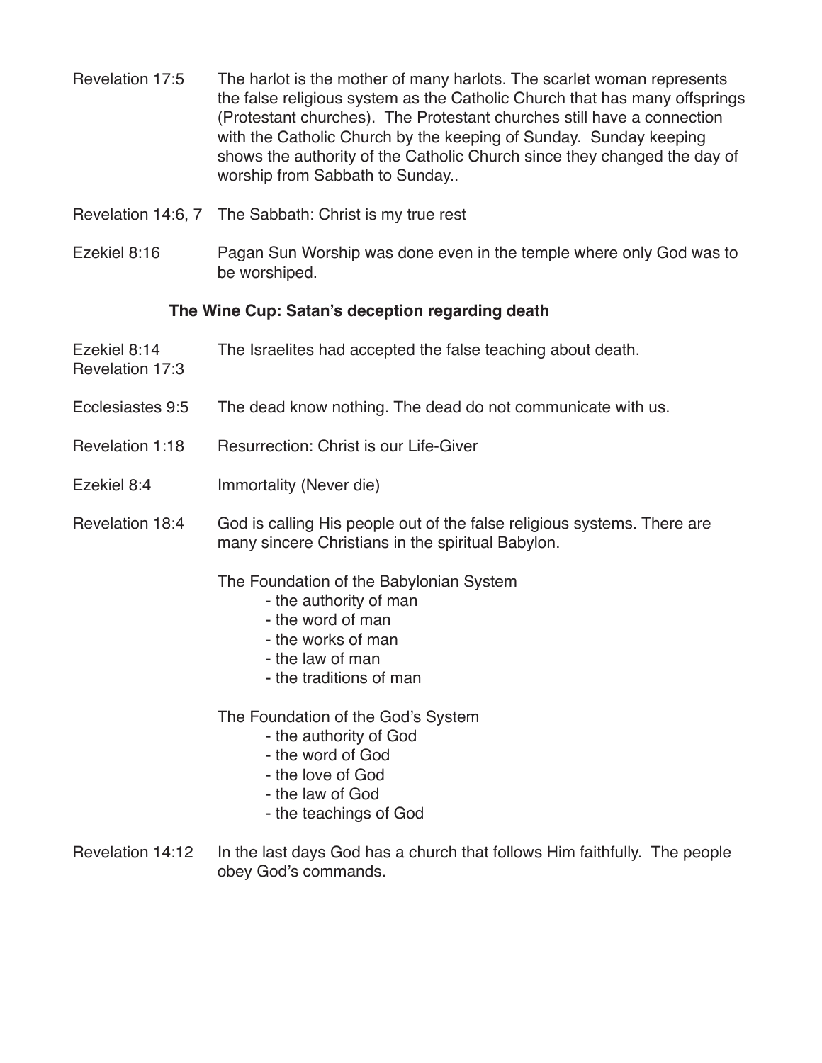Revelation 17:5 The harlot is the mother of many harlots. The scarlet woman represents the false religious system as the Catholic Church that has many offsprings (Protestant churches). The Protestant churches still have a connection with the Catholic Church by the keeping of Sunday. Sunday keeping shows the authority of the Catholic Church since they changed the day of worship from Sabbath to Sunday..

Revelation 14:6, 7 The Sabbath: Christ is my true rest

Ezekiel 8:16 Pagan Sun Worship was done even in the temple where only God was to be worshiped.

**The Wine Cup: Satan's deception regarding death**

Ezekiel 8:14
Revelation 17:3 The Israelites had accepted the false teaching about death.

Ecclesiastes 9:5 The dead know nothing. The dead do not communicate with us.

Revelation 1:18 Resurrection: Christ is our Life-Giver

Ezekiel 8:4 Immortality (Never die)

Revelation 18:4 God is calling His people out of the false religious systems. There are many sincere Christians in the spiritual Babylon.

The Foundation of the Babylonian System
- the authority of man
- the word of man
- the works of man
- the law of man
- the traditions of man

The Foundation of the God's System
- the authority of God
- the word of God
- the love of God
- the law of God
- the teachings of God

Revelation 14:12 In the last days God has a church that follows Him faithfully. The people obey God's commands.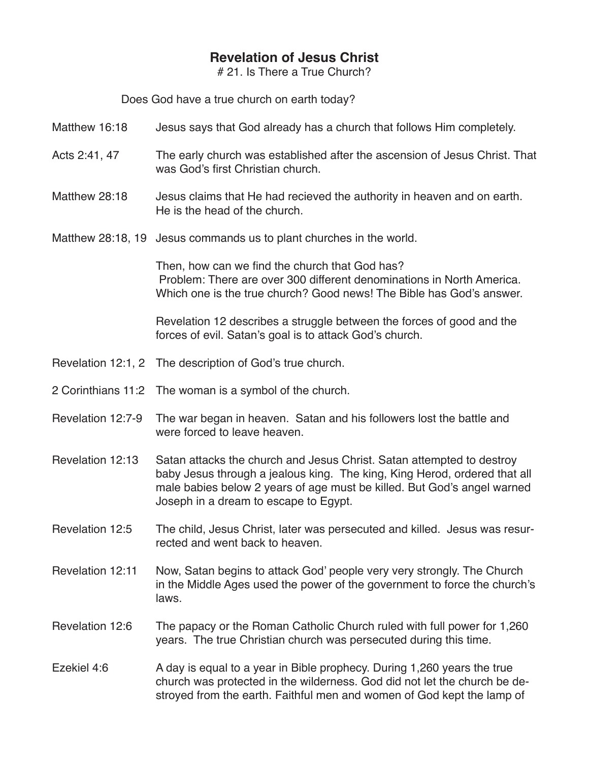# Revelation of Jesus Christ

\# 21. Is There a True Church?

Does God have a true church on earth today?

| | |
|---|---|
| Matthew 16:18 | Jesus says that God already has a church that follows Him completely. |
| Acts 2:41, 47 | The early church was established after the ascension of Jesus Christ. That was God's first Christian church. |
| Matthew 28:18 | Jesus claims that He had recieved the authority in heaven and on earth. He is the head of the church. |
| Matthew 28:18, 19 | Jesus commands us to plant churches in the world. |

Then, how can we find the church that God has?
Problem: There are over 300 different denominations in North America. Which one is the true church? Good news! The Bible has God's answer.

Revelation 12 describes a struggle between the forces of good and the forces of evil. Satan's goal is to attack God's church.

| | |
|---|---|
| Revelation 12:1, 2 | The description of God's true church. |
| 2 Corinthians 11:2 | The woman is a symbol of the church. |
| Revelation 12:7-9 | The war began in heaven. Satan and his followers lost the battle and were forced to leave heaven. |
| Revelation 12:13 | Satan attacks the church and Jesus Christ. Satan attempted to destroy baby Jesus through a jealous king. The king, King Herod, ordered that all male babies below 2 years of age must be killed. But God's angel warned Joseph in a dream to escape to Egypt. |
| Revelation 12:5 | The child, Jesus Christ, later was persecuted and killed. Jesus was resurrected and went back to heaven. |
| Revelation 12:11 | Now, Satan begins to attack God' people very very strongly. The Church in the Middle Ages used the power of the government to force the church's laws. |
| Revelation 12:6 | The papacy or the Roman Catholic Church ruled with full power for 1,260 years. The true Christian church was persecuted during this time. |
| Ezekiel 4:6 | A day is equal to a year in Bible prophecy. During 1,260 years the true church was protected in the wilderness. God did not let the church be destroyed from the earth. Faithful men and women of God kept the lamp of |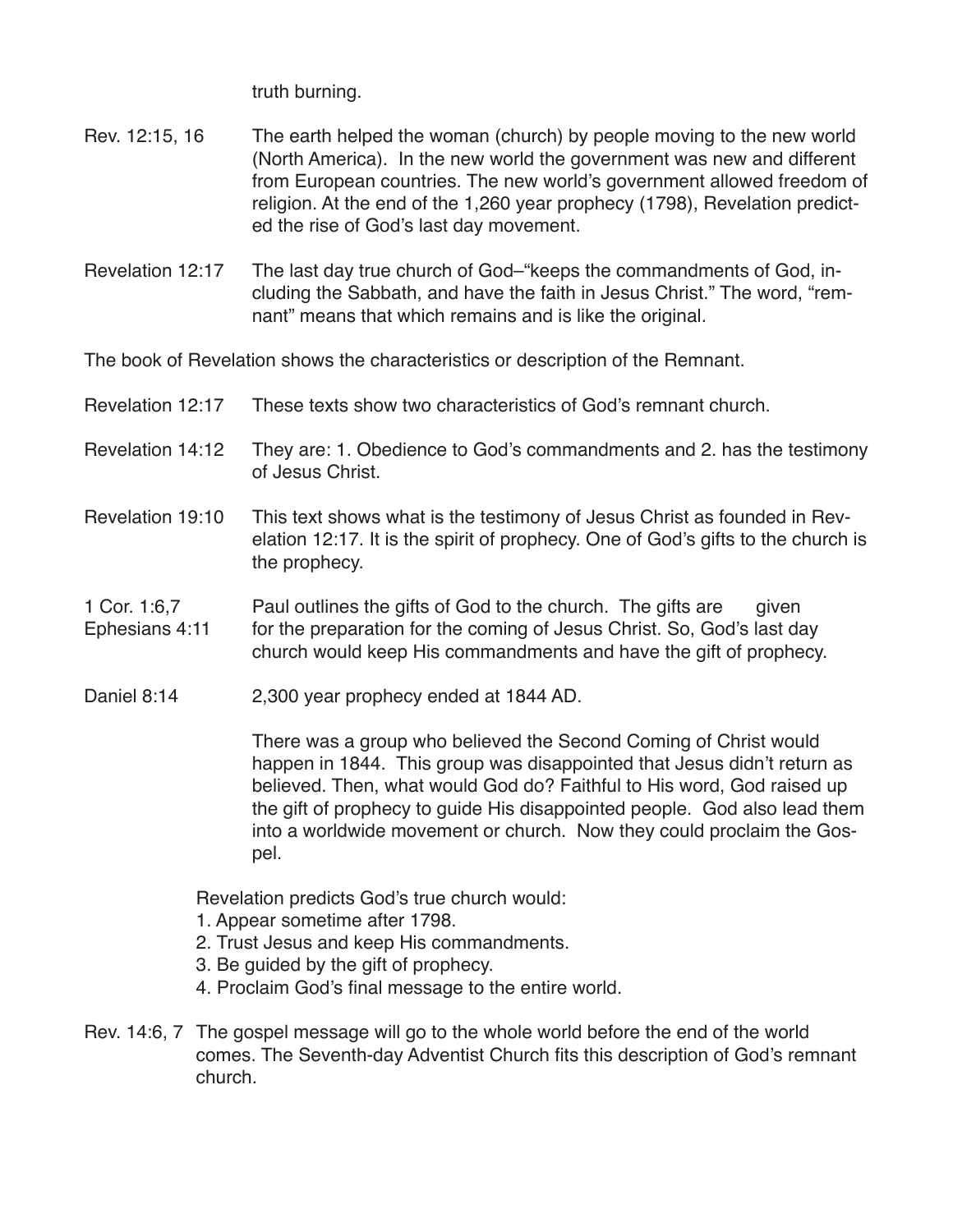truth burning.

Rev. 12:15, 16 The earth helped the woman (church) by people moving to the new world (North America). In the new world the government was new and different from European countries. The new world's government allowed freedom of religion. At the end of the 1,260 year prophecy (1798), Revelation predicted the rise of God's last day movement.

Revelation 12:17 The last day true church of God–"keeps the commandments of God, including the Sabbath, and have the faith in Jesus Christ." The word, "remnant" means that which remains and is like the original.

The book of Revelation shows the characteristics or description of the Remnant.

Revelation 12:17 These texts show two characteristics of God's remnant church.

Revelation 14:12 They are: 1. Obedience to God's commandments and 2. has the testimony of Jesus Christ.

Revelation 19:10 This text shows what is the testimony of Jesus Christ as founded in Revelation 12:17. It is the spirit of prophecy. One of God's gifts to the church is the prophecy.

1 Cor. 1:6,7
Ephesians 4:11 Paul outlines the gifts of God to the church. The gifts are given for the preparation for the coming of Jesus Christ. So, God's last day church would keep His commandments and have the gift of prophecy.

Daniel 8:14 2,300 year prophecy ended at 1844 AD.

There was a group who believed the Second Coming of Christ would happen in 1844. This group was disappointed that Jesus didn't return as believed. Then, what would God do? Faithful to His word, God raised up the gift of prophecy to guide His disappointed people. God also lead them into a worldwide movement or church. Now they could proclaim the Gospel.

Revelation predicts God's true church would:
1. Appear sometime after 1798.
2. Trust Jesus and keep His commandments.
3. Be guided by the gift of prophecy.
4. Proclaim God's final message to the entire world.

Rev. 14:6, 7 The gospel message will go to the whole world before the end of the world comes. The Seventh-day Adventist Church fits this description of God's remnant church.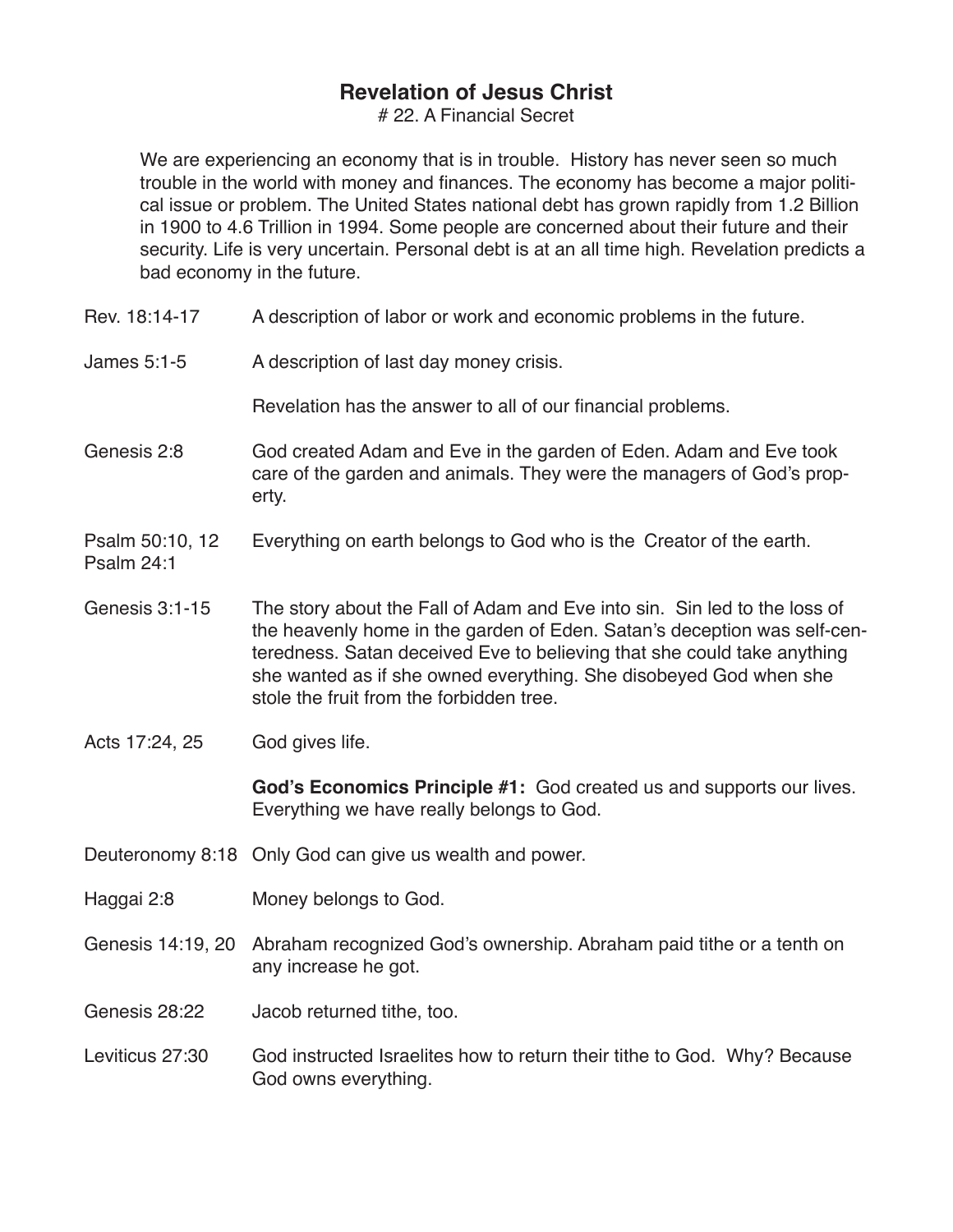# Revelation of Jesus Christ

# 22. A Financial Secret

We are experiencing an economy that is in trouble. History has never seen so much trouble in the world with money and finances. The economy has become a major political issue or problem. The United States national debt has grown rapidly from 1.2 Billion in 1900 to 4.6 Trillion in 1994. Some people are concerned about their future and their security. Life is very uncertain. Personal debt is at an all time high. Revelation predicts a bad economy in the future.

| | |
|---|---|
| Rev. 18:14-17 | A description of labor or work and economic problems in the future. |
| James 5:1-5 | A description of last day money crisis. |
| | Revelation has the answer to all of our financial problems. |
| Genesis 2:8 | God created Adam and Eve in the garden of Eden. Adam and Eve took care of the garden and animals. They were the managers of God's property. |
| Psalm 50:10, 12<br>Psalm 24:1 | Everything on earth belongs to God who is the Creator of the earth. |
| Genesis 3:1-15 | The story about the Fall of Adam and Eve into sin. Sin led to the loss of the heavenly home in the garden of Eden. Satan's deception was self-centeredness. Satan deceived Eve to believing that she could take anything she wanted as if she owned everything. She disobeyed God when she stole the fruit from the forbidden tree. |
| Acts 17:24, 25 | God gives life. |
| | **God's Economics Principle #1:** God created us and supports our lives. Everything we have really belongs to God. |
| Deuteronomy 8:18 | Only God can give us wealth and power. |
| Haggai 2:8 | Money belongs to God. |
| Genesis 14:19, 20 | Abraham recognized God's ownership. Abraham paid tithe or a tenth on any increase he got. |
| Genesis 28:22 | Jacob returned tithe, too. |
| Leviticus 27:30 | God instructed Israelites how to return their tithe to God. Why? Because God owns everything. |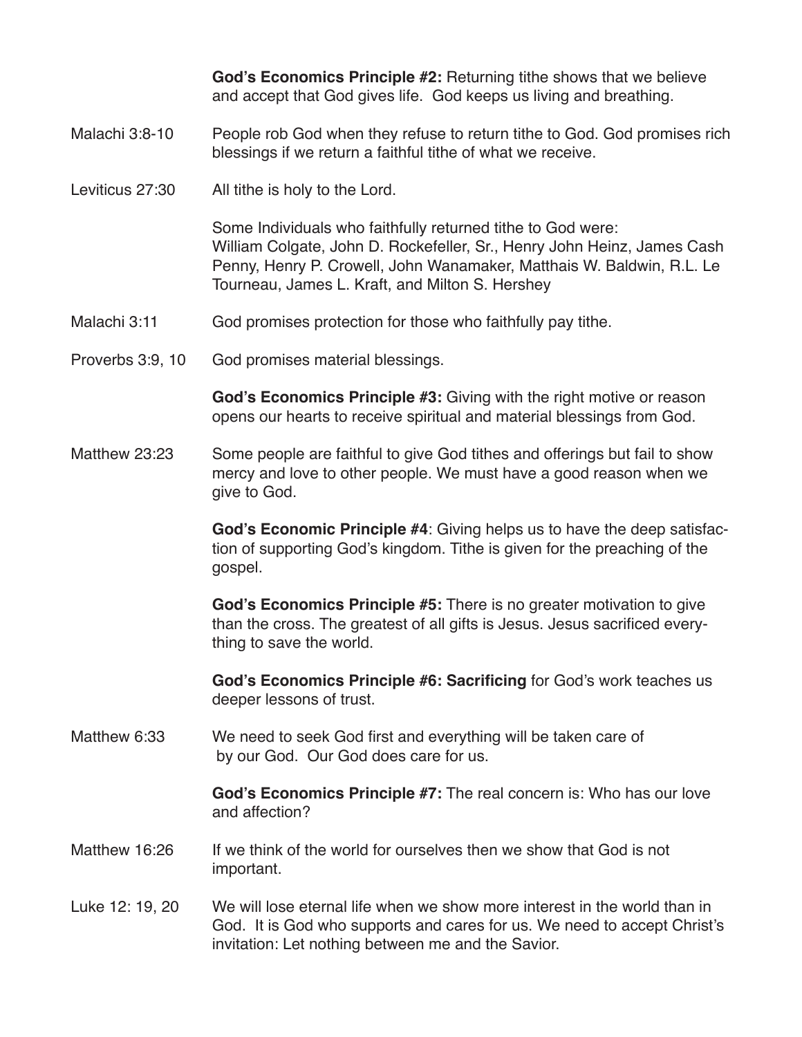**God's Economics Principle #2:** Returning tithe shows that we believe and accept that God gives life. God keeps us living and breathing.

Malachi 3:8-10 — People rob God when they refuse to return tithe to God. God promises rich blessings if we return a faithful tithe of what we receive.

Leviticus 27:30 — All tithe is holy to the Lord.

Some Individuals who faithfully returned tithe to God were: William Colgate, John D. Rockefeller, Sr., Henry John Heinz, James Cash Penny, Henry P. Crowell, John Wanamaker, Matthais W. Baldwin, R.L. Le Tourneau, James L. Kraft, and Milton S. Hershey

Malachi 3:11 — God promises protection for those who faithfully pay tithe.

Proverbs 3:9, 10 — God promises material blessings.

**God's Economics Principle #3:** Giving with the right motive or reason opens our hearts to receive spiritual and material blessings from God.

Matthew 23:23 — Some people are faithful to give God tithes and offerings but fail to show mercy and love to other people. We must have a good reason when we give to God.

**God's Economic Principle #4**: Giving helps us to have the deep satisfaction of supporting God's kingdom. Tithe is given for the preaching of the gospel.

**God's Economics Principle #5:** There is no greater motivation to give than the cross. The greatest of all gifts is Jesus. Jesus sacrificed everything to save the world.

**God's Economics Principle #6: Sacrificing** for God's work teaches us deeper lessons of trust.

Matthew 6:33 — We need to seek God first and everything will be taken care of by our God. Our God does care for us.

**God's Economics Principle #7:** The real concern is: Who has our love and affection?

Matthew 16:26 — If we think of the world for ourselves then we show that God is not important.

Luke 12: 19, 20 — We will lose eternal life when we show more interest in the world than in God. It is God who supports and cares for us. We need to accept Christ's invitation: Let nothing between me and the Savior.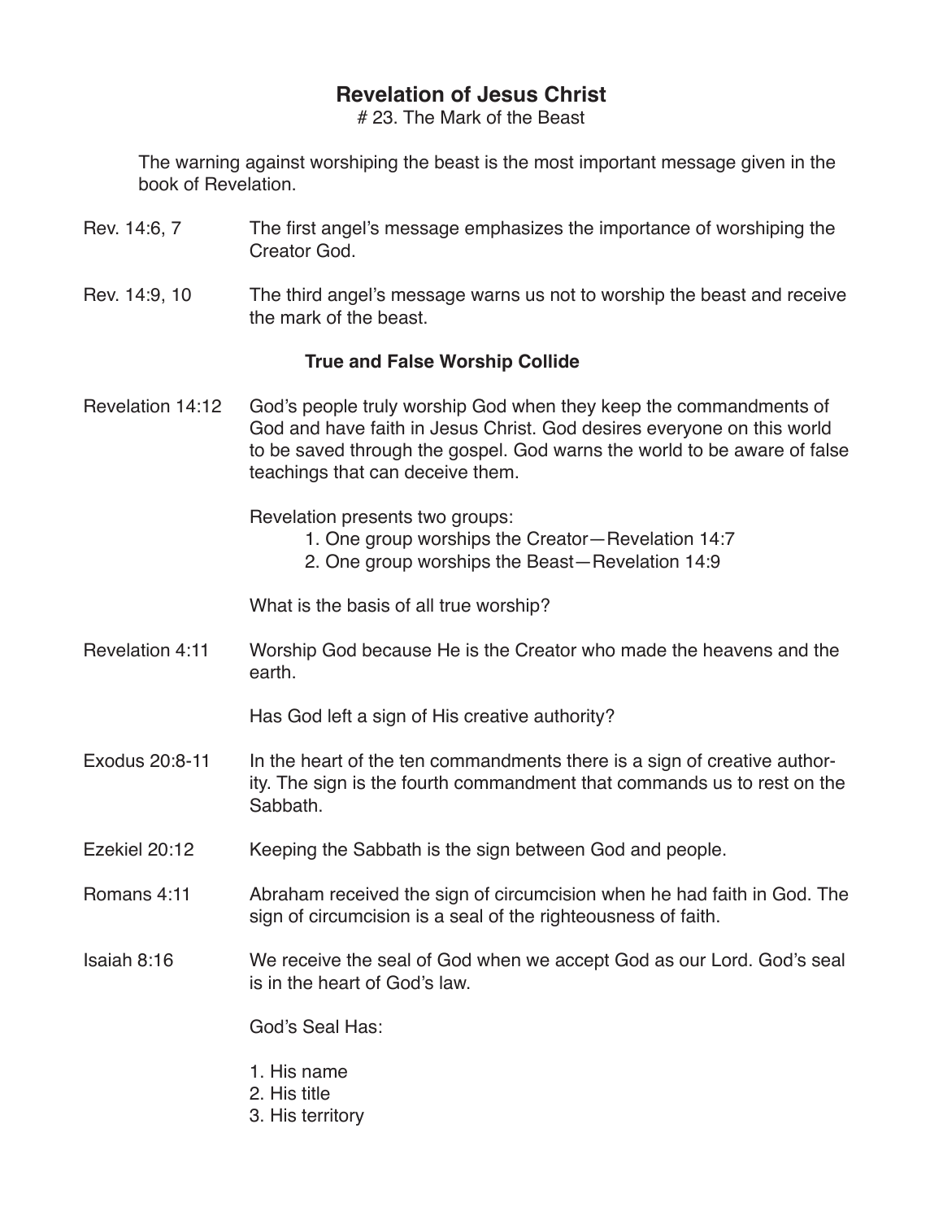# Revelation of Jesus Christ

# 23. The Mark of the Beast

The warning against worshiping the beast is the most important message given in the book of Revelation.

**Rev. 14:6, 7** — The first angel's message emphasizes the importance of worshiping the Creator God.

**Rev. 14:9, 10** — The third angel's message warns us not to worship the beast and receive the mark of the beast.

## True and False Worship Collide

**Revelation 14:12** — God's people truly worship God when they keep the commandments of God and have faith in Jesus Christ. God desires everyone on this world to be saved through the gospel. God warns the world to be aware of false teachings that can deceive them.

Revelation presents two groups:

1. One group worships the Creator—Revelation 14:7
2. One group worships the Beast—Revelation 14:9

What is the basis of all true worship?

**Revelation 4:11** — Worship God because He is the Creator who made the heavens and the earth.

Has God left a sign of His creative authority?

**Exodus 20:8-11** — In the heart of the ten commandments there is a sign of creative authority. The sign is the fourth commandment that commands us to rest on the Sabbath.

**Ezekiel 20:12** — Keeping the Sabbath is the sign between God and people.

**Romans 4:11** — Abraham received the sign of circumcision when he had faith in God. The sign of circumcision is a seal of the righteousness of faith.

**Isaiah 8:16** — We receive the seal of God when we accept God as our Lord. God's seal is in the heart of God's law.

God's Seal Has:

1. His name
2. His title
3. His territory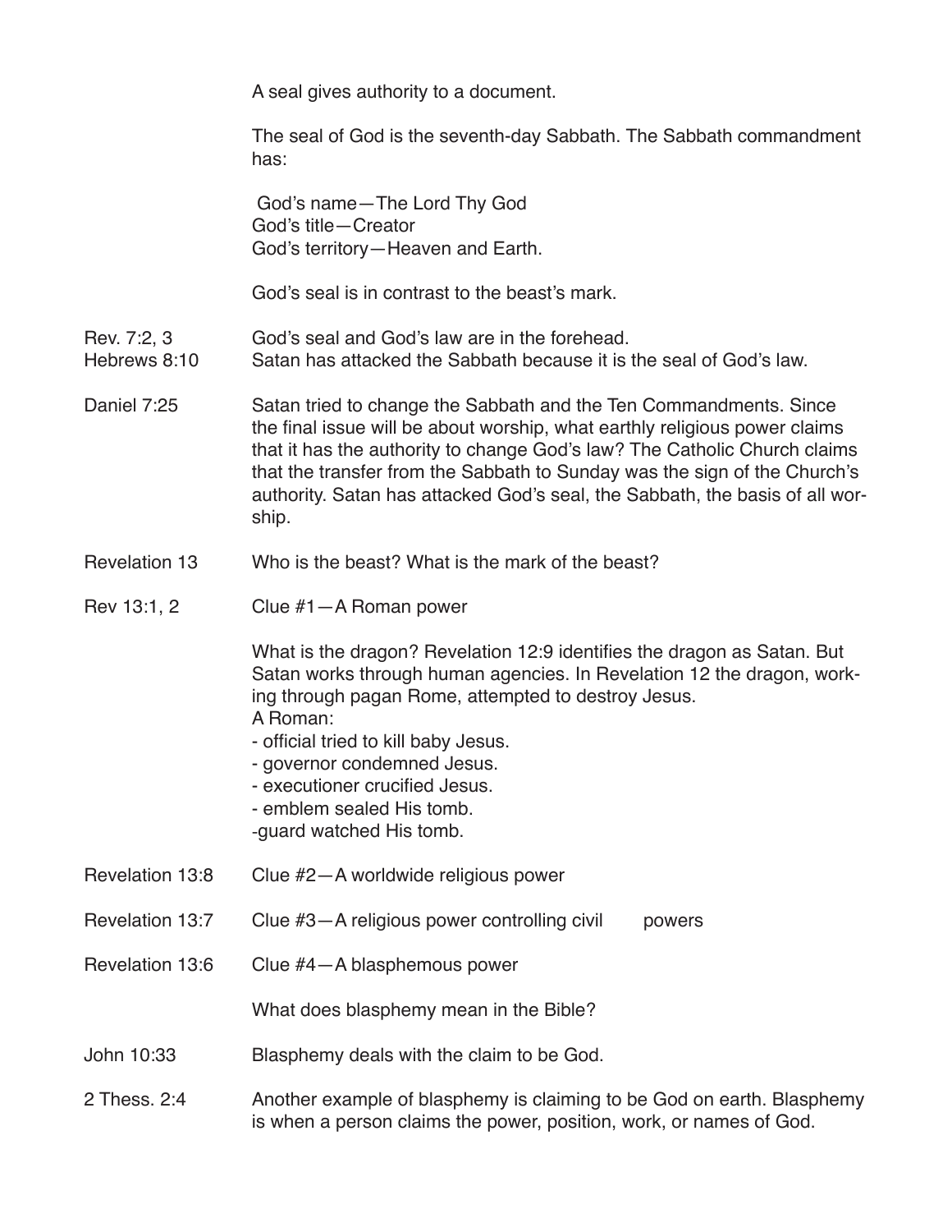A seal gives authority to a document.

The seal of God is the seventh-day Sabbath. The Sabbath commandment has:

God's name—The Lord Thy God
God's title—Creator
God's territory—Heaven and Earth.

God's seal is in contrast to the beast's mark.

| | |
|---|---|
| Rev. 7:2, 3<br>Hebrews 8:10 | God's seal and God's law are in the forehead.<br>Satan has attacked the Sabbath because it is the seal of God's law. |
| Daniel 7:25 | Satan tried to change the Sabbath and the Ten Commandments. Since the final issue will be about worship, what earthly religious power claims that it has the authority to change God's law? The Catholic Church claims that the transfer from the Sabbath to Sunday was the sign of the Church's authority. Satan has attacked God's seal, the Sabbath, the basis of all worship. |
| Revelation 13 | Who is the beast? What is the mark of the beast? |
| Rev 13:1, 2 | Clue #1—A Roman power |
| | What is the dragon? Revelation 12:9 identifies the dragon as Satan. But Satan works through human agencies. In Revelation 12 the dragon, working through pagan Rome, attempted to destroy Jesus.<br>A Roman:<br>- official tried to kill baby Jesus.<br>- governor condemned Jesus.<br>- executioner crucified Jesus.<br>- emblem sealed His tomb.<br>-guard watched His tomb. |
| Revelation 13:8 | Clue #2—A worldwide religious power |
| Revelation 13:7 | Clue #3—A religious power controlling civil powers |
| Revelation 13:6 | Clue #4—A blasphemous power |
| | What does blasphemy mean in the Bible? |
| John 10:33 | Blasphemy deals with the claim to be God. |
| 2 Thess. 2:4 | Another example of blasphemy is claiming to be God on earth. Blasphemy is when a person claims the power, position, work, or names of God. |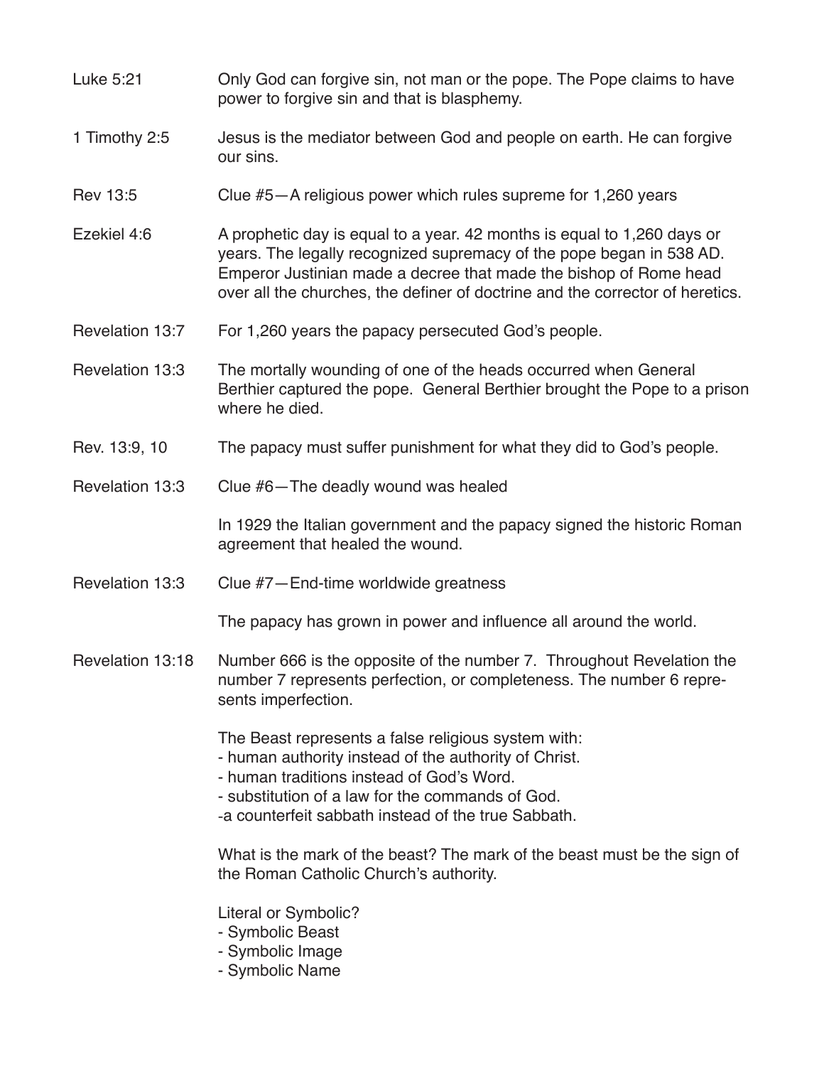| | |
|---|---|
| Luke 5:21 | Only God can forgive sin, not man or the pope. The Pope claims to have power to forgive sin and that is blasphemy. |
| 1 Timothy 2:5 | Jesus is the mediator between God and people on earth. He can forgive our sins. |
| Rev 13:5 | Clue #5—A religious power which rules supreme for 1,260 years |
| Ezekiel 4:6 | A prophetic day is equal to a year. 42 months is equal to 1,260 days or years. The legally recognized supremacy of the pope began in 538 AD. Emperor Justinian made a decree that made the bishop of Rome head over all the churches, the definer of doctrine and the corrector of heretics. |
| Revelation 13:7 | For 1,260 years the papacy persecuted God's people. |
| Revelation 13:3 | The mortally wounding of one of the heads occurred when General Berthier captured the pope. General Berthier brought the Pope to a prison where he died. |
| Rev. 13:9, 10 | The papacy must suffer punishment for what they did to God's people. |
| Revelation 13:3 | Clue #6—The deadly wound was healed<br><br>In 1929 the Italian government and the papacy signed the historic Roman agreement that healed the wound. |
| Revelation 13:3 | Clue #7—End-time worldwide greatness<br><br>The papacy has grown in power and influence all around the world. |
| Revelation 13:18 | Number 666 is the opposite of the number 7. Throughout Revelation the number 7 represents perfection, or completeness. The number 6 represents imperfection.<br><br>The Beast represents a false religious system with:<br>- human authority instead of the authority of Christ.<br>- human traditions instead of God's Word.<br>- substitution of a law for the commands of God.<br>-a counterfeit sabbath instead of the true Sabbath.<br><br>What is the mark of the beast? The mark of the beast must be the sign of the Roman Catholic Church's authority.<br><br>Literal or Symbolic?<br>- Symbolic Beast<br>- Symbolic Image<br>- Symbolic Name |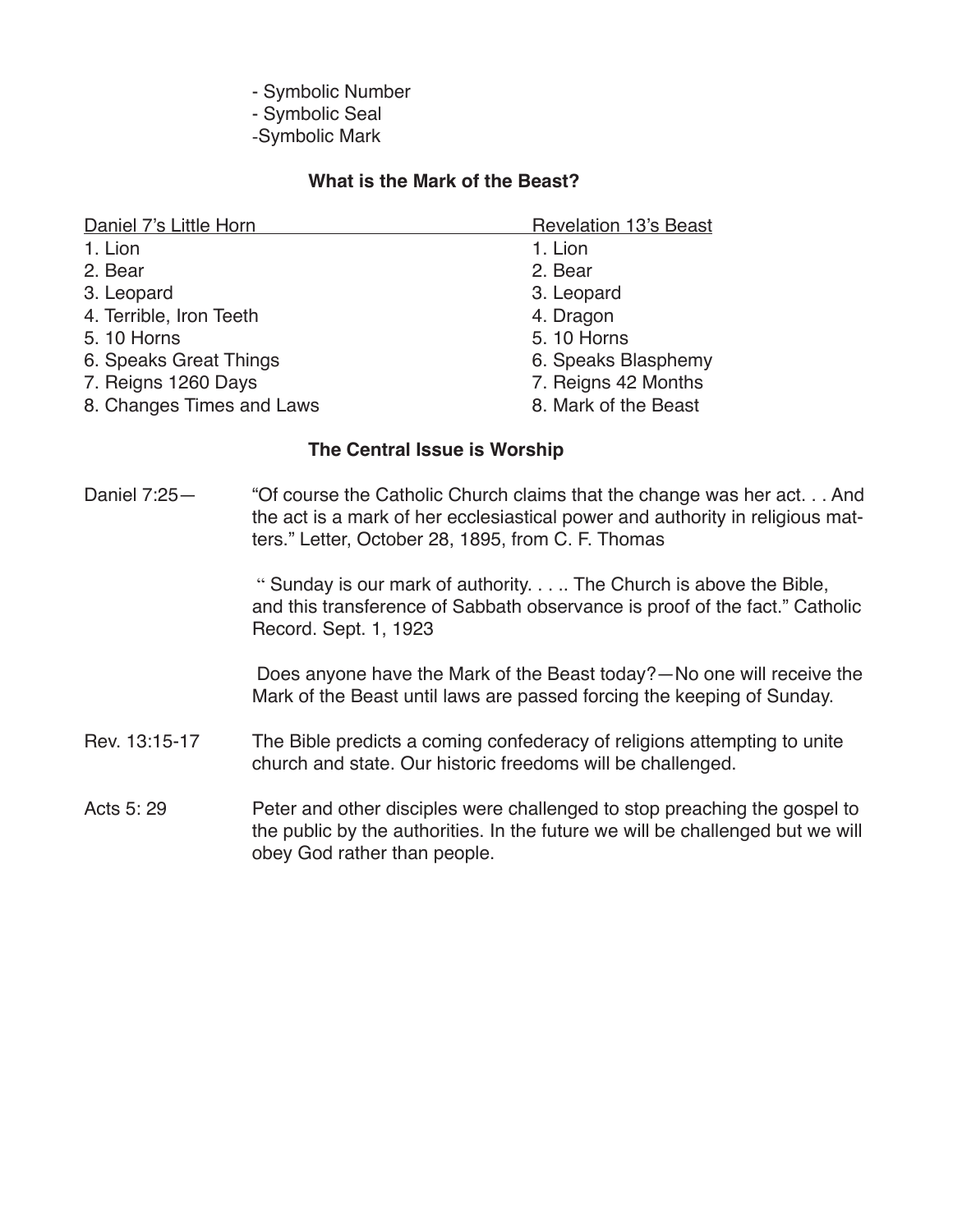- Symbolic Number
- Symbolic Seal
- Symbolic Mark

### What is the Mark of the Beast?

| Daniel 7's Little Horn | Revelation 13's Beast |
|---|---|
| 1. Lion | 1. Lion |
| 2. Bear | 2. Bear |
| 3. Leopard | 3. Leopard |
| 4. Terrible, Iron Teeth | 4. Dragon |
| 5. 10 Horns | 5. 10 Horns |
| 6. Speaks Great Things | 6. Speaks Blasphemy |
| 7. Reigns 1260 Days | 7. Reigns 42 Months |
| 8. Changes Times and Laws | 8. Mark of the Beast |

### The Central Issue is Worship

Daniel 7:25— "Of course the Catholic Church claims that the change was her act. . . And the act is a mark of her ecclesiastical power and authority in religious matters." Letter, October 28, 1895, from C. F. Thomas

" Sunday is our mark of authority. . . .. The Church is above the Bible, and this transference of Sabbath observance is proof of the fact." Catholic Record. Sept. 1, 1923

Does anyone have the Mark of the Beast today?—No one will receive the Mark of the Beast until laws are passed forcing the keeping of Sunday.

Rev. 13:15-17 The Bible predicts a coming confederacy of religions attempting to unite church and state. Our historic freedoms will be challenged.

Acts 5: 29 Peter and other disciples were challenged to stop preaching the gospel to the public by the authorities. In the future we will be challenged but we will obey God rather than people.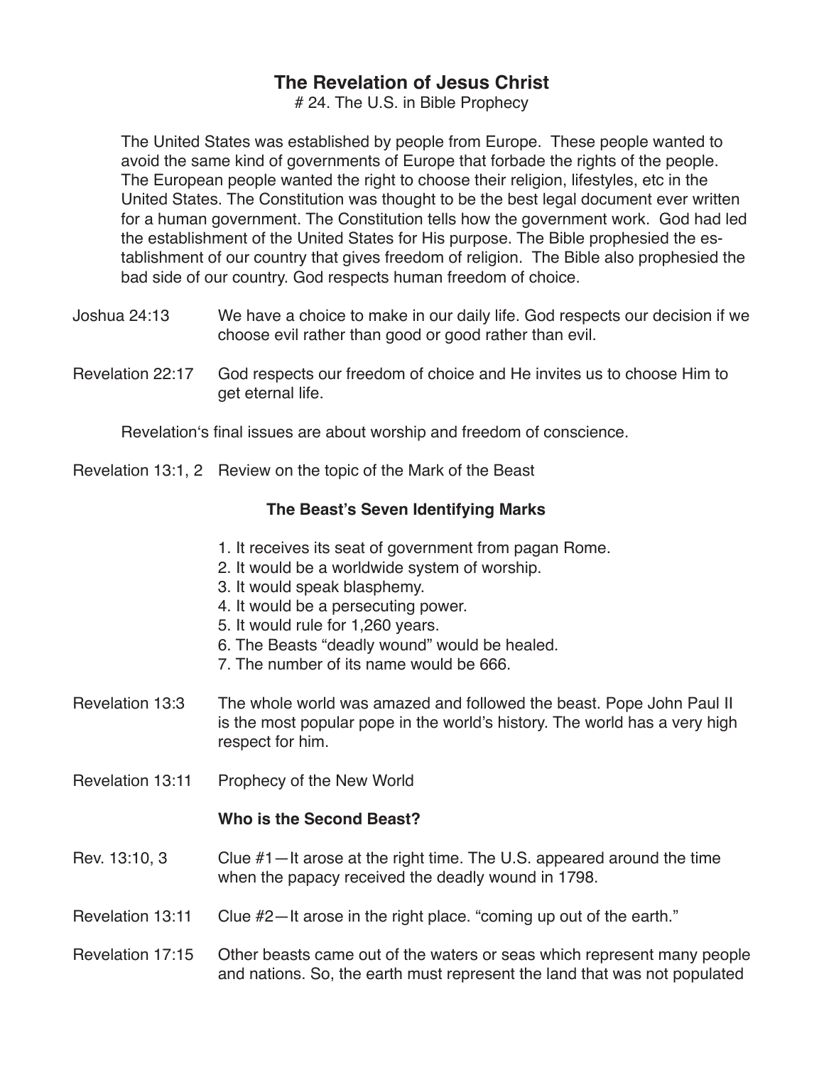# The Revelation of Jesus Christ

# 24. The U.S. in Bible Prophecy

The United States was established by people from Europe. These people wanted to avoid the same kind of governments of Europe that forbade the rights of the people. The European people wanted the right to choose their religion, lifestyles, etc in the United States. The Constitution was thought to be the best legal document ever written for a human government. The Constitution tells how the government work. God had led the establishment of the United States for His purpose. The Bible prophesied the establishment of our country that gives freedom of religion. The Bible also prophesied the bad side of our country. God respects human freedom of choice.

Joshua 24:13 — We have a choice to make in our daily life. God respects our decision if we choose evil rather than good or good rather than evil.

Revelation 22:17 — God respects our freedom of choice and He invites us to choose Him to get eternal life.

Revelation's final issues are about worship and freedom of conscience.

Revelation 13:1, 2 — Review on the topic of the Mark of the Beast

**The Beast's Seven Identifying Marks**

1. It receives its seat of government from pagan Rome.
2. It would be a worldwide system of worship.
3. It would speak blasphemy.
4. It would be a persecuting power.
5. It would rule for 1,260 years.
6. The Beasts "deadly wound" would be healed.
7. The number of its name would be 666.

Revelation 13:3 — The whole world was amazed and followed the beast. Pope John Paul II is the most popular pope in the world's history. The world has a very high respect for him.

Revelation 13:11 — Prophecy of the New World

**Who is the Second Beast?**

Rev. 13:10, 3 — Clue #1—It arose at the right time. The U.S. appeared around the time when the papacy received the deadly wound in 1798.

Revelation 13:11 — Clue #2—It arose in the right place. "coming up out of the earth."

Revelation 17:15 — Other beasts came out of the waters or seas which represent many people and nations. So, the earth must represent the land that was not populated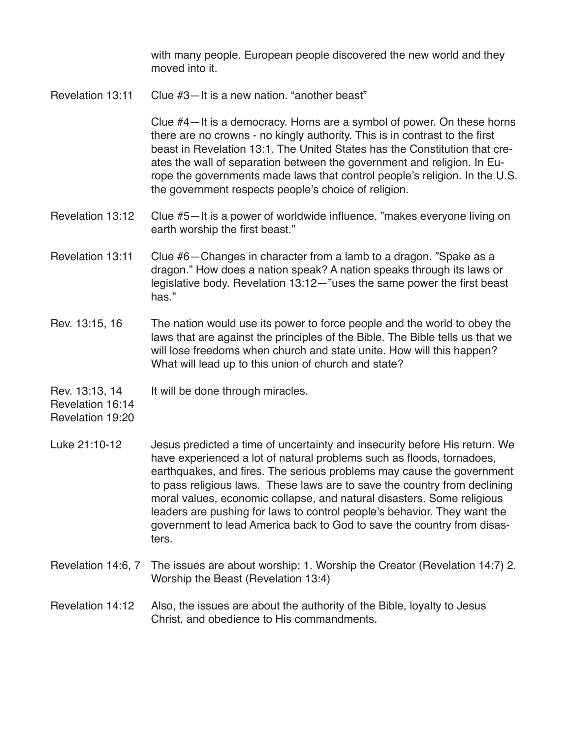with many people. European people discovered the new world and they moved into it.

| | |
|---|---|
| Revelation 13:11 | Clue #3—It is a new nation. “another beast” |
| | Clue #4—It is a democracy. Horns are a symbol of power. On these horns there are no crowns - no kingly authority. This is in contrast to the first beast in Revelation 13:1. The United States has the Constitution that creates the wall of separation between the government and religion. In Europe the governments made laws that control people’s religion. In the U.S. the government respects people’s choice of religion. |
| Revelation 13:12 | Clue #5—It is a power of worldwide influence. ”makes everyone living on earth worship the first beast.” |
| Revelation 13:11 | Clue #6—Changes in character from a lamb to a dragon. ”Spake as a dragon.” How does a nation speak? A nation speaks through its laws or legislative body. Revelation 13:12—”uses the same power the first beast has.” |
| Rev. 13:15, 16 | The nation would use its power to force people and the world to obey the laws that are against the principles of the Bible. The Bible tells us that we will lose freedoms when church and state unite. How will this happen? What will lead up to this union of church and state? |
| Rev. 13:13, 14<br>Revelation 16:14<br>Revelation 19:20 | It will be done through miracles. |
| Luke 21:10-12 | Jesus predicted a time of uncertainty and insecurity before His return. We have experienced a lot of natural problems such as floods, tornadoes, earthquakes, and fires. The serious problems may cause the government to pass religious laws. These laws are to save the country from declining moral values, economic collapse, and natural disasters. Some religious leaders are pushing for laws to control people’s behavior. They want the government to lead America back to God to save the country from disasters. |
| Revelation 14:6, 7 | The issues are about worship: 1. Worship the Creator (Revelation 14:7) 2. Worship the Beast (Revelation 13:4) |
| Revelation 14:12 | Also, the issues are about the authority of the Bible, loyalty to Jesus Christ, and obedience to His commandments. |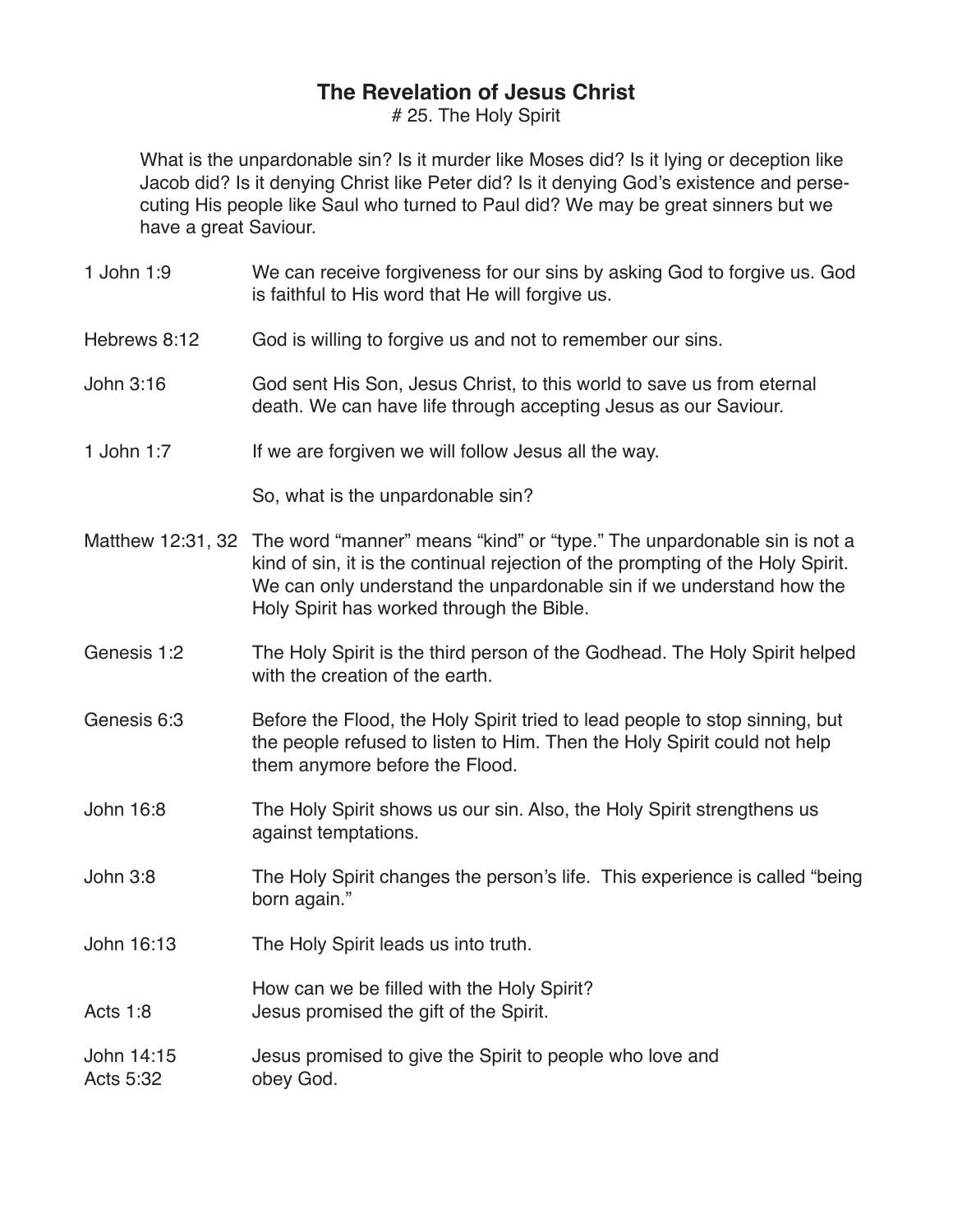# The Revelation of Jesus Christ

# 25. The Holy Spirit

What is the unpardonable sin? Is it murder like Moses did? Is it lying or deception like Jacob did? Is it denying Christ like Peter did? Is it denying God's existence and persecuting His people like Saul who turned to Paul did? We may be great sinners but we have a great Saviour.

| | |
|---|---|
| 1 John 1:9 | We can receive forgiveness for our sins by asking God to forgive us. God is faithful to His word that He will forgive us. |
| Hebrews 8:12 | God is willing to forgive us and not to remember our sins. |
| John 3:16 | God sent His Son, Jesus Christ, to this world to save us from eternal death. We can have life through accepting Jesus as our Saviour. |
| 1 John 1:7 | If we are forgiven we will follow Jesus all the way. |
| | So, what is the unpardonable sin? |
| Matthew 12:31, 32 | The word "manner" means "kind" or "type." The unpardonable sin is not a kind of sin, it is the continual rejection of the prompting of the Holy Spirit. We can only understand the unpardonable sin if we understand how the Holy Spirit has worked through the Bible. |
| Genesis 1:2 | The Holy Spirit is the third person of the Godhead. The Holy Spirit helped with the creation of the earth. |
| Genesis 6:3 | Before the Flood, the Holy Spirit tried to lead people to stop sinning, but the people refused to listen to Him. Then the Holy Spirit could not help them anymore before the Flood. |
| John 16:8 | The Holy Spirit shows us our sin. Also, the Holy Spirit strengthens us against temptations. |
| John 3:8 | The Holy Spirit changes the person's life. This experience is called "being born again." |
| John 16:13 | The Holy Spirit leads us into truth. |
| | How can we be filled with the Holy Spirit? |
| Acts 1:8 | Jesus promised the gift of the Spirit. |
| John 14:15<br>Acts 5:32 | Jesus promised to give the Spirit to people who love and obey God. |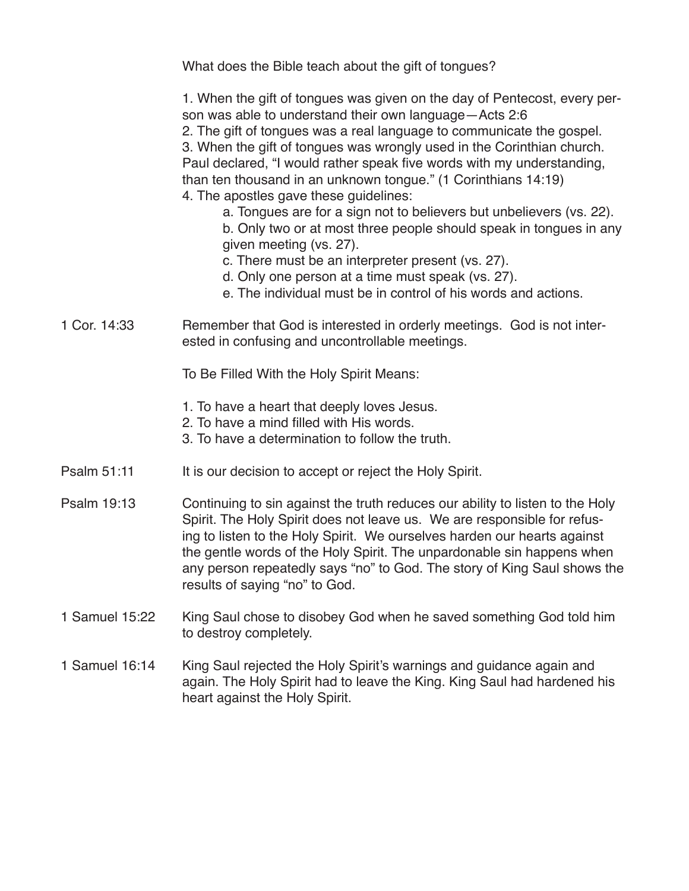What does the Bible teach about the gift of tongues?

1. When the gift of tongues was given on the day of Pentecost, every person was able to understand their own language—Acts 2:6
2. The gift of tongues was a real language to communicate the gospel.
3. When the gift of tongues was wrongly used in the Corinthian church. Paul declared, "I would rather speak five words with my understanding, than ten thousand in an unknown tongue." (1 Corinthians 14:19)
4. The apostles gave these guidelines:
    a. Tongues are for a sign not to believers but unbelievers (vs. 22).
    b. Only two or at most three people should speak in tongues in any given meeting (vs. 27).
    c. There must be an interpreter present (vs. 27).
    d. Only one person at a time must speak (vs. 27).
    e. The individual must be in control of his words and actions.

1 Cor. 14:33 — Remember that God is interested in orderly meetings. God is not interested in confusing and uncontrollable meetings.

To Be Filled With the Holy Spirit Means:

1. To have a heart that deeply loves Jesus.
2. To have a mind filled with His words.
3. To have a determination to follow the truth.

Psalm 51:11 — It is our decision to accept or reject the Holy Spirit.

Psalm 19:13 — Continuing to sin against the truth reduces our ability to listen to the Holy Spirit. The Holy Spirit does not leave us. We are responsible for refusing to listen to the Holy Spirit. We ourselves harden our hearts against the gentle words of the Holy Spirit. The unpardonable sin happens when any person repeatedly says "no" to God. The story of King Saul shows the results of saying "no" to God.

1 Samuel 15:22 — King Saul chose to disobey God when he saved something God told him to destroy completely.

1 Samuel 16:14 — King Saul rejected the Holy Spirit's warnings and guidance again and again. The Holy Spirit had to leave the King. King Saul had hardened his heart against the Holy Spirit.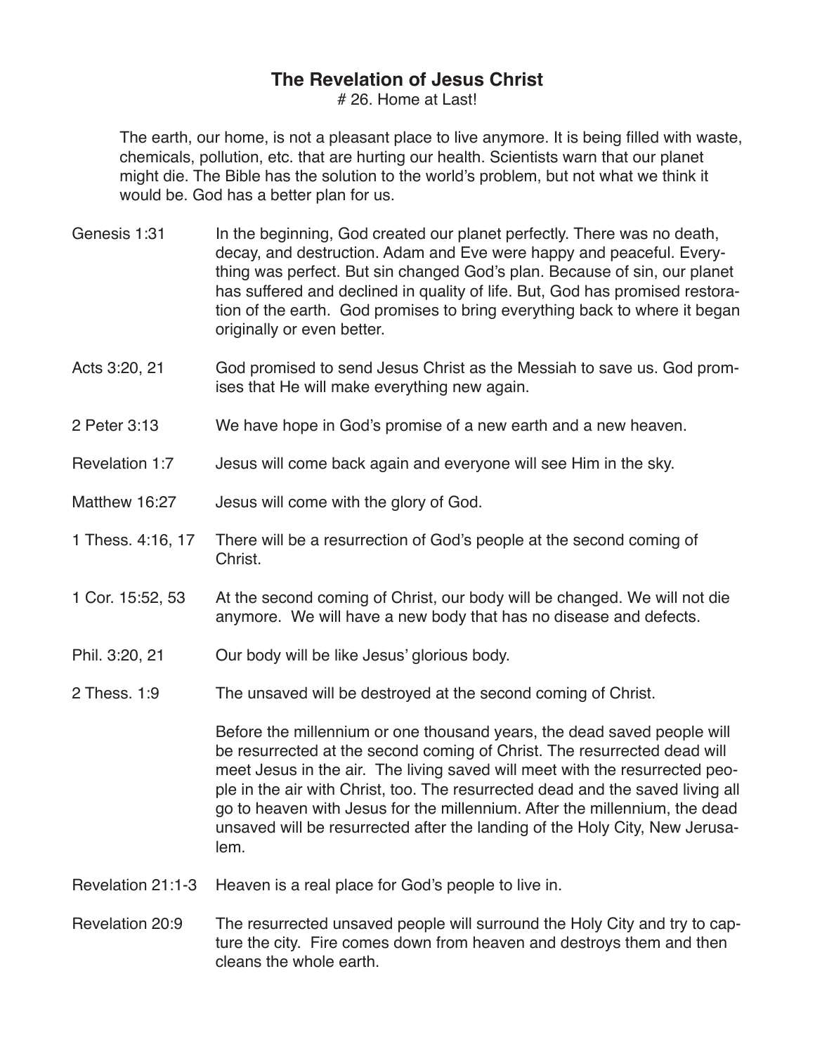# The Revelation of Jesus Christ

# 26. Home at Last!

The earth, our home, is not a pleasant place to live anymore. It is being filled with waste, chemicals, pollution, etc. that are hurting our health. Scientists warn that our planet might die. The Bible has the solution to the world's problem, but not what we think it would be. God has a better plan for us.

| | |
|---|---|
| Genesis 1:31 | In the beginning, God created our planet perfectly. There was no death, decay, and destruction. Adam and Eve were happy and peaceful. Everything was perfect. But sin changed God's plan. Because of sin, our planet has suffered and declined in quality of life. But, God has promised restoration of the earth. God promises to bring everything back to where it began originally or even better. |
| Acts 3:20, 21 | God promised to send Jesus Christ as the Messiah to save us. God promises that He will make everything new again. |
| 2 Peter 3:13 | We have hope in God's promise of a new earth and a new heaven. |
| Revelation 1:7 | Jesus will come back again and everyone will see Him in the sky. |
| Matthew 16:27 | Jesus will come with the glory of God. |
| 1 Thess. 4:16, 17 | There will be a resurrection of God's people at the second coming of Christ. |
| 1 Cor. 15:52, 53 | At the second coming of Christ, our body will be changed. We will not die anymore. We will have a new body that has no disease and defects. |
| Phil. 3:20, 21 | Our body will be like Jesus' glorious body. |
| 2 Thess. 1:9 | The unsaved will be destroyed at the second coming of Christ. |
| | Before the millennium or one thousand years, the dead saved people will be resurrected at the second coming of Christ. The resurrected dead will meet Jesus in the air. The living saved will meet with the resurrected people in the air with Christ, too. The resurrected dead and the saved living all go to heaven with Jesus for the millennium. After the millennium, the dead unsaved will be resurrected after the landing of the Holy City, New Jerusalem. |
| Revelation 21:1-3 | Heaven is a real place for God's people to live in. |
| Revelation 20:9 | The resurrected unsaved people will surround the Holy City and try to capture the city. Fire comes down from heaven and destroys them and then cleans the whole earth. |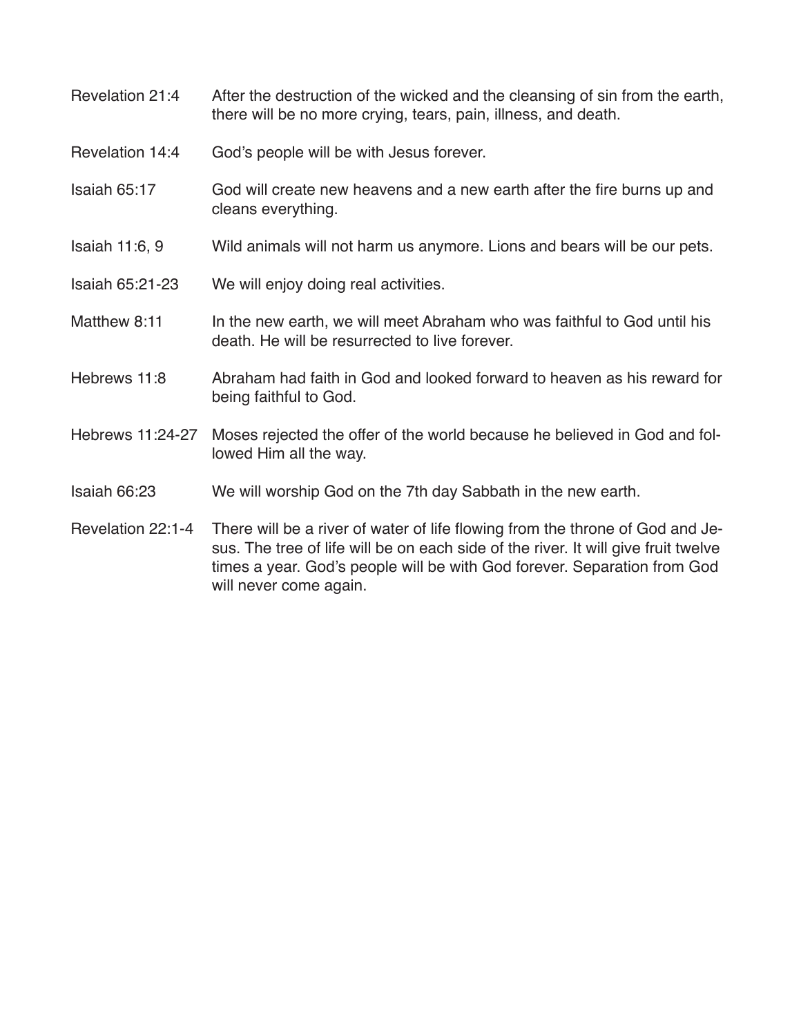| | |
|---|---|
| Revelation 21:4 | After the destruction of the wicked and the cleansing of sin from the earth, there will be no more crying, tears, pain, illness, and death. |
| Revelation 14:4 | God's people will be with Jesus forever. |
| Isaiah 65:17 | God will create new heavens and a new earth after the fire burns up and cleans everything. |
| Isaiah 11:6, 9 | Wild animals will not harm us anymore. Lions and bears will be our pets. |
| Isaiah 65:21-23 | We will enjoy doing real activities. |
| Matthew 8:11 | In the new earth, we will meet Abraham who was faithful to God until his death. He will be resurrected to live forever. |
| Hebrews 11:8 | Abraham had faith in God and looked forward to heaven as his reward for being faithful to God. |
| Hebrews 11:24-27 | Moses rejected the offer of the world because he believed in God and followed Him all the way. |
| Isaiah 66:23 | We will worship God on the 7th day Sabbath in the new earth. |
| Revelation 22:1-4 | There will be a river of water of life flowing from the throne of God and Jesus. The tree of life will be on each side of the river. It will give fruit twelve times a year. God's people will be with God forever. Separation from God will never come again. |